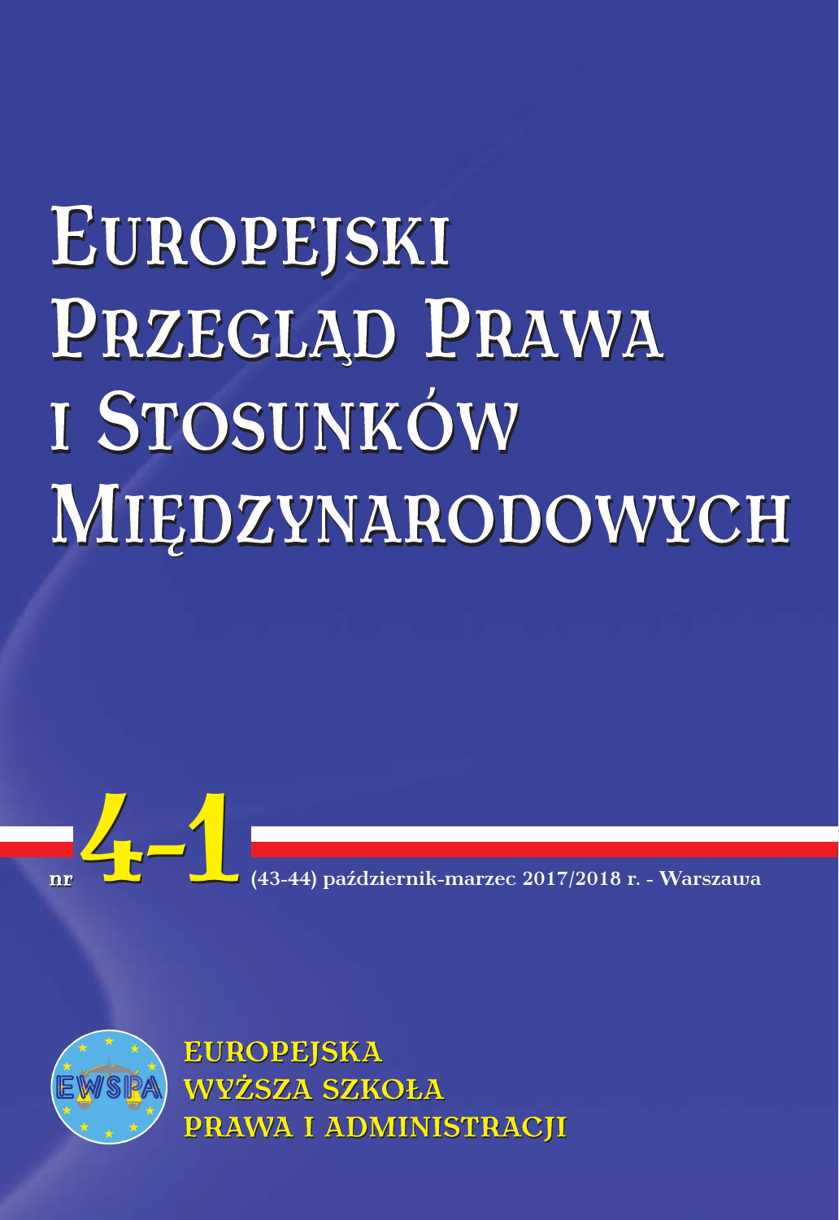# Europejski Przegląd Prawa i Stosunków Międzynarodowych

nr **4-1** (43-44) październik-marzec 2017/2018 r. - Warszawa

EWSPA

**EUROPEJSKA WYŻSZA SZKOŁA PRAWA I ADMINISTRACJI**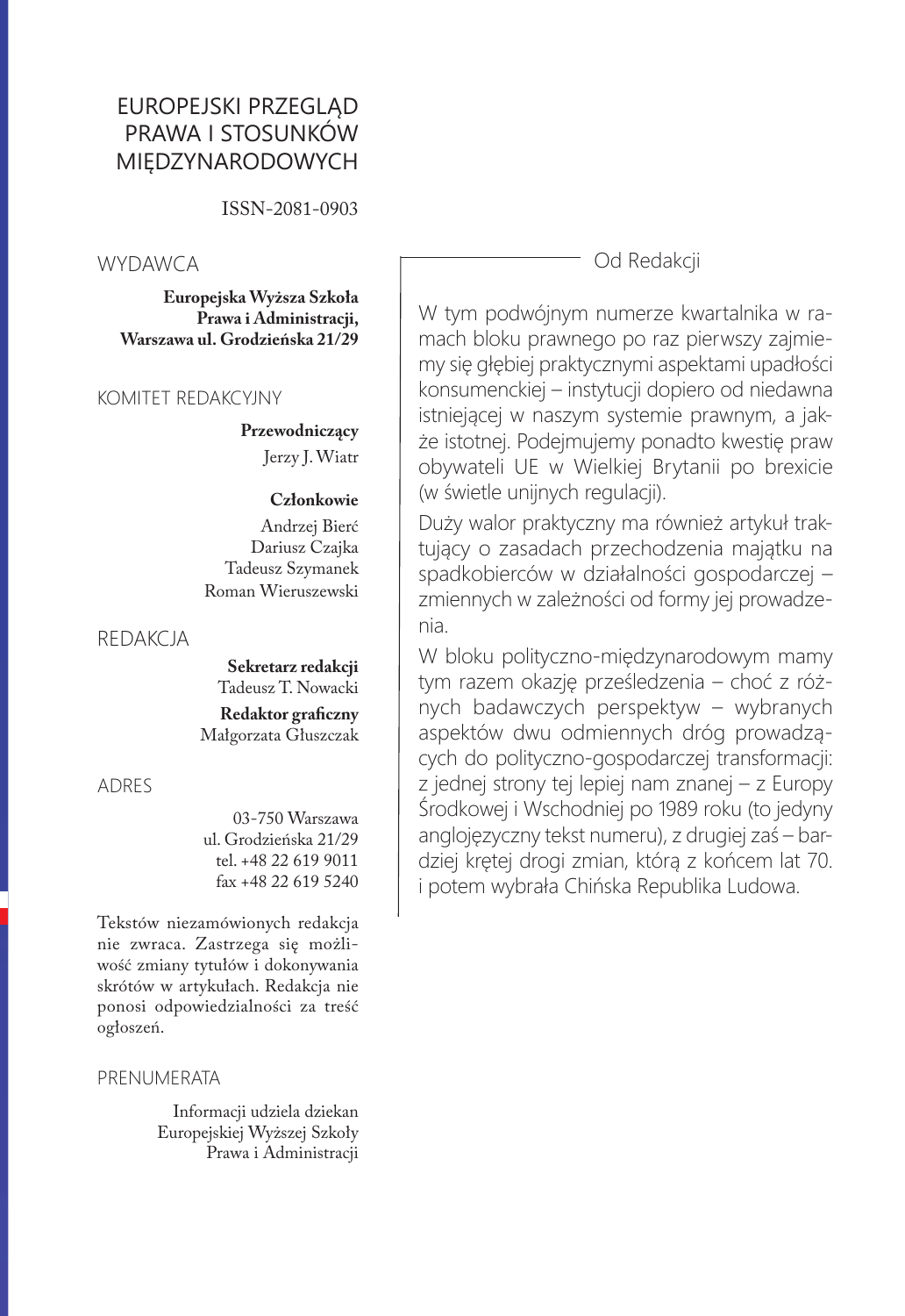# EUROPEJSKI PRZEGLĄD PRAWA I STOSUNKÓW MIĘDZYNARODOWYCH

ISSN-2081-0903

## WYDAWCA

**Europejska Wyższa Szkoła Prawa i Administracji, Warszawa ul. Grodzieńska 21/29**

## KOMITET REDAKCYJNY

**Przewodniczący**
Jerzy J. Wiatr

**Członkowie**
Andrzej Bierć
Dariusz Czajka
Tadeusz Szymanek
Roman Wieruszewski

## REDAKCJA

**Sekretarz redakcji**
Tadeusz T. Nowacki

**Redaktor graficzny**
Małgorzata Głuszczak

## ADRES

03-750 Warszawa
ul. Grodzieńska 21/29
tel. +48 22 619 9011
fax +48 22 619 5240

Tekstów niezamówionych redakcja nie zwraca. Zastrzega się możliwość zmiany tytułów i dokonywania skrótów w artykułach. Redakcja nie ponosi odpowiedzialności za treść ogłoszeń.

## PRENUMERATA

Informacji udziela dziekan Europejskiej Wyższej Szkoły Prawa i Administracji

## Od Redakcji

W tym podwójnym numerze kwartalnika w ramach bloku prawnego po raz pierwszy zajmiemy się głębiej praktycznymi aspektami upadłości konsumenckiej – instytucji dopiero od niedawna istniejącej w naszym systemie prawnym, a jakże istotnej. Podejmujemy ponadto kwestię praw obywateli UE w Wielkiej Brytanii po brexicie (w świetle unijnych regulacji).

Duży walor praktyczny ma również artykuł traktujący o zasadach przechodzenia majątku na spadkobierców w działalności gospodarczej – zmiennych w zależności od formy jej prowadzenia.

W bloku polityczno-międzynarodowym mamy tym razem okazję prześledzenia – choć z różnych badawczych perspektyw – wybranych aspektów dwu odmiennych dróg prowadzących do polityczno-gospodarczej transformacji: z jednej strony tej lepiej nam znanej – z Europy Środkowej i Wschodniej po 1989 roku (to jedyny anglojęzyczny tekst numeru), z drugiej zaś – bardziej krętej drogi zmian, którą z końcem lat 70. i potem wybrała Chińska Republika Ludowa.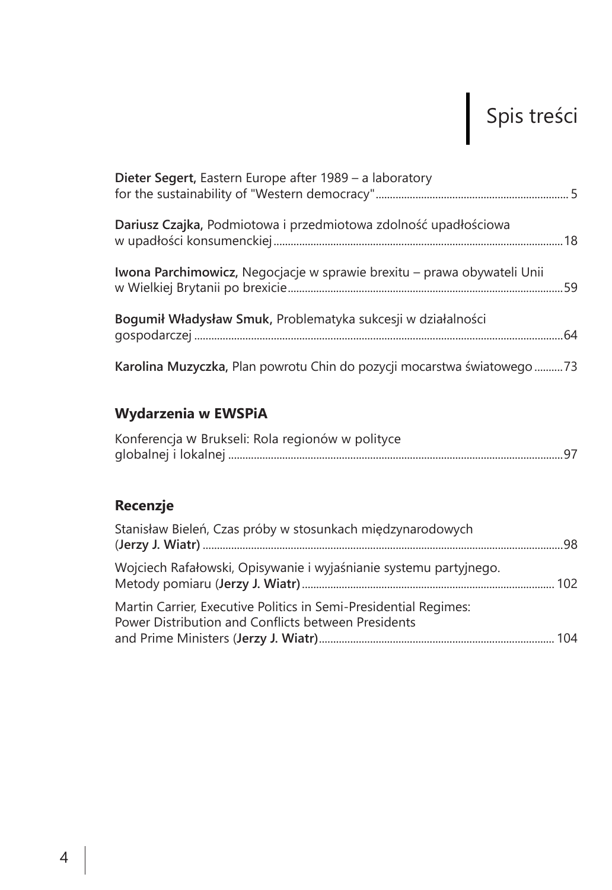# Spis treści

**Dieter Segert**, Eastern Europe after 1989 – a laboratory for the sustainability of "Western democracy" ... 5

**Dariusz Czajka,** Podmiotowa i przedmiotowa zdolność upadłościowa w upadłości konsumenckiej ... 18

**Iwona Parchimowicz,** Negocjacje w sprawie brexitu – prawa obywateli Unii w Wielkiej Brytanii po brexicie ... 59

**Bogumił Władysław Smuk**, Problematyka sukcesji w działalności gospodarczej ... 64

**Karolina Muzyczka,** Plan powrotu Chin do pozycji mocarstwa światowego ... 73

## Wydarzenia w EWSPiA

Konferencja w Brukseli: Rola regionów w polityce globalnej i lokalnej ... 97

## Recenzje

Stanisław Bieleń, Czas próby w stosunkach międzynarodowych (**Jerzy J. Wiatr**) ... 98

Wojciech Rafałowski, Opisywanie i wyjaśnianie systemu partyjnego. Metody pomiaru (**Jerzy J. Wiatr**) ... 102

Martin Carrier, Executive Politics in Semi-Presidential Regimes: Power Distribution and Conflicts between Presidents and Prime Ministers (**Jerzy J. Wiatr**) ... 104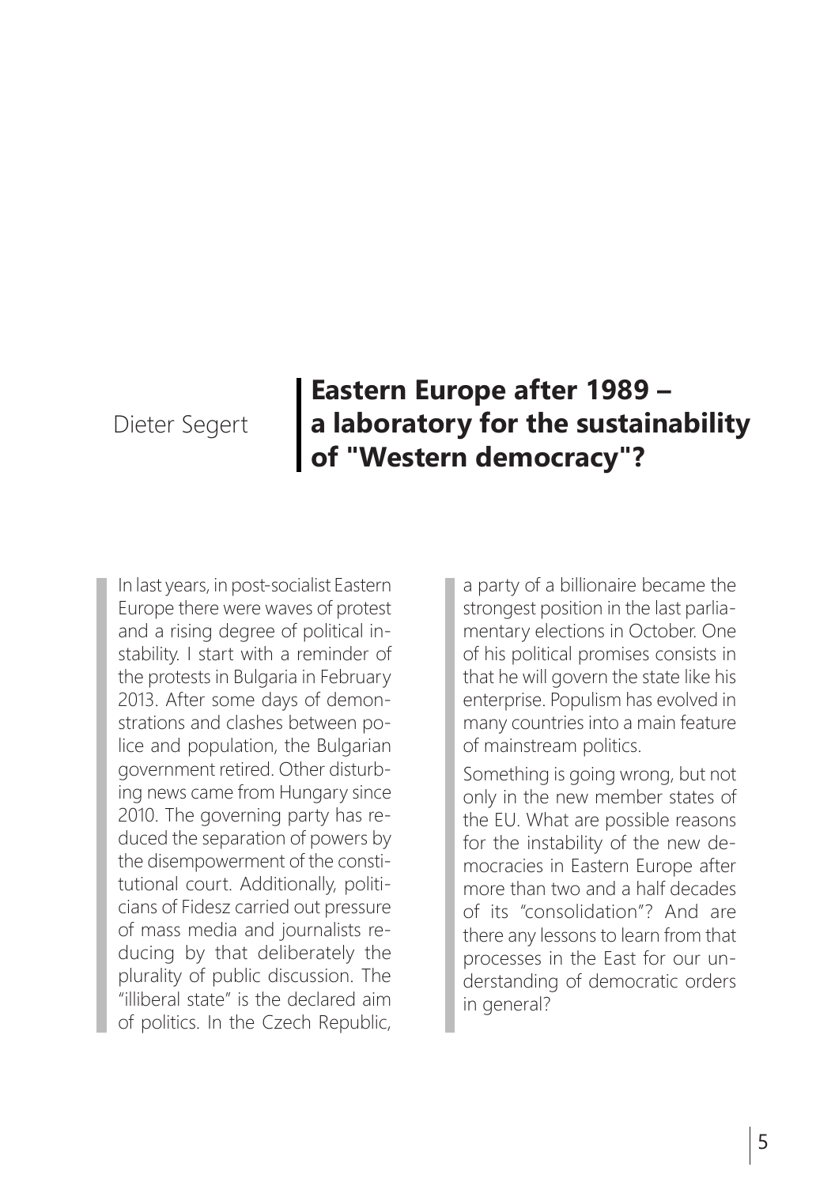Dieter Segert

# Eastern Europe after 1989 – a laboratory for the sustainability of "Western democracy"?

In last years, in post-socialist Eastern Europe there were waves of protest and a rising degree of political instability. I start with a reminder of the protests in Bulgaria in February 2013. After some days of demonstrations and clashes between police and population, the Bulgarian government retired. Other disturbing news came from Hungary since 2010. The governing party has reduced the separation of powers by the disempowerment of the constitutional court. Additionally, politicians of Fidesz carried out pressure of mass media and journalists reducing by that deliberately the plurality of public discussion. The "illiberal state" is the declared aim of politics. In the Czech Republic, a party of a billionaire became the strongest position in the last parliamentary elections in October. One of his political promises consists in that he will govern the state like his enterprise. Populism has evolved in many countries into a main feature of mainstream politics.

Something is going wrong, but not only in the new member states of the EU. What are possible reasons for the instability of the new democracies in Eastern Europe after more than two and a half decades of its "consolidation"? And are there any lessons to learn from that processes in the East for our understanding of democratic orders in general?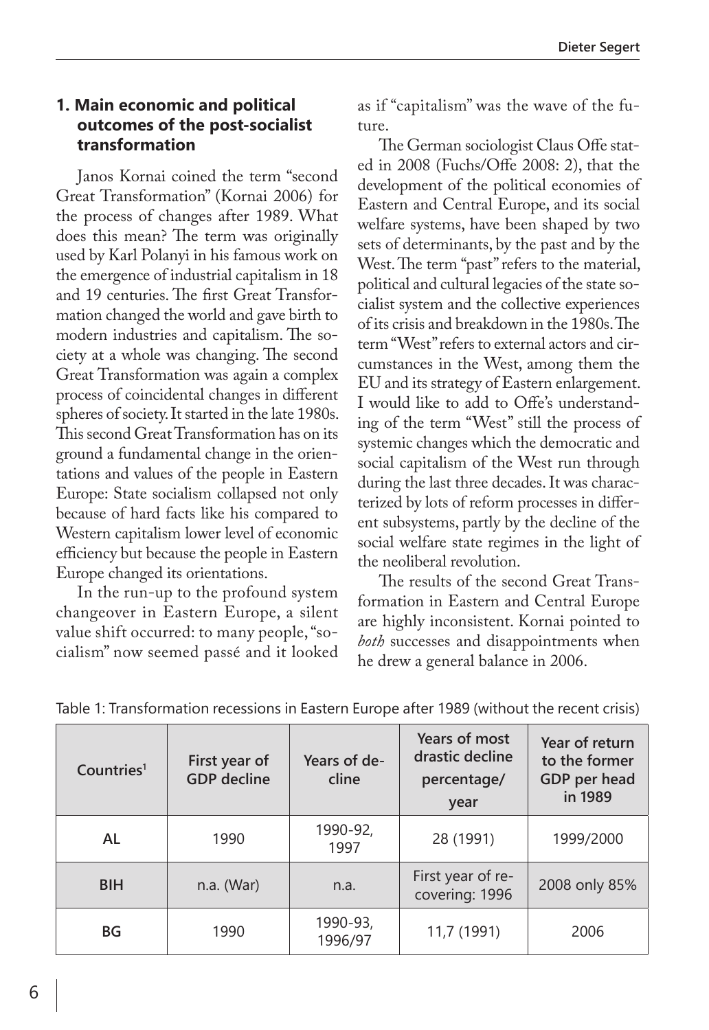## 1. Main economic and political outcomes of the post-socialist transformation

Janos Kornai coined the term "second Great Transformation" (Kornai 2006) for the process of changes after 1989. What does this mean? The term was originally used by Karl Polanyi in his famous work on the emergence of industrial capitalism in 18 and 19 centuries. The first Great Transformation changed the world and gave birth to modern industries and capitalism. The society at a whole was changing. The second Great Transformation was again a complex process of coincidental changes in different spheres of society. It started in the late 1980s. This second Great Transformation has on its ground a fundamental change in the orientations and values of the people in Eastern Europe: State socialism collapsed not only because of hard facts like his compared to Western capitalism lower level of economic efficiency but because the people in Eastern Europe changed its orientations.

In the run-up to the profound system changeover in Eastern Europe, a silent value shift occurred: to many people, "socialism" now seemed passé and it looked as if "capitalism" was the wave of the future.

The German sociologist Claus Offe stated in 2008 (Fuchs/Offe 2008: 2), that the development of the political economies of Eastern and Central Europe, and its social welfare systems, have been shaped by two sets of determinants, by the past and by the West. The term "past" refers to the material, political and cultural legacies of the state socialist system and the collective experiences of its crisis and breakdown in the 1980s. The term "West" refers to external actors and circumstances in the West, among them the EU and its strategy of Eastern enlargement. I would like to add to Offe's understanding of the term "West" still the process of systemic changes which the democratic and social capitalism of the West run through during the last three decades. It was characterized by lots of reform processes in different subsystems, partly by the decline of the social welfare state regimes in the light of the neoliberal revolution.

The results of the second Great Transformation in Eastern and Central Europe are highly inconsistent. Kornai pointed to *both* successes and disappointments when he drew a general balance in 2006.

Table 1: Transformation recessions in Eastern Europe after 1989 (without the recent crisis)

| Countries[1] | First year of GDP decline | Years of decline | Years of most drastic decline percentage/ year | Year of return to the former GDP per head in 1989 |
|---|---|---|---|---|
| **AL** | 1990 | 1990-92, 1997 | 28 (1991) | 1999/2000 |
| **BIH** | n.a. (War) | n.a. | First year of recovering: 1996 | 2008 only 85% |
| **BG** | 1990 | 1990-93, 1996/97 | 11,7 (1991) | 2006 |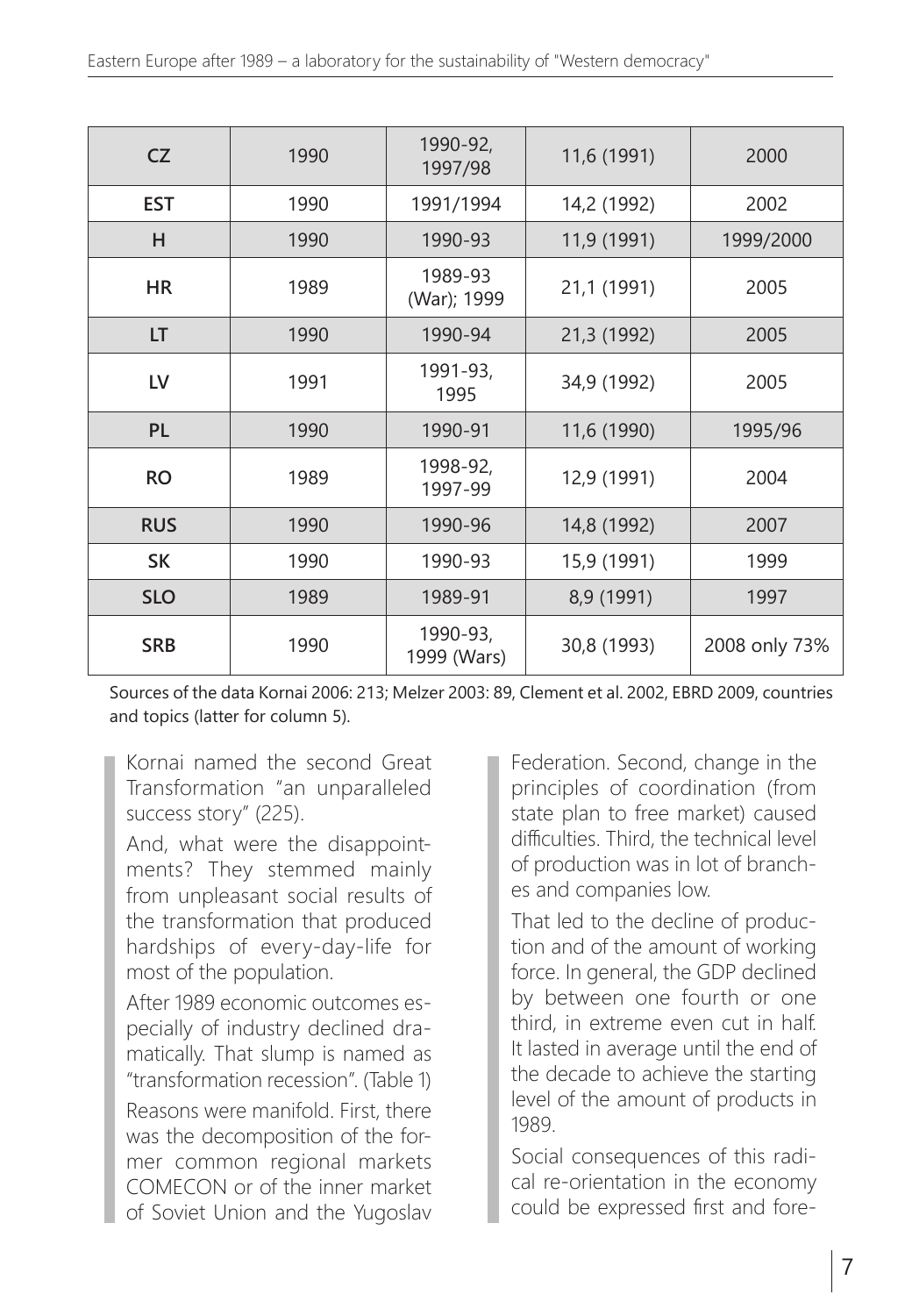| CZ | 1990 | 1990-92, 1997/98 | 11,6 (1991) | 2000 |
|---|---|---|---|---|
| EST | 1990 | 1991/1994 | 14,2 (1992) | 2002 |
| H | 1990 | 1990-93 | 11,9 (1991) | 1999/2000 |
| HR | 1989 | 1989-93 (War); 1999 | 21,1 (1991) | 2005 |
| LT | 1990 | 1990-94 | 21,3 (1992) | 2005 |
| LV | 1991 | 1991-93, 1995 | 34,9 (1992) | 2005 |
| PL | 1990 | 1990-91 | 11,6 (1990) | 1995/96 |
| RO | 1989 | 1998-92, 1997-99 | 12,9 (1991) | 2004 |
| RUS | 1990 | 1990-96 | 14,8 (1992) | 2007 |
| SK | 1990 | 1990-93 | 15,9 (1991) | 1999 |
| SLO | 1989 | 1989-91 | 8,9 (1991) | 1997 |
| SRB | 1990 | 1990-93, 1999 (Wars) | 30,8 (1993) | 2008 only 73% |

Sources of the data Kornai 2006: 213; Melzer 2003: 89, Clement et al. 2002, EBRD 2009, countries and topics (latter for column 5).

Kornai named the second Great Transformation "an unparalleled success story" (225).

And, what were the disappointments? They stemmed mainly from unpleasant social results of the transformation that produced hardships of every-day-life for most of the population.

After 1989 economic outcomes especially of industry declined dramatically. That slump is named as "transformation recession". (Table 1)

Reasons were manifold. First, there was the decomposition of the former common regional markets COMECON or of the inner market of Soviet Union and the Yugoslav Federation. Second, change in the principles of coordination (from state plan to free market) caused difficulties. Third, the technical level of production was in lot of branches and companies low.

That led to the decline of production and of the amount of working force. In general, the GDP declined by between one fourth or one third, in extreme even cut in half. It lasted in average until the end of the decade to achieve the starting level of the amount of products in 1989.

Social consequences of this radical re-orientation in the economy could be expressed first and fore-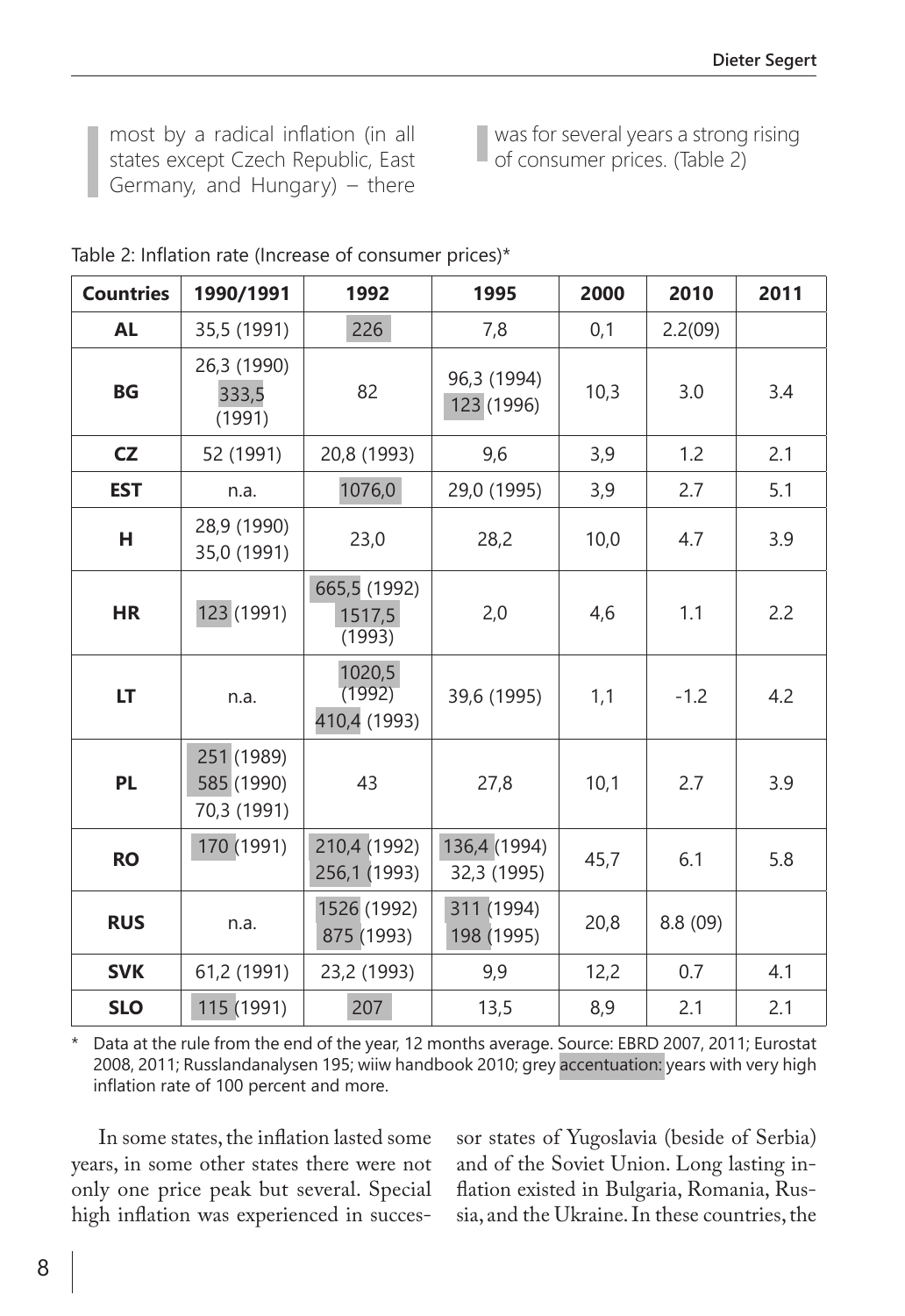most by a radical inflation (in all states except Czech Republic, East Germany, and Hungary) – there was for several years a strong rising of consumer prices. (Table 2)

Table 2: Inflation rate (Increase of consumer prices)*

| Countries | 1990/1991 | 1992 | 1995 | 2000 | 2010 | 2011 |
|---|---|---|---|---|---|---|
| **AL** | 35,5 (1991) | 226 | 7,8 | 0,1 | 2.2(09) | |
| **BG** | 26,3 (1990) 333,5 (1991) | 82 | 96,3 (1994) 123 (1996) | 10,3 | 3.0 | 3.4 |
| **CZ** | 52 (1991) | 20,8 (1993) | 9,6 | 3,9 | 1.2 | 2.1 |
| **EST** | n.a. | 1076,0 | 29,0 (1995) | 3,9 | 2.7 | 5.1 |
| **H** | 28,9 (1990) 35,0 (1991) | 23,0 | 28,2 | 10,0 | 4.7 | 3.9 |
| **HR** | 123 (1991) | 665,5 (1992) 1517,5 (1993) | 2,0 | 4,6 | 1.1 | 2.2 |
| **LT** | n.a. | 1020,5 (1992) 410,4 (1993) | 39,6 (1995) | 1,1 | -1.2 | 4.2 |
| **PL** | 251 (1989) 585 (1990) 70,3 (1991) | 43 | 27,8 | 10,1 | 2.7 | 3.9 |
| **RO** | 170 (1991) | 210,4 (1992) 256,1 (1993) | 136,4 (1994) 32,3 (1995) | 45,7 | 6.1 | 5.8 |
| **RUS** | n.a. | 1526 (1992) 875 (1993) | 311 (1994) 198 (1995) | 20,8 | 8.8 (09) | |
| **SVK** | 61,2 (1991) | 23,2 (1993) | 9,9 | 12,2 | 0.7 | 4.1 |
| **SLO** | 115 (1991) | 207 | 13,5 | 8,9 | 2.1 | 2.1 |

\* Data at the rule from the end of the year, 12 months average. Source: EBRD 2007, 2011; Eurostat 2008, 2011; Russlandanalysen 195; wiiw handbook 2010; grey accentuation: years with very high inflation rate of 100 percent and more.

In some states, the inflation lasted some years, in some other states there were not only one price peak but several. Special high inflation was experienced in successor states of Yugoslavia (beside of Serbia) and of the Soviet Union. Long lasting inflation existed in Bulgaria, Romania, Russia, and the Ukraine. In these countries, the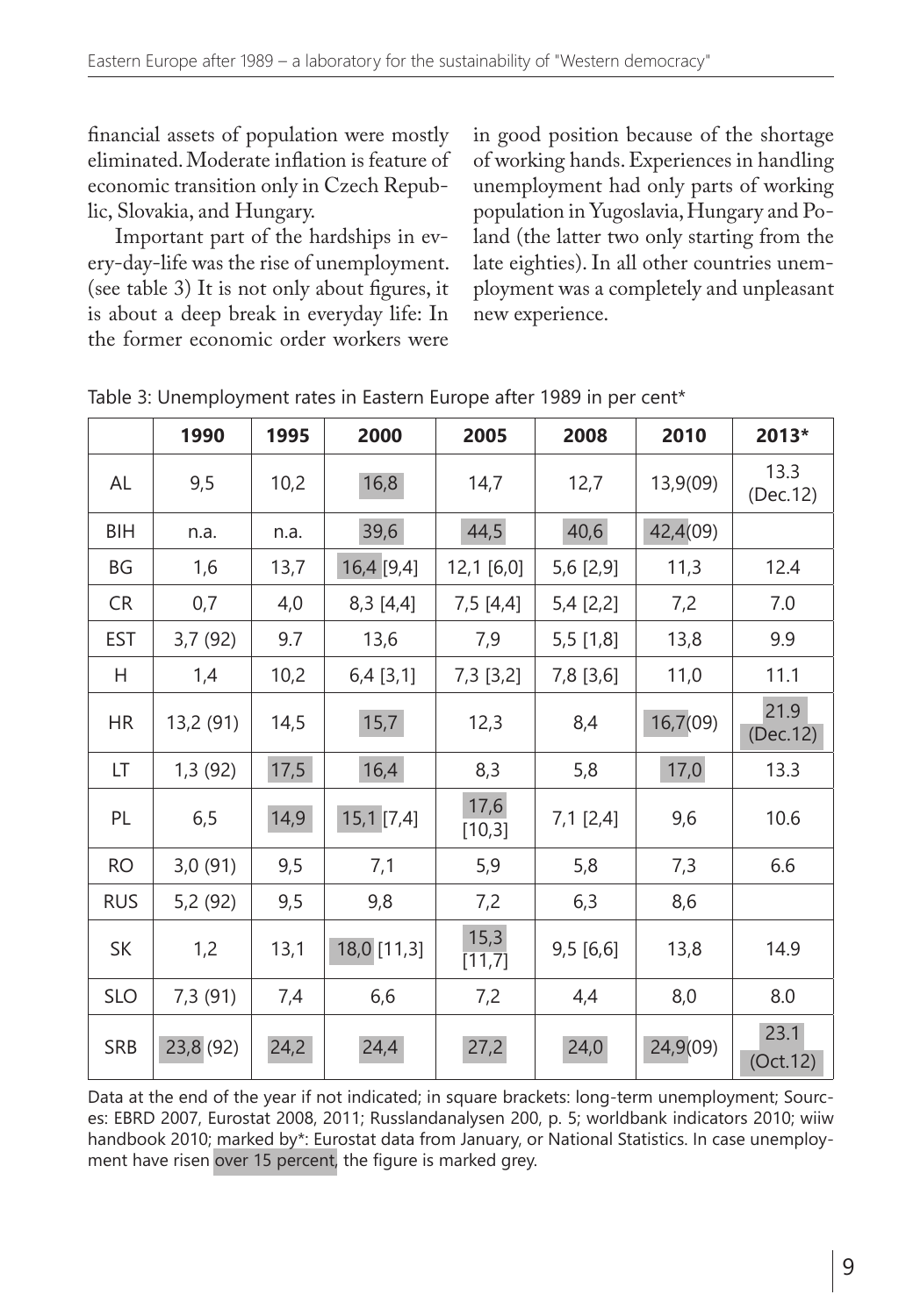financial assets of population were mostly eliminated. Moderate inflation is feature of economic transition only in Czech Republic, Slovakia, and Hungary.

Important part of the hardships in every-day-life was the rise of unemployment. (see table 3) It is not only about figures, it is about a deep break in everyday life: In the former economic order workers were in good position because of the shortage of working hands. Experiences in handling unemployment had only parts of working population in Yugoslavia, Hungary and Poland (the latter two only starting from the late eighties). In all other countries unemployment was a completely and unpleasant new experience.

Table 3: Unemployment rates in Eastern Europe after 1989 in per cent*

| | 1990 | 1995 | 2000 | 2005 | 2008 | 2010 | 2013* |
|---|---|---|---|---|---|---|---|
| AL | 9,5 | 10,2 | 16,8 | 14,7 | 12,7 | 13,9(09) | 13.3 (Dec.12) |
| BIH | n.a. | n.a. | 39,6 | 44,5 | 40,6 | 42,4(09) | |
| BG | 1,6 | 13,7 | 16,4 [9,4] | 12,1 [6,0] | 5,6 [2,9] | 11,3 | 12.4 |
| CR | 0,7 | 4,0 | 8,3 [4,4] | 7,5 [4,4] | 5,4 [2,2] | 7,2 | 7.0 |
| EST | 3,7 (92) | 9.7 | 13,6 | 7,9 | 5,5 [1,8] | 13,8 | 9.9 |
| H | 1,4 | 10,2 | 6,4 [3,1] | 7,3 [3,2] | 7,8 [3,6] | 11,0 | 11.1 |
| HR | 13,2 (91) | 14,5 | 15,7 | 12,3 | 8,4 | 16,7(09) | 21.9 (Dec.12) |
| LT | 1,3 (92) | 17,5 | 16,4 | 8,3 | 5,8 | 17,0 | 13.3 |
| PL | 6,5 | 14,9 | 15,1 [7,4] | 17,6 [10,3] | 7,1 [2,4] | 9,6 | 10.6 |
| RO | 3,0 (91) | 9,5 | 7,1 | 5,9 | 5,8 | 7,3 | 6.6 |
| RUS | 5,2 (92) | 9,5 | 9,8 | 7,2 | 6,3 | 8,6 | |
| SK | 1,2 | 13,1 | 18,0 [11,3] | 15,3 [11,7] | 9,5 [6,6] | 13,8 | 14.9 |
| SLO | 7,3 (91) | 7,4 | 6,6 | 7,2 | 4,4 | 8,0 | 8.0 |
| SRB | 23,8 (92) | 24,2 | 24,4 | 27,2 | 24,0 | 24,9(09) | 23.1 (Oct.12) |

Data at the end of the year if not indicated; in square brackets: long-term unemployment; Sources: EBRD 2007, Eurostat 2008, 2011; Russlandanalysen 200, p. 5; worldbank indicators 2010; wiiw handbook 2010; marked by*: Eurostat data from January, or National Statistics. In case unemployment have risen over 15 percent, the figure is marked grey.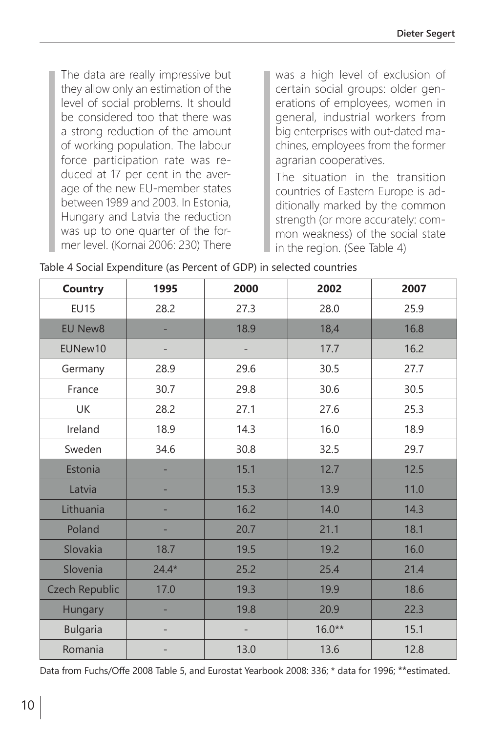The data are really impressive but they allow only an estimation of the level of social problems. It should be considered too that there was a strong reduction of the amount of working population. The labour force participation rate was reduced at 17 per cent in the average of the new EU-member states between 1989 and 2003. In Estonia, Hungary and Latvia the reduction was up to one quarter of the former level. (Kornai 2006: 230) There was a high level of exclusion of certain social groups: older generations of employees, women in general, industrial workers from big enterprises with out-dated machines, employees from the former agrarian cooperatives.

The situation in the transition countries of Eastern Europe is additionally marked by the common strength (or more accurately: common weakness) of the social state in the region. (See Table 4)

Table 4 Social Expenditure (as Percent of GDP) in selected countries

| Country | 1995 | 2000 | 2002 | 2007 |
|---|---|---|---|---|
| EU15 | 28.2 | 27.3 | 28.0 | 25.9 |
| EU New8 | - | 18.9 | 18,4 | 16.8 |
| EUNew10 | - | - | 17.7 | 16.2 |
| Germany | 28.9 | 29.6 | 30.5 | 27.7 |
| France | 30.7 | 29.8 | 30.6 | 30.5 |
| UK | 28.2 | 27.1 | 27.6 | 25.3 |
| Ireland | 18.9 | 14.3 | 16.0 | 18.9 |
| Sweden | 34.6 | 30.8 | 32.5 | 29.7 |
| Estonia | - | 15.1 | 12.7 | 12.5 |
| Latvia | - | 15.3 | 13.9 | 11.0 |
| Lithuania | - | 16.2 | 14.0 | 14.3 |
| Poland | - | 20.7 | 21.1 | 18.1 |
| Slovakia | 18.7 | 19.5 | 19.2 | 16.0 |
| Slovenia | 24.4* | 25.2 | 25.4 | 21.4 |
| Czech Republic | 17.0 | 19.3 | 19.9 | 18.6 |
| Hungary | - | 19.8 | 20.9 | 22.3 |
| Bulgaria | - | - | 16.0** | 15.1 |
| Romania | - | 13.0 | 13.6 | 12.8 |

Data from Fuchs/Offe 2008 Table 5, and Eurostat Yearbook 2008: 336; * data for 1996; **estimated.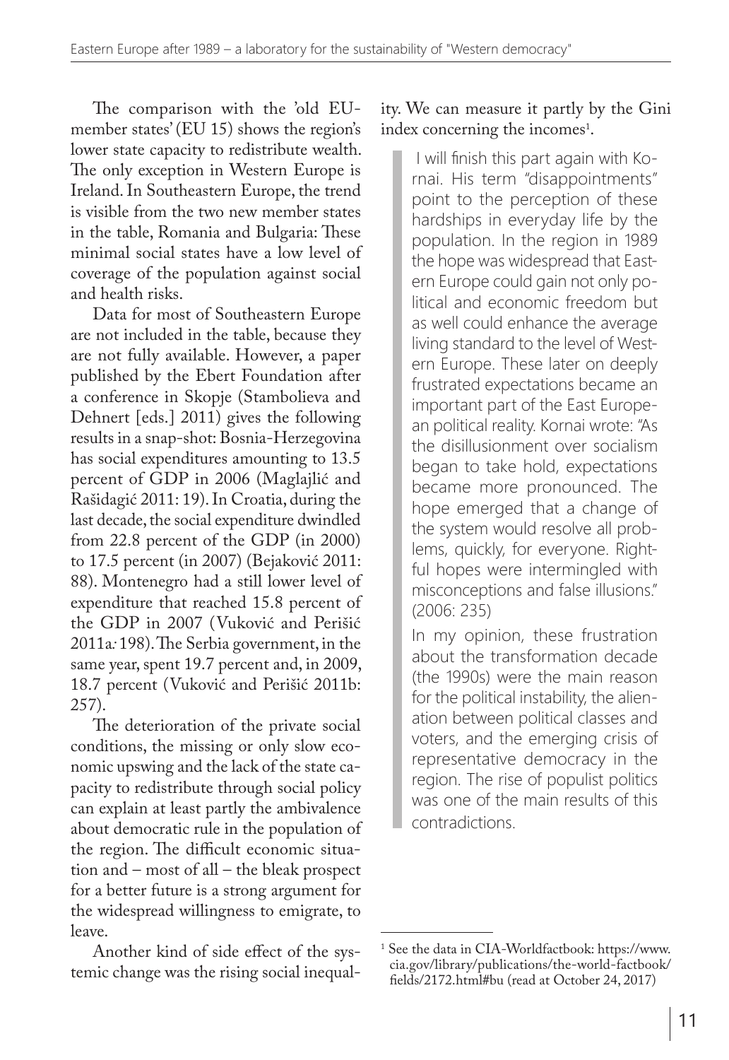The comparison with the 'old EU-member states' (EU 15) shows the region's lower state capacity to redistribute wealth. The only exception in Western Europe is Ireland. In Southeastern Europe, the trend is visible from the two new member states in the table, Romania and Bulgaria: These minimal social states have a low level of coverage of the population against social and health risks.

Data for most of Southeastern Europe are not included in the table, because they are not fully available. However, a paper published by the Ebert Foundation after a conference in Skopje (Stambolieva and Dehnert [eds.] 2011) gives the following results in a snap-shot: Bosnia-Herzegovina has social expenditures amounting to 13.5 percent of GDP in 2006 (Maglajlić and Rašidagić 2011: 19). In Croatia, during the last decade, the social expenditure dwindled from 22.8 percent of the GDP (in 2000) to 17.5 percent (in 2007) (Bejaković 2011: 88). Montenegro had a still lower level of expenditure that reached 15.8 percent of the GDP in 2007 (Vuković and Perišić 2011a: 198). The Serbia government, in the same year, spent 19.7 percent and, in 2009, 18.7 percent (Vuković and Perišić 2011b: 257).

The deterioration of the private social conditions, the missing or only slow economic upswing and the lack of the state capacity to redistribute through social policy can explain at least partly the ambivalence about democratic rule in the population of the region. The difficult economic situation and – most of all – the bleak prospect for a better future is a strong argument for the widespread willingness to emigrate, to leave.

Another kind of side effect of the systemic change was the rising social inequality. We can measure it partly by the Gini index concerning the incomes[1].

> I will finish this part again with Kornai. His term "disappointments" point to the perception of these hardships in everyday life by the population. In the region in 1989 the hope was widespread that Eastern Europe could gain not only political and economic freedom but as well could enhance the average living standard to the level of Western Europe. These later on deeply frustrated expectations became an important part of the East European political reality. Kornai wrote: "As the disillusionment over socialism began to take hold, expectations became more pronounced. The hope emerged that a change of the system would resolve all problems, quickly, for everyone. Rightful hopes were intermingled with misconceptions and false illusions." (2006: 235)
>
> In my opinion, these frustration about the transformation decade (the 1990s) were the main reason for the political instability, the alienation between political classes and voters, and the emerging crisis of representative democracy in the region. The rise of populist politics was one of the main results of this contradictions.

[1] See the data in CIA-Worldfactbook: https://www.cia.gov/library/publications/the-world-factbook/fields/2172.html#bu (read at October 24, 2017)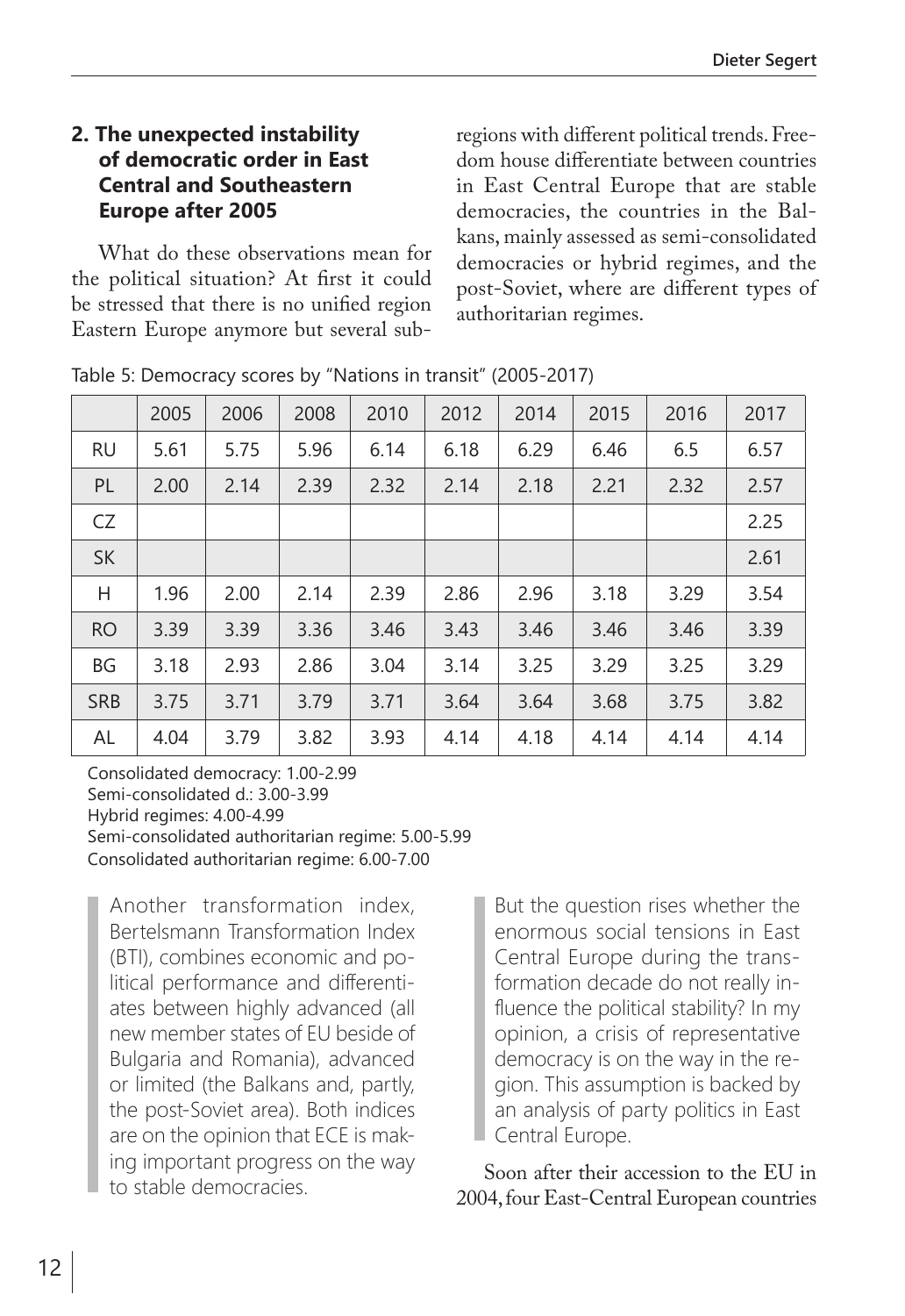## 2. The unexpected instability of democratic order in East Central and Southeastern Europe after 2005

What do these observations mean for the political situation? At first it could be stressed that there is no unified region Eastern Europe anymore but several subregions with different political trends. Freedom house differentiate between countries in East Central Europe that are stable democracies, the countries in the Balkans, mainly assessed as semi-consolidated democracies or hybrid regimes, and the post-Soviet, where are different types of authoritarian regimes.

Table 5: Democracy scores by "Nations in transit" (2005-2017)

| | 2005 | 2006 | 2008 | 2010 | 2012 | 2014 | 2015 | 2016 | 2017 |
|---|---|---|---|---|---|---|---|---|---|
| RU | 5.61 | 5.75 | 5.96 | 6.14 | 6.18 | 6.29 | 6.46 | 6.5 | 6.57 |
| PL | 2.00 | 2.14 | 2.39 | 2.32 | 2.14 | 2.18 | 2.21 | 2.32 | 2.57 |
| CZ | | | | | | | | | 2.25 |
| SK | | | | | | | | | 2.61 |
| H | 1.96 | 2.00 | 2.14 | 2.39 | 2.86 | 2.96 | 3.18 | 3.29 | 3.54 |
| RO | 3.39 | 3.39 | 3.36 | 3.46 | 3.43 | 3.46 | 3.46 | 3.46 | 3.39 |
| BG | 3.18 | 2.93 | 2.86 | 3.04 | 3.14 | 3.25 | 3.29 | 3.25 | 3.29 |
| SRB | 3.75 | 3.71 | 3.79 | 3.71 | 3.64 | 3.64 | 3.68 | 3.75 | 3.82 |
| AL | 4.04 | 3.79 | 3.82 | 3.93 | 4.14 | 4.18 | 4.14 | 4.14 | 4.14 |

Consolidated democracy: 1.00-2.99
Semi-consolidated d.: 3.00-3.99
Hybrid regimes: 4.00-4.99
Semi-consolidated authoritarian regime: 5.00-5.99
Consolidated authoritarian regime: 6.00-7.00

> Another transformation index, Bertelsmann Transformation Index (BTI), combines economic and political performance and differentiates between highly advanced (all new member states of EU beside of Bulgaria and Romania), advanced or limited (the Balkans and, partly, the post-Soviet area). Both indices are on the opinion that ECE is making important progress on the way to stable democracies.

> But the question rises whether the enormous social tensions in East Central Europe during the transformation decade do not really influence the political stability? In my opinion, a crisis of representative democracy is on the way in the region. This assumption is backed by an analysis of party politics in East Central Europe.

Soon after their accession to the EU in 2004, four East-Central European countries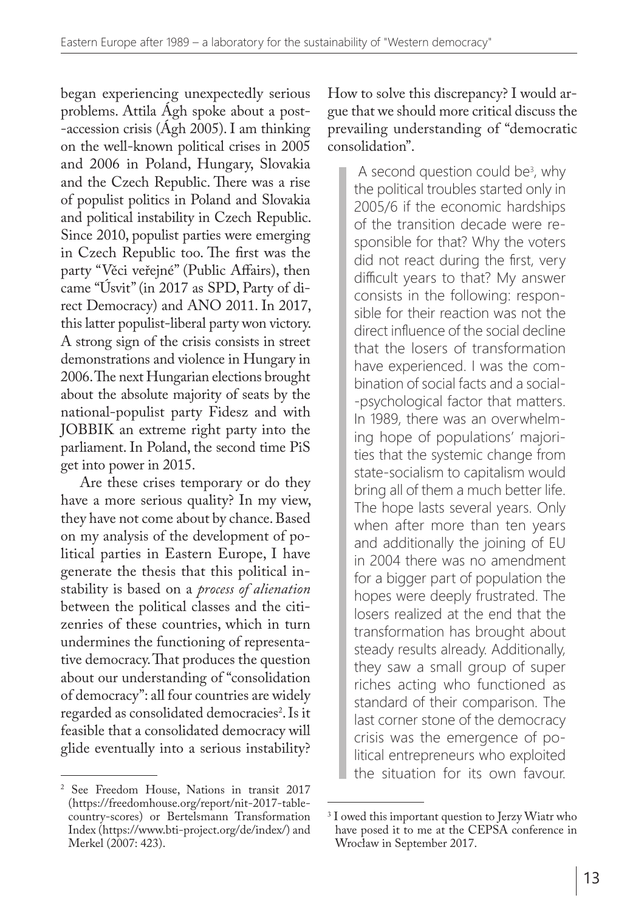began experiencing unexpectedly serious problems. Attila Ágh spoke about a post--accession crisis (Ágh 2005). I am thinking on the well-known political crises in 2005 and 2006 in Poland, Hungary, Slovakia and the Czech Republic. There was a rise of populist politics in Poland and Slovakia and political instability in Czech Republic. Since 2010, populist parties were emerging in Czech Republic too. The first was the party "Věci veřejné" (Public Affairs), then came "Úsvit" (in 2017 as SPD, Party of direct Democracy) and ANO 2011. In 2017, this latter populist-liberal party won victory. A strong sign of the crisis consists in street demonstrations and violence in Hungary in 2006. The next Hungarian elections brought about the absolute majority of seats by the national-populist party Fidesz and with JOBBIK an extreme right party into the parliament. In Poland, the second time PiS get into power in 2015.

Are these crises temporary or do they have a more serious quality? In my view, they have not come about by chance. Based on my analysis of the development of political parties in Eastern Europe, I have generate the thesis that this political instability is based on a *process of alienation* between the political classes and the citizenries of these countries, which in turn undermines the functioning of representative democracy. That produces the question about our understanding of "consolidation of democracy": all four countries are widely regarded as consolidated democracies[2]. Is it feasible that a consolidated democracy will glide eventually into a serious instability? How to solve this discrepancy? I would argue that we should more critical discuss the prevailing understanding of "democratic consolidation".

> A second question could be[3], why the political troubles started only in 2005/6 if the economic hardships of the transition decade were responsible for that? Why the voters did not react during the first, very difficult years to that? My answer consists in the following: responsible for their reaction was not the direct influence of the social decline that the losers of transformation have experienced. I was the combination of social facts and a social--psychological factor that matters. In 1989, there was an overwhelming hope of populations' majorities that the systemic change from state-socialism to capitalism would bring all of them a much better life. The hope lasts several years. Only when after more than ten years and additionally the joining of EU in 2004 there was no amendment for a bigger part of population the hopes were deeply frustrated. The losers realized at the end that the transformation has brought about steady results already. Additionally, they saw a small group of super riches acting who functioned as standard of their comparison. The last corner stone of the democracy crisis was the emergence of political entrepreneurs who exploited the situation for its own favour.

---

[2] See Freedom House, Nations in transit 2017 (https://freedomhouse.org/report/nit-2017-table-country-scores) or Bertelsmann Transformation Index (https://www.bti-project.org/de/index/) and Merkel (2007: 423).

[3] I owed this important question to Jerzy Wiatr who have posed it to me at the CEPSA conference in Wrocław in September 2017.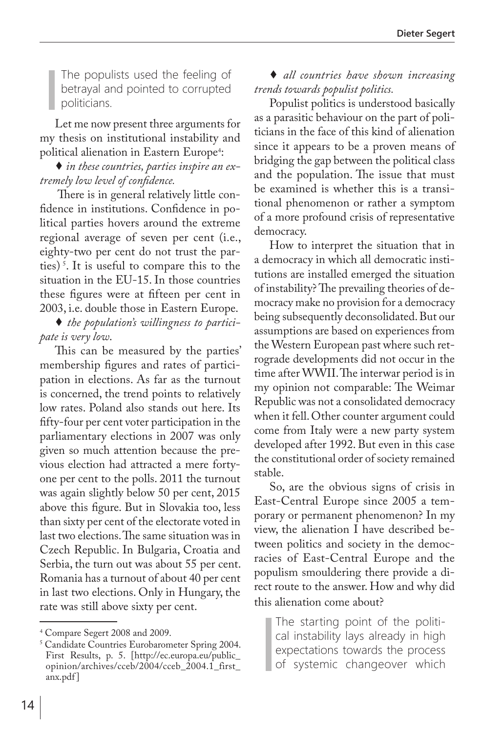> The populists used the feeling of betrayal and pointed to corrupted politicians.

Let me now present three arguments for my thesis on institutional instability and political alienation in Eastern Europe[4]:

♦ *in these countries, parties inspire an extremely low level of confidence.*

There is in general relatively little confidence in institutions. Confidence in political parties hovers around the extreme regional average of seven per cent (i.e., eighty-two per cent do not trust the parties)[5]. It is useful to compare this to the situation in the EU-15. In those countries these figures were at fifteen per cent in 2003, i.e. double those in Eastern Europe.

♦ *the population's willingness to participate is very low.*

This can be measured by the parties' membership figures and rates of participation in elections. As far as the turnout is concerned, the trend points to relatively low rates. Poland also stands out here. Its fifty-four per cent voter participation in the parliamentary elections in 2007 was only given so much attention because the previous election had attracted a mere forty-one per cent to the polls. 2011 the turnout was again slightly below 50 per cent, 2015 above this figure. But in Slovakia too, less than sixty per cent of the electorate voted in last two elections. The same situation was in Czech Republic. In Bulgaria, Croatia and Serbia, the turn out was about 55 per cent. Romania has a turnout of about 40 per cent in last two elections. Only in Hungary, the rate was still above sixty per cent.

♦ *all countries have shown increasing trends towards populist politics.*

Populist politics is understood basically as a parasitic behaviour on the part of politicians in the face of this kind of alienation since it appears to be a proven means of bridging the gap between the political class and the population. The issue that must be examined is whether this is a transitional phenomenon or rather a symptom of a more profound crisis of representative democracy.

How to interpret the situation that in a democracy in which all democratic institutions are installed emerged the situation of instability? The prevailing theories of democracy make no provision for a democracy being subsequently deconsolidated. But our assumptions are based on experiences from the Western European past where such retrograde developments did not occur in the time after WWII. The interwar period is in my opinion not comparable: The Weimar Republic was not a consolidated democracy when it fell. Other counter argument could come from Italy were a new party system developed after 1992. But even in this case the constitutional order of society remained stable.

So, are the obvious signs of crisis in East-Central Europe since 2005 a temporary or permanent phenomenon? In my view, the alienation I have described between politics and society in the democracies of East-Central Europe and the populism smouldering there provide a direct route to the answer. How and why did this alienation come about?

> The starting point of the political instability lays already in high expectations towards the process of systemic changeover which

---

[4] Compare Segert 2008 and 2009.

[5] Candidate Countries Eurobarometer Spring 2004. First Results, p. 5. [http://ec.europa.eu/public_opinion/archives/cceb/2004/cceb_2004.1_first_anx.pdf]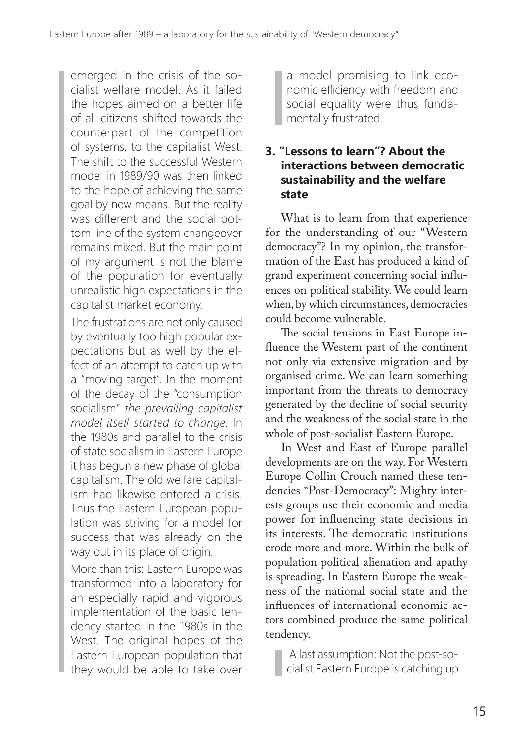emerged in the crisis of the socialist welfare model. As it failed the hopes aimed on a better life of all citizens shifted towards the counterpart of the competition of systems, to the capitalist West. The shift to the successful Western model in 1989/90 was then linked to the hope of achieving the same goal by new means. But the reality was different and the social bottom line of the system changeover remains mixed. But the main point of my argument is not the blame of the population for eventually unrealistic high expectations in the capitalist market economy.

The frustrations are not only caused by eventually too high popular expectations but as well by the effect of an attempt to catch up with a "moving target". In the moment of the decay of the "consumption socialism" *the prevailing capitalist model itself started to change*. In the 1980s and parallel to the crisis of state socialism in Eastern Europe it has begun a new phase of global capitalism. The old welfare capitalism had likewise entered a crisis. Thus the Eastern European population was striving for a model for success that was already on the way out in its place of origin.

More than this: Eastern Europe was transformed into a laboratory for an especially rapid and vigorous implementation of the basic tendency started in the 1980s in the West. The original hopes of the Eastern European population that they would be able to take over a model promising to link economic efficiency with freedom and social equality were thus fundamentally frustrated.

### 3. "Lessons to learn"? About the interactions between democratic sustainability and the welfare state

What is to learn from that experience for the understanding of our "Western democracy"? In my opinion, the transformation of the East has produced a kind of grand experiment concerning social influences on political stability. We could learn when, by which circumstances, democracies could become vulnerable.

The social tensions in East Europe influence the Western part of the continent not only via extensive migration and by organised crime. We can learn something important from the threats to democracy generated by the decline of social security and the weakness of the social state in the whole of post-socialist Eastern Europe.

In West and East of Europe parallel developments are on the way. For Western Europe Collin Crouch named these tendencies "Post-Democracy": Mighty interests groups use their economic and media power for influencing state decisions in its interests. The democratic institutions erode more and more. Within the bulk of population political alienation and apathy is spreading. In Eastern Europe the weakness of the national social state and the influences of international economic actors combined produce the same political tendency.

A last assumption: Not the post-socialist Eastern Europe is catching up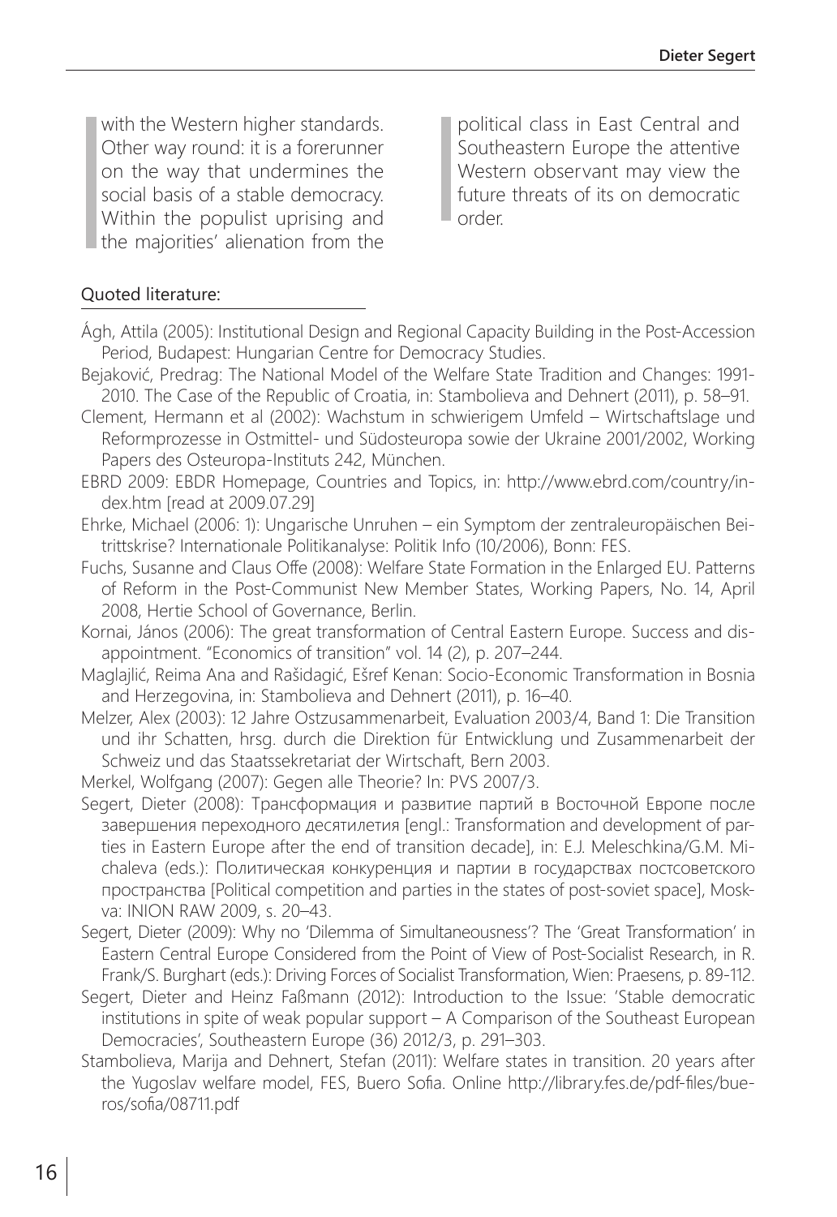with the Western higher standards. Other way round: it is a forerunner on the way that undermines the social basis of a stable democracy. Within the populist uprising and the majorities' alienation from the political class in East Central and Southeastern Europe the attentive Western observant may view the future threats of its on democratic order.

## Quoted literature:

Ágh, Attila (2005): Institutional Design and Regional Capacity Building in the Post-Accession Period, Budapest: Hungarian Centre for Democracy Studies.

Bejaković, Predrag: The National Model of the Welfare State Tradition and Changes: 1991-2010. The Case of the Republic of Croatia, in: Stambolieva and Dehnert (2011), p. 58–91.

Clement, Hermann et al (2002): Wachstum in schwierigem Umfeld – Wirtschaftslage und Reformprozesse in Ostmittel- und Südosteuropa sowie der Ukraine 2001/2002, Working Papers des Osteuropa-Instituts 242, München.

EBRD 2009: EBDR Homepage, Countries and Topics, in: http://www.ebrd.com/country/index.htm [read at 2009.07.29]

Ehrke, Michael (2006: 1): Ungarische Unruhen – ein Symptom der zentraleuropäischen Beitrittskrise? Internationale Politikanalyse: Politik Info (10/2006), Bonn: FES.

Fuchs, Susanne and Claus Offe (2008): Welfare State Formation in the Enlarged EU. Patterns of Reform in the Post-Communist New Member States, Working Papers, No. 14, April 2008, Hertie School of Governance, Berlin.

Kornai, János (2006): The great transformation of Central Eastern Europe. Success and disappointment. "Economics of transition" vol. 14 (2), p. 207–244.

Maglajlić, Reima Ana and Rašidagić, Ešref Kenan: Socio-Economic Transformation in Bosnia and Herzegovina, in: Stambolieva and Dehnert (2011), p. 16–40.

Melzer, Alex (2003): 12 Jahre Ostzusammenarbeit, Evaluation 2003/4, Band 1: Die Transition und ihr Schatten, hrsg. durch die Direktion für Entwicklung und Zusammenarbeit der Schweiz und das Staatssekretariat der Wirtschaft, Bern 2003.

Merkel, Wolfgang (2007): Gegen alle Theorie? In: PVS 2007/3.

Segert, Dieter (2008): Трансформация и развитие партий в Восточной Европе после завершения переходного десятилетия [engl.: Transformation and development of parties in Eastern Europe after the end of transition decade], in: E.J. Meleschkina/G.M. Michaleva (eds.): Политическая конкуренция и партии в государствах постсоветского пространства [Political competition and parties in the states of post-soviet space], Moskva: INION RAW 2009, s. 20–43.

Segert, Dieter (2009): Why no 'Dilemma of Simultaneousness'? The 'Great Transformation' in Eastern Central Europe Considered from the Point of View of Post-Socialist Research, in R. Frank/S. Burghart (eds.): Driving Forces of Socialist Transformation, Wien: Praesens, p. 89-112.

Segert, Dieter and Heinz Faßmann (2012): Introduction to the Issue: 'Stable democratic institutions in spite of weak popular support – A Comparison of the Southeast European Democracies', Southeastern Europe (36) 2012/3, p. 291–303.

Stambolieva, Marija and Dehnert, Stefan (2011): Welfare states in transition. 20 years after the Yugoslav welfare model, FES, Buero Sofia. Online http://library.fes.de/pdf-files/bueros/sofia/08711.pdf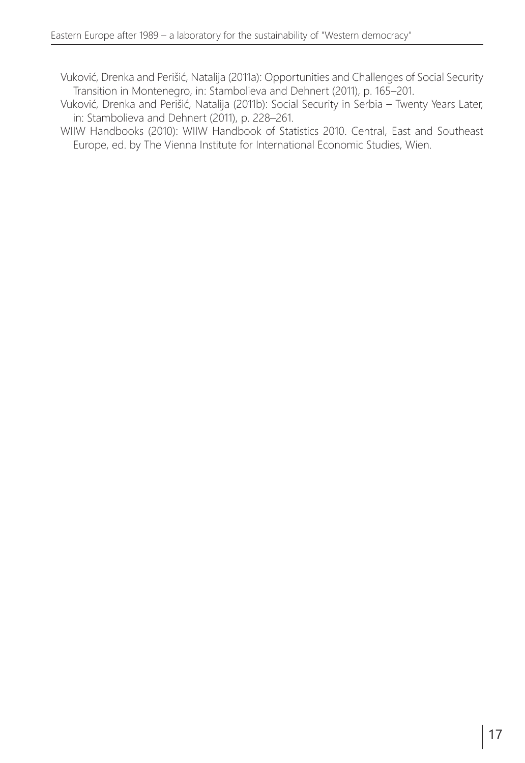Vuković, Drenka and Perišić, Natalija (2011a): Opportunities and Challenges of Social Security Transition in Montenegro, in: Stambolieva and Dehnert (2011), p. 165–201.

Vuković, Drenka and Perišić, Natalija (2011b): Social Security in Serbia – Twenty Years Later, in: Stambolieva and Dehnert (2011), p. 228–261.

WIIW Handbooks (2010): WIIW Handbook of Statistics 2010. Central, East and Southeast Europe, ed. by The Vienna Institute for International Economic Studies, Wien.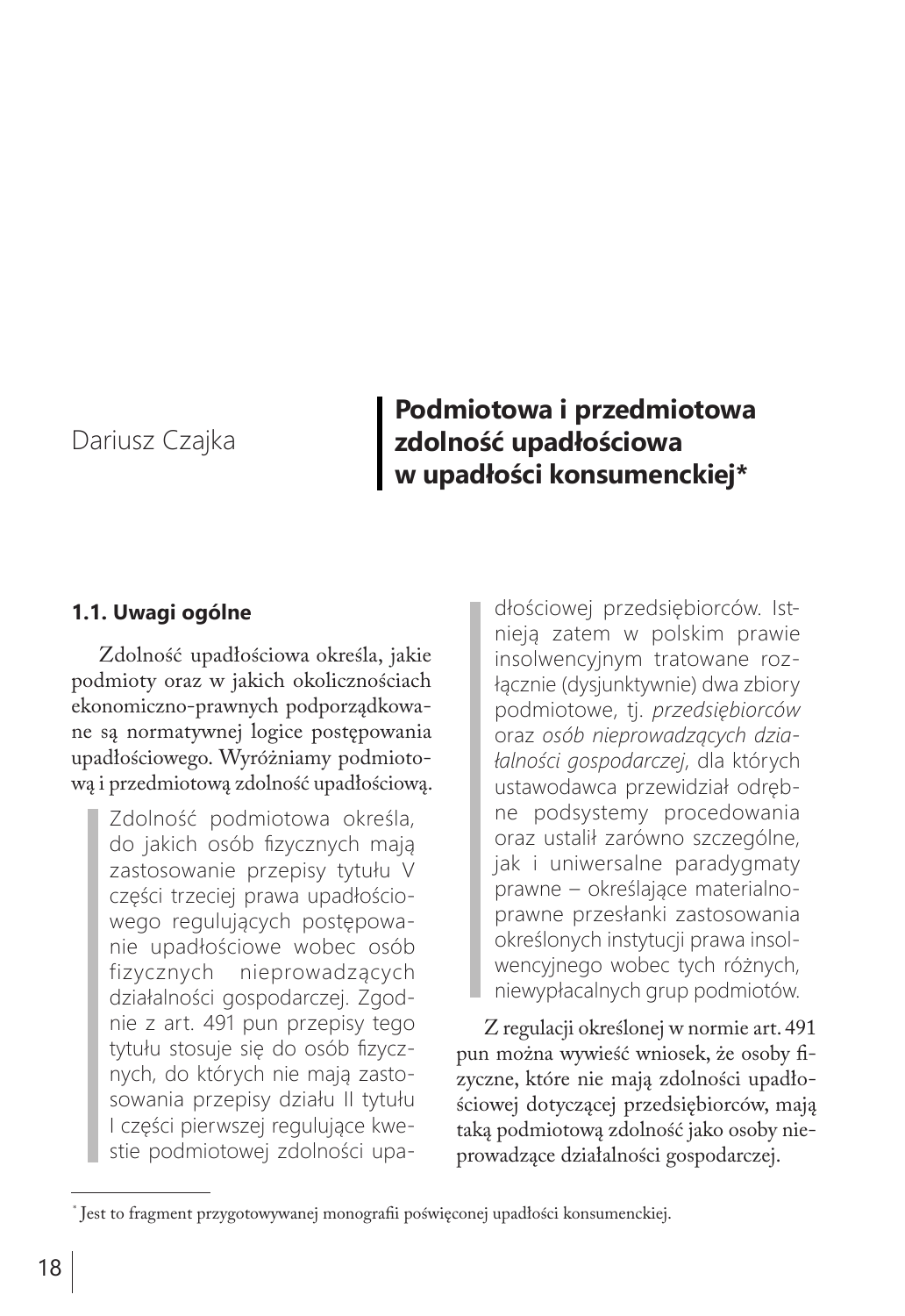Dariusz Czajka

# Podmiotowa i przedmiotowa zdolność upadłościowa w upadłości konsumenckiej*

## 1.1. Uwagi ogólne

Zdolność upadłościowa określa, jakie podmioty oraz w jakich okolicznościach ekonomiczno-prawnych podporządkowane są normatywnej logice postępowania upadłościowego. Wyróżniamy podmiotową i przedmiotową zdolność upadłościową.

> Zdolność podmiotowa określa, do jakich osób fizycznych mają zastosowanie przepisy tytułu V części trzeciej prawa upadłościowego regulujących postępowanie upadłościowe wobec osób fizycznych nieprowadzących działalności gospodarczej. Zgodnie z art. 491 pun przepisy tego tytułu stosuje się do osób fizycznych, do których nie mają zastosowania przepisy działu II tytułu I części pierwszej regulujące kwestie podmiotowej zdolności upadłościowej przedsiębiorców. Istnieją zatem w polskim prawie insolwencyjnym tratowane rozłącznie (dysjunktywnie) dwa zbiory podmiotowe, tj. *przedsiębiorców* oraz *osób nieprowadzących działalności gospodarczej*, dla których ustawodawca przewidział odrębne podsystemy procedowania oraz ustalił zarówno szczególne, jak i uniwersalne paradygmaty prawne – określające materialnoprawne przesłanki zastosowania określonych instytucji prawa insolwencyjnego wobec tych różnych, niewypłacalnych grup podmiotów.

Z regulacji określonej w normie art. 491 pun można wywieść wniosek, że osoby fizyczne, które nie mają zdolności upadłościowej dotyczącej przedsiębiorców, mają taką podmiotową zdolność jako osoby nieprowadzące działalności gospodarczej.

---

* Jest to fragment przygotowywanej monografii poświęconej upadłości konsumenckiej.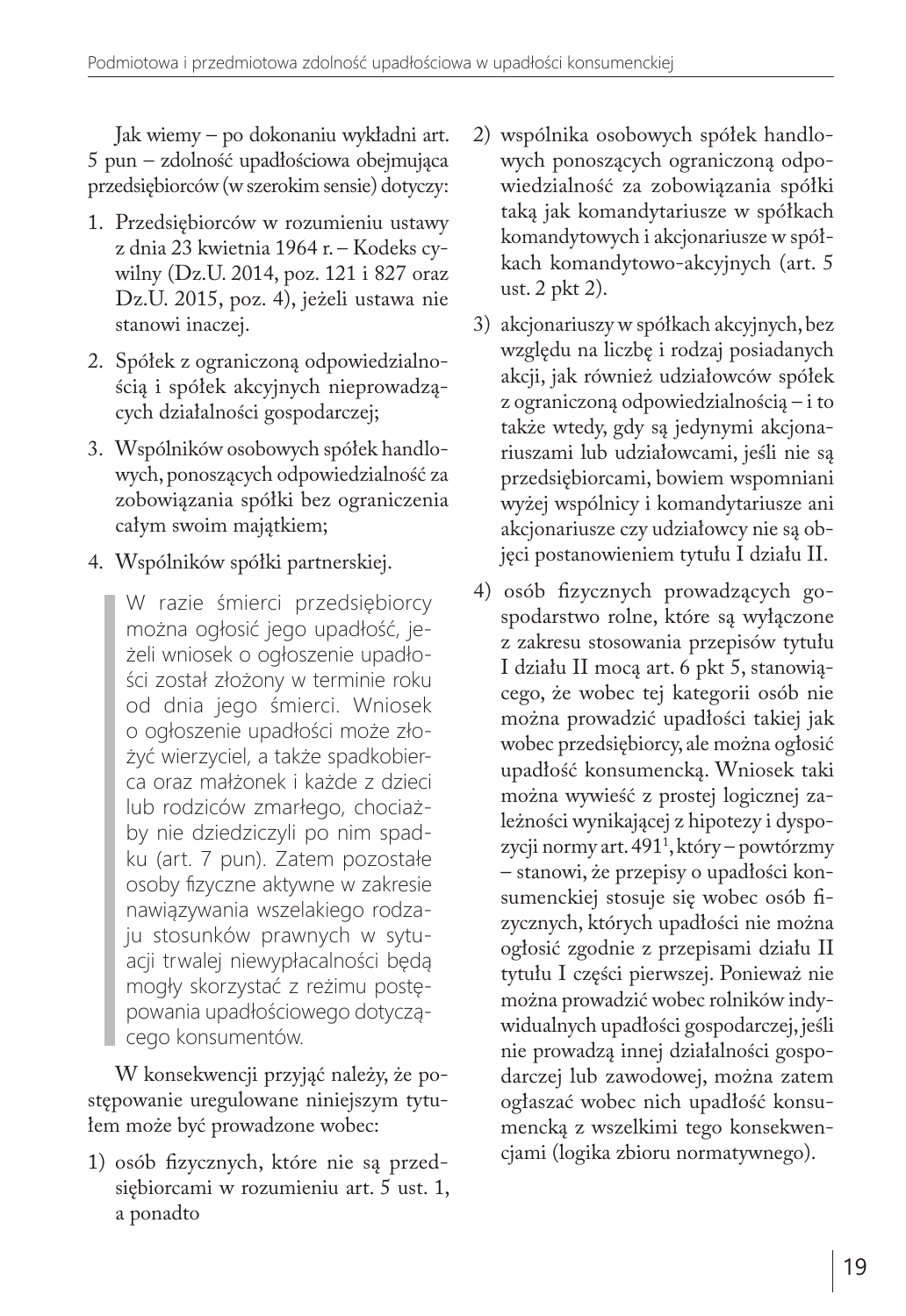Jak wiemy – po dokonaniu wykładni art. 5 pun – zdolność upadłościowa obejmująca przedsiębiorców (w szerokim sensie) dotyczy:

1. Przedsiębiorców w rozumieniu ustawy z dnia 23 kwietnia 1964 r. – Kodeks cywilny (Dz.U. 2014, poz. 121 i 827 oraz Dz.U. 2015, poz. 4), jeżeli ustawa nie stanowi inaczej.
2. Spółek z ograniczoną odpowiedzialnością i spółek akcyjnych nieprowadzących działalności gospodarczej;
3. Wspólników osobowych spółek handlowych, ponoszących odpowiedzialność za zobowiązania spółki bez ograniczenia całym swoim majątkiem;
4. Wspólników spółki partnerskiej.

> W razie śmierci przedsiębiorcy można ogłosić jego upadłość, jeżeli wniosek o ogłoszenie upadłości został złożony w terminie roku od dnia jego śmierci. Wniosek o ogłoszenie upadłości może złożyć wierzyciel, a także spadkobierca oraz małżonek i każde z dzieci lub rodziców zmarłego, chociażby nie dziedziczyli po nim spadku (art. 7 pun). Zatem pozostałe osoby fizyczne aktywne w zakresie nawiązywania wszelakiego rodzaju stosunków prawnych w sytuacji trwałej niewypłacalności będą mogły skorzystać z reżimu postępowania upadłościowego dotyczącego konsumentów.

W konsekwencji przyjąć należy, że postępowanie uregulowane niniejszym tytułem może być prowadzone wobec:

1) osób fizycznych, które nie są przedsiębiorcami w rozumieniu art. 5 ust. 1, a ponadto
2) wspólnika osobowych spółek handlowych ponoszących ograniczoną odpowiedzialność za zobowiązania spółki taką jak komandytariusze w spółkach komandytowych i akcjonariusze w spółkach komandytowo-akcyjnych (art. 5 ust. 2 pkt 2).
3) akcjonariuszy w spółkach akcyjnych, bez względu na liczbę i rodzaj posiadanych akcji, jak również udziałowców spółek z ograniczoną odpowiedzialnością – i to także wtedy, gdy są jedynymi akcjonariuszami lub udziałowcami, jeśli nie są przedsiębiorcami, bowiem wspomniani wyżej wspólnicy i komandytariusze ani akcjonariusze czy udziałowcy nie są objęci postanowieniem tytułu I działu II.
4) osób fizycznych prowadzących gospodarstwo rolne, które są wyłączone z zakresu stosowania przepisów tytułu I działu II mocą art. 6 pkt 5, stanowiącego, że wobec tej kategorii osób nie można prowadzić upadłości takiej jak wobec przedsiębiorcy, ale można ogłosić upadłość konsumencką. Wniosek taki można wywieść z prostej logicznej zależności wynikającej z hipotezy i dyspozycji normy art. 491[1], który – powtórzmy – stanowi, że przepisy o upadłości konsumenckiej stosuje się wobec osób fizycznych, których upadłości nie można ogłosić zgodnie z przepisami działu II tytułu I części pierwszej. Ponieważ nie można prowadzić wobec rolników indywidualnych upadłości gospodarczej, jeśli nie prowadzą innej działalności gospodarczej lub zawodowej, można zatem ogłaszać wobec nich upadłość konsumencką z wszelkimi tego konsekwencjami (logika zbioru normatywnego).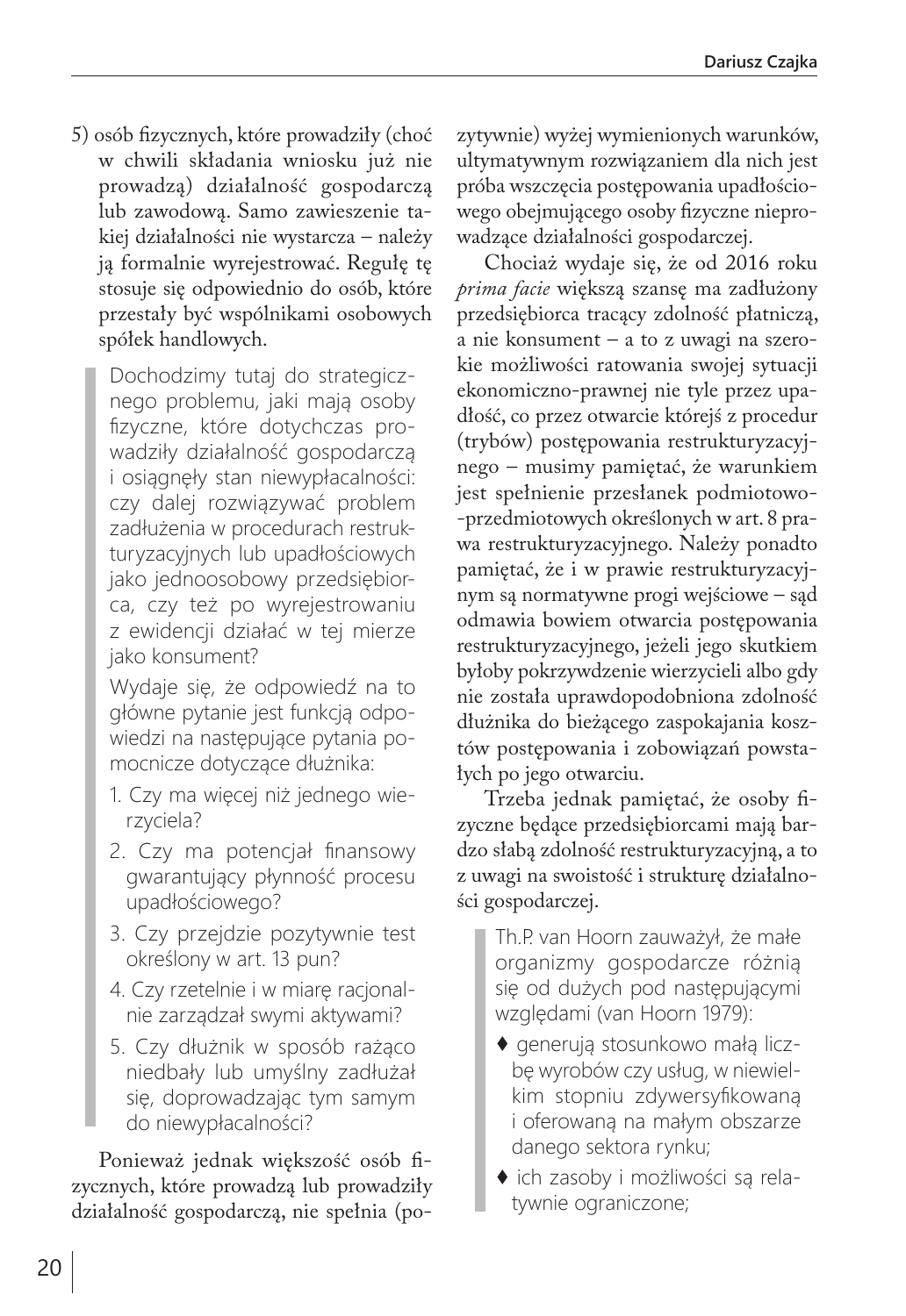5) osób fizycznych, które prowadziły (choć w chwili składania wniosku już nie prowadzą) działalność gospodarczą lub zawodową. Samo zawieszenie takiej działalności nie wystarcza – należy ją formalnie wyrejestrować. Regułę tę stosuje się odpowiednio do osób, które przestały być wspólnikami osobowych spółek handlowych.

> Dochodzimy tutaj do strategicznego problemu, jaki mają osoby fizyczne, które dotychczas prowadziły działalność gospodarczą i osiągnęły stan niewypłacalności: czy dalej rozwiązywać problem zadłużenia w procedurach restrukturyzacyjnych lub upadłościowych jako jednoosobowy przedsiębiorca, czy też po wyrejestrowaniu z ewidencji działać w tej mierze jako konsument?
>
> Wydaje się, że odpowiedź na to główne pytanie jest funkcją odpowiedzi na następujące pytania pomocnicze dotyczące dłużnika:
>
> 1. Czy ma więcej niż jednego wierzyciela?
> 2. Czy ma potencjał finansowy gwarantujący płynność procesu upadłościowego?
> 3. Czy przejdzie pozytywnie test określony w art. 13 pun?
> 4. Czy rzetelnie i w miarę racjonalnie zarządzał swymi aktywami?
> 5. Czy dłużnik w sposób rażąco niedbały lub umyślny zadłużał się, doprowadzając tym samym do niewypłacalności?

Ponieważ jednak większość osób fizycznych, które prowadzą lub prowadziły działalność gospodarczą, nie spełnia (pozytywnie) wyżej wymienionych warunków, ultymatywnym rozwiązaniem dla nich jest próba wszczęcia postępowania upadłościowego obejmującego osoby fizyczne nieprowadzące działalności gospodarczej.

Chociaż wydaje się, że od 2016 roku *prima facie* większą szansę ma zadłużony przedsiębiorca tracący zdolność płatniczą, a nie konsument – a to z uwagi na szerokie możliwości ratowania swojej sytuacji ekonomiczno-prawnej nie tyle przez upadłość, co przez otwarcie którejś z procedur (trybów) postępowania restrukturyzacyjnego – musimy pamiętać, że warunkiem jest spełnienie przesłanek podmiotowo-przedmiotowych określonych w art. 8 prawa restrukturyzacyjnego. Należy ponadto pamiętać, że i w prawie restrukturyzacyjnym są normatywne progi wejściowe – sąd odmawia bowiem otwarcia postępowania restrukturyzacyjnego, jeżeli jego skutkiem byłoby pokrzywdzenie wierzycieli albo gdy nie została uprawdopodobniona zdolność dłużnika do bieżącego zaspokajania kosztów postępowania i zobowiązań powstałych po jego otwarciu.

Trzeba jednak pamiętać, że osoby fizyczne będące przedsiębiorcami mają bardzo słabą zdolność restrukturyzacyjną, a to z uwagi na swoistość i strukturę działalności gospodarczej.

> Th.P. van Hoorn zauważył, że małe organizmy gospodarcze różnią się od dużych pod następującymi względami (van Hoorn 1979):
>
> - generują stosunkowo małą liczbę wyrobów czy usług, w niewielkim stopniu zdywersyfikowaną i oferowaną na małym obszarze danego sektora rynku;
> - ich zasoby i możliwości są relatywnie ograniczone;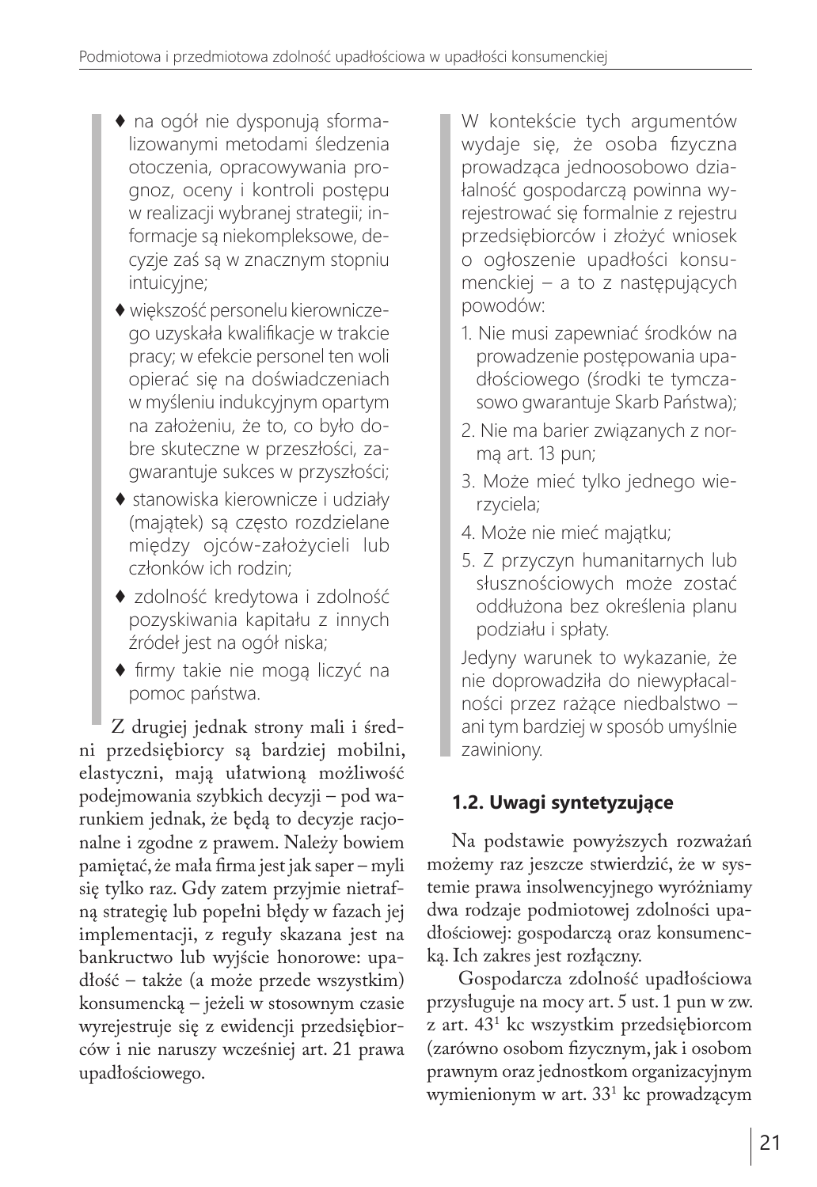- ♦ na ogół nie dysponują sformalizowanymi metodami śledzenia otoczenia, opracowywania prognoz, oceny i kontroli postępu w realizacji wybranej strategii; informacje są niekompleksowe, decyzje zaś są w znacznym stopniu intuicyjne;
- ♦ większość personelu kierowniczego uzyskała kwalifikacje w trakcie pracy; w efekcie personel ten woli opierać się na doświadczeniach w myśleniu indukcyjnym opartym na założeniu, że to, co było dobre skuteczne w przeszłości, zagwarantuje sukces w przyszłości;
- ♦ stanowiska kierownicze i udziały (majątek) są często rozdzielane między ojców-założycieli lub członków ich rodzin;
- ♦ zdolność kredytowa i zdolność pozyskiwania kapitału z innych źródeł jest na ogół niska;
- ♦ firmy takie nie mogą liczyć na pomoc państwa.

Z drugiej jednak strony mali i średni przedsiębiorcy są bardziej mobilni, elastyczni, mają ułatwioną możliwość podejmowania szybkich decyzji – pod warunkiem jednak, że będą to decyzje racjonalne i zgodne z prawem. Należy bowiem pamiętać, że mała firma jest jak saper – myli się tylko raz. Gdy zatem przyjmie nietrafną strategię lub popełni błędy w fazach jej implementacji, z reguły skazana jest na bankructwo lub wyjście honorowe: upadłość – także (a może przede wszystkim) konsumencką – jeżeli w stosownym czasie wyrejestruje się z ewidencji przedsiębiorców i nie naruszy wcześniej art. 21 prawa upadłościowego.

W kontekście tych argumentów wydaje się, że osoba fizyczna prowadząca jednoosobowo działalność gospodarczą powinna wyrejestrować się formalnie z rejestru przedsiębiorców i złożyć wniosek o ogłoszenie upadłości konsumenckiej – a to z następujących powodów:

1. Nie musi zapewniać środków na prowadzenie postępowania upadłościowego (środki te tymczasowo gwarantuje Skarb Państwa);
2. Nie ma barier związanych z normą art. 13 pun;
3. Może mieć tylko jednego wierzyciela;
4. Może nie mieć majątku;
5. Z przyczyn humanitarnych lub słusznościowych może zostać oddłużona bez określenia planu podziału i spłaty.

Jedyny warunek to wykazanie, że nie doprowadziła do niewypłacalności przez rażące niedbalstwo – ani tym bardziej w sposób umyślnie zawiniony.

### 1.2. Uwagi syntetyzujące

Na podstawie powyższych rozważań możemy raz jeszcze stwierdzić, że w systemie prawa insolwencyjnego wyróżniamy dwa rodzaje podmiotowej zdolności upadłościowej: gospodarczą oraz konsumencką. Ich zakres jest rozłączny.

Gospodarcza zdolność upadłościowa przysługuje na mocy art. 5 ust. 1 pun w zw. z art. 43[1] kc wszystkim przedsiębiorcom (zarówno osobom fizycznym, jak i osobom prawnym oraz jednostkom organizacyjnym wymienionym w art. 33[1] kc prowadzącym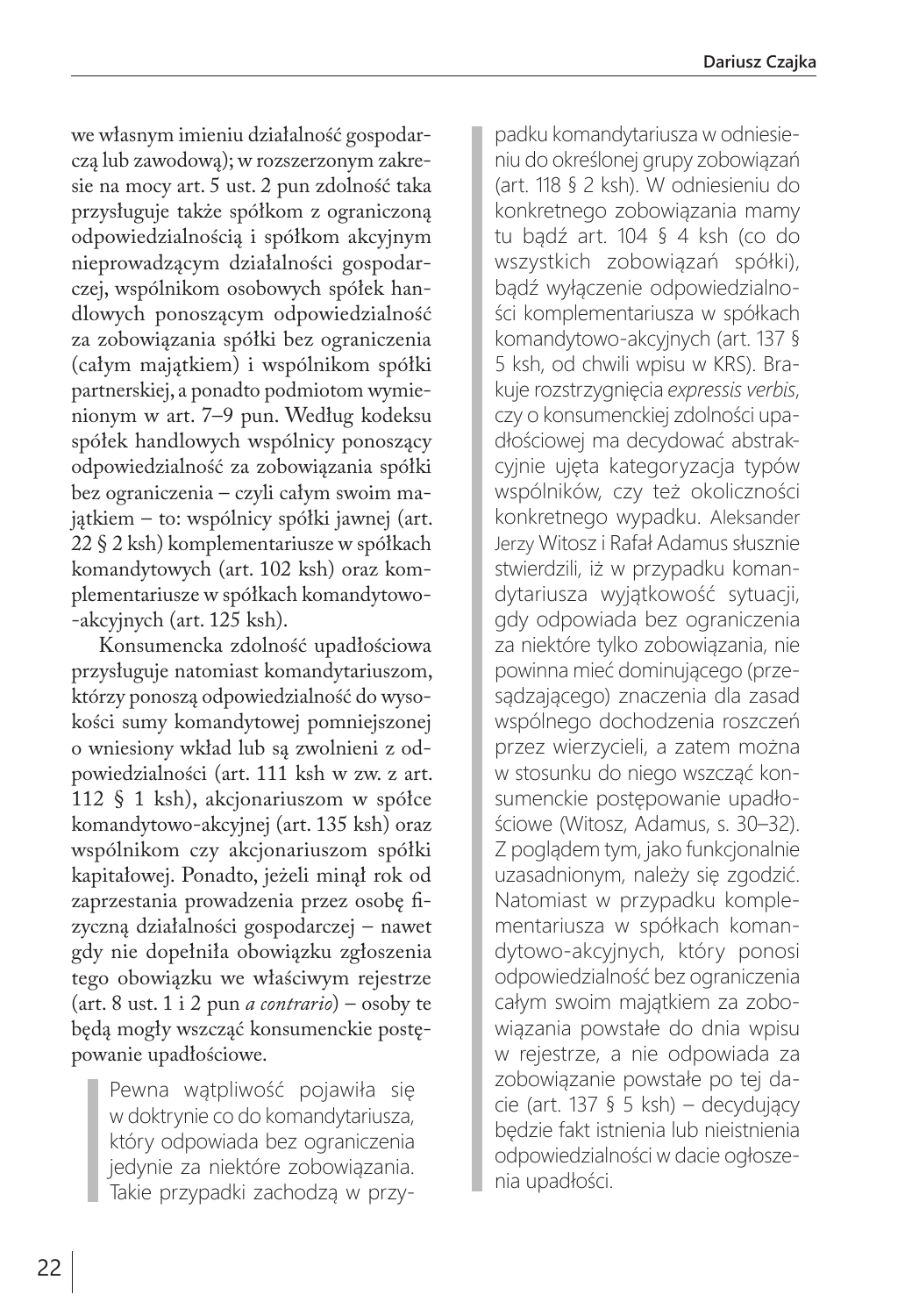we własnym imieniu działalność gospodarczą lub zawodową); w rozszerzonym zakresie na mocy art. 5 ust. 2 pun zdolność taka przysługuje także spółkom z ograniczoną odpowiedzialnością i spółkom akcyjnym nieprowadzącym działalności gospodarczej, wspólnikom osobowych spółek handlowych ponoszącym odpowiedzialność za zobowiązania spółki bez ograniczenia (całym majątkiem) i wspólnikom spółki partnerskiej, a ponadto podmiotom wymienionym w art. 7–9 pun. Według kodeksu spółek handlowych wspólnicy ponoszący odpowiedzialność za zobowiązania spółki bez ograniczenia – czyli całym swoim majątkiem – to: wspólnicy spółki jawnej (art. 22 § 2 ksh) komplementariusze w spółkach komandytowych (art. 102 ksh) oraz komplementariusze w spółkach komandytowo-akcyjnych (art. 125 ksh).

Konsumencka zdolność upadłościowa przysługuje natomiast komandytariuszom, którzy ponoszą odpowiedzialność do wysokości sumy komandytowej pomniejszonej o wniesiony wkład lub są zwolnieni z odpowiedzialności (art. 111 ksh w zw. z art. 112 § 1 ksh), akcjonariuszom w spółce komandytowo-akcyjnej (art. 135 ksh) oraz wspólnikom czy akcjonariuszom spółki kapitałowej. Ponadto, jeżeli minął rok od zaprzestania prowadzenia przez osobę fizyczną działalności gospodarczej – nawet gdy nie dopełniła obowiązku zgłoszenia tego obowiązku we właściwym rejestrze (art. 8 ust. 1 i 2 pun *a contrario*) – osoby te będą mogły wszczynać konsumenckie postępowanie upadłościowe.

> Pewna wątpliwość pojawiła się w doktrynie co do komandytariusza, który odpowiada bez ograniczenia jedynie za niektóre zobowiązania. Takie przypadki zachodzą w przypadku komandytariusza w odniesieniu do określonej grupy zobowiązań (art. 118 § 2 ksh). W odniesieniu do konkretnego zobowiązania mamy tu bądź art. 104 § 4 ksh (co do wszystkich zobowiązań spółki), bądź wyłączenie odpowiedzialności komplementariusza w spółkach komandytowo-akcyjnych (art. 137 § 5 ksh, od chwili wpisu w KRS). Brakuje rozstrzygnięcia *expressis verbis*, czy o konsumenckiej zdolności upadłościowej ma decydować abstrakcyjnie ujęta kategoryzacja typów wspólników, czy też okoliczności konkretnego wypadku. Aleksander Jerzy Witosz i Rafał Adamus słusznie stwierdzili, iż w przypadku komandytariusza wyjątkowość sytuacji, gdy odpowiada bez ograniczenia za niektóre tylko zobowiązania, nie powinna mieć dominującego (przesądzającego) znaczenia dla zasad wspólnego dochodzenia roszczeń przez wierzycieli, a zatem można w stosunku do niego wszcząć konsumenckie postępowanie upadłościowe (Witosz, Adamus, s. 30–32). Z poglądem tym, jako funkcjonalnie uzasadnionym, należy się zgodzić. Natomiast w przypadku komplementariusza w spółkach komandytowo-akcyjnych, który ponosi odpowiedzialność bez ograniczenia całym swoim majątkiem za zobowiązania powstałe do dnia wpisu w rejestrze, a nie odpowiada za zobowiązanie powstałe po tej dacie (art. 137 § 5 ksh) – decydujący będzie fakt istnienia lub nieistnienia odpowiedzialności w dacie ogłoszenia upadłości.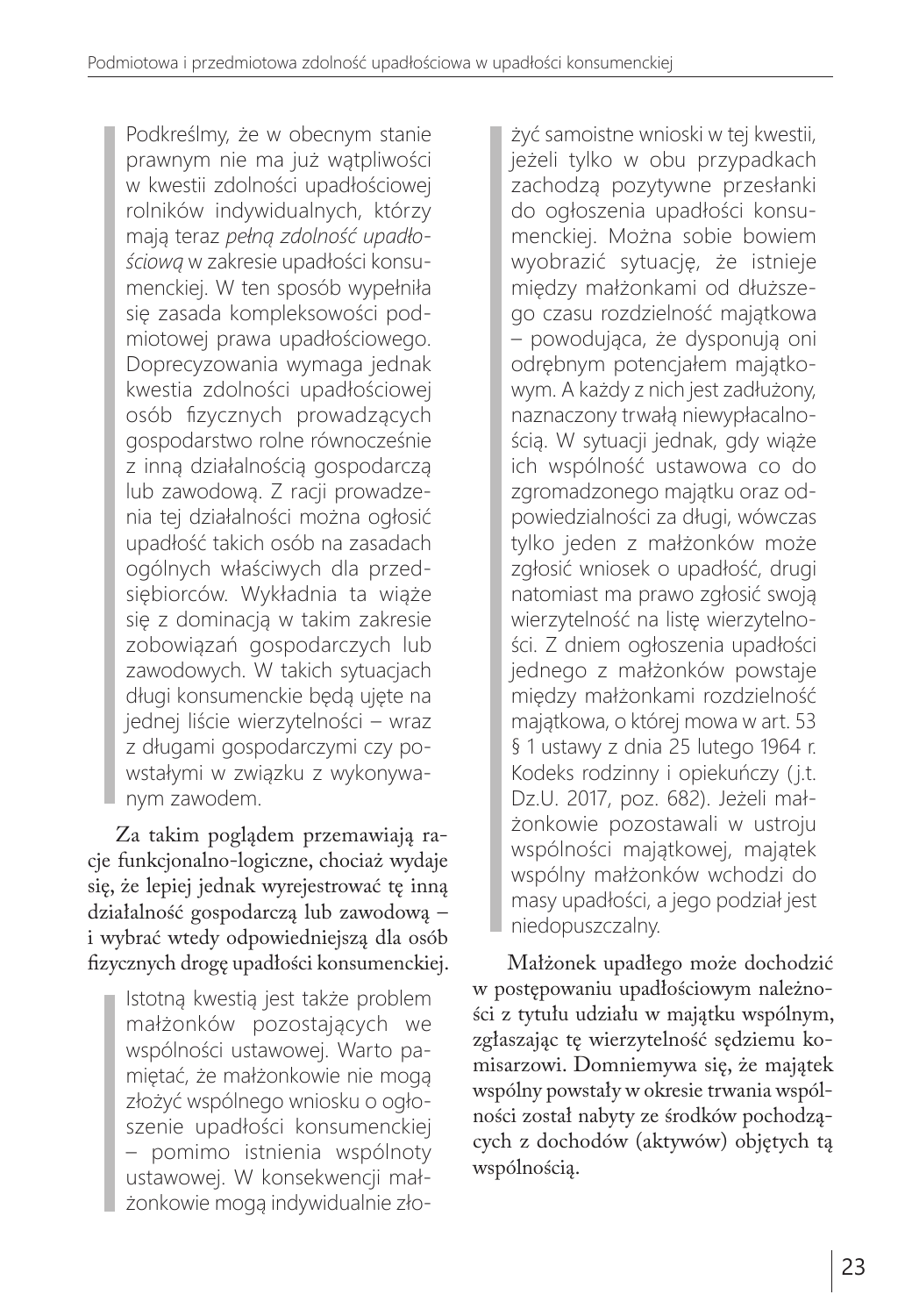Podkreślmy, że w obecnym stanie prawnym nie ma już wątpliwości w kwestii zdolności upadłościowej rolników indywidualnych, którzy mają teraz *pełną zdolność upadłościową* w zakresie upadłości konsumenckiej. W ten sposób wypełniła się zasada kompleksowości podmiotowej prawa upadłościowego. Doprecyzowania wymaga jednak kwestia zdolności upadłościowej osób fizycznych prowadzących gospodarstwo rolne równocześnie z inną działalnością gospodarczą lub zawodową. Z racji prowadzenia tej działalności można ogłosić upadłość takich osób na zasadach ogólnych właściwych dla przedsiębiorców. Wykładnia ta wiąże się z dominacją w takim zakresie zobowiązań gospodarczych lub zawodowych. W takich sytuacjach długi konsumenckie będą ujęte na jednej liście wierzytelności – wraz z długami gospodarczymi czy powstałymi w związku z wykonywanym zawodem.

Za takim poglądem przemawiają racje funkcjonalno-logiczne, chociaż wydaje się, że lepiej jednak wyrejestrować tę inną działalność gospodarczą lub zawodową – i wybrać wtedy odpowiedniejszą dla osób fizycznych drogę upadłości konsumenckiej.

Istotną kwestią jest także problem małżonków pozostających we wspólności ustawowej. Warto pamiętać, że małżonkowie nie mogą złożyć wspólnego wniosku o ogłoszenie upadłości konsumenckiej – pomimo istnienia wspólnoty ustawowej. W konsekwencji małżonkowie mogą indywidualnie złożyć samoistne wnioski w tej kwestii, jeżeli tylko w obu przypadkach zachodzą pozytywne przesłanki do ogłoszenia upadłości konsumenckiej. Można sobie bowiem wyobrazić sytuację, że istnieje między małżonkami od dłuższego czasu rozdzielność majątkowa – powodująca, że dysponują oni odrębnym potencjałem majątkowym. A każdy z nich jest zadłużony, naznaczony trwałą niewypłacalnością. W sytuacji jednak, gdy wiąże ich wspólność ustawowa co do zgromadzonego majątku oraz odpowiedzialności za długi, wówczas tylko jeden z małżonków może zgłosić wniosek o upadłość, drugi natomiast ma prawo zgłosić swoją wierzytelność na listę wierzytelności. Z dniem ogłoszenia upadłości jednego z małżonków powstaje między małżonkami rozdzielność majątkowa, o której mowa w art. 53 § 1 ustawy z dnia 25 lutego 1964 r. Kodeks rodzinny i opiekuńczy (j.t. Dz.U. 2017, poz. 682). Jeżeli małżonkowie pozostawali w ustroju wspólności majątkowej, majątek wspólny małżonków wchodzi do masy upadłości, a jego podział jest niedopuszczalny.

Małżonek upadłego może dochodzić w postępowaniu upadłościowym należności z tytułu udziału w majątku wspólnym, zgłaszając tę wierzytelność sędziemu komisarzowi. Domniemywa się, że majątek wspólny powstały w okresie trwania wspólności został nabyty ze środków pochodzących z dochodów (aktywów) objętych tą wspólnością.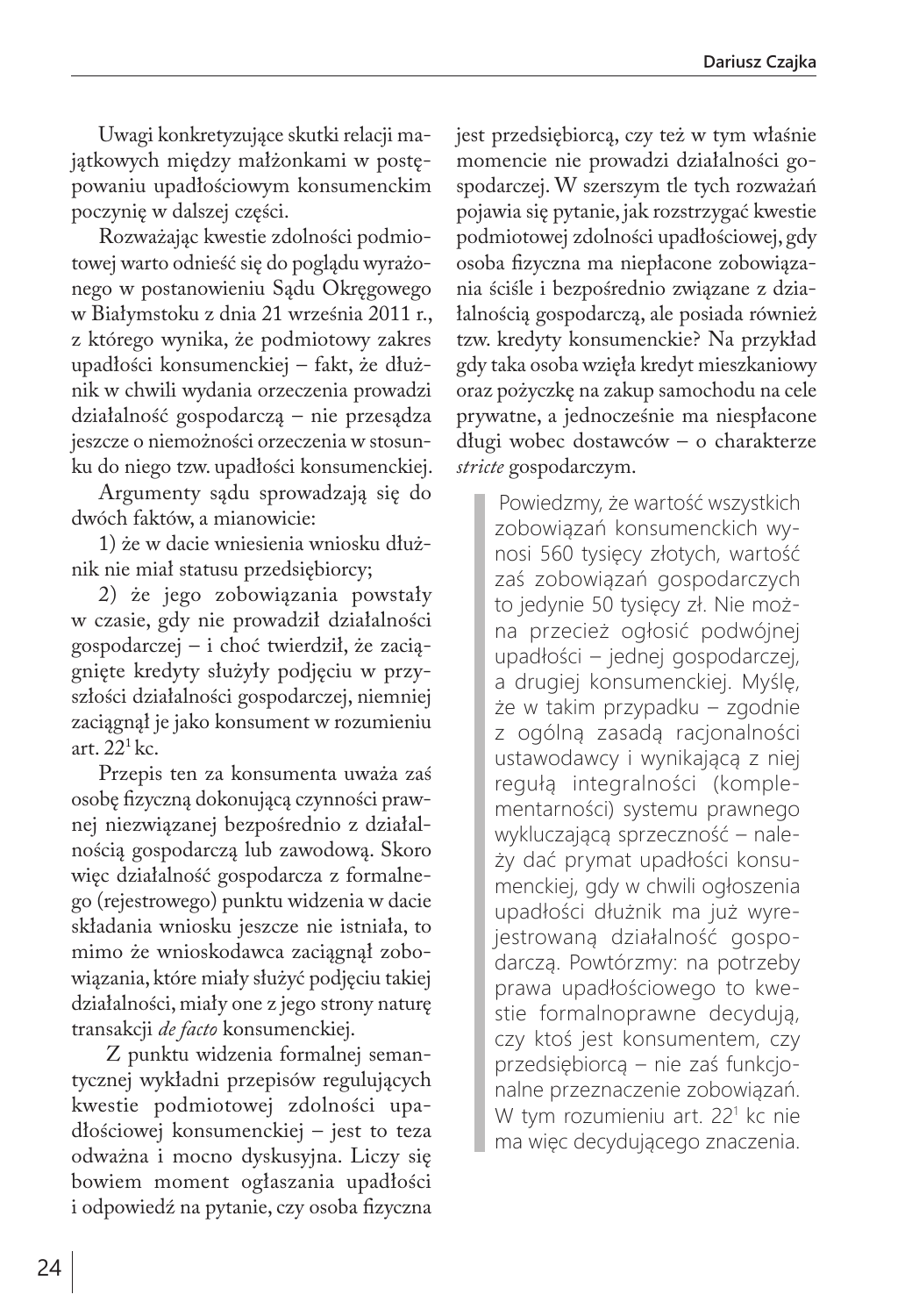Uwagi konkretyzujące skutki relacji majątkowych między małżonkami w postępowaniu upadłościowym konsumenckim poczynię w dalszej części.

Rozważając kwestie zdolności podmiotowej warto odnieść się do poglądu wyrażonego w postanowieniu Sądu Okręgowego w Białymstoku z dnia 21 września 2011 r., z którego wynika, że podmiotowy zakres upadłości konsumenckiej – fakt, że dłużnik w chwili wydania orzeczenia prowadzi działalność gospodarczą – nie przesądza jeszcze o niemożności orzeczenia w stosunku do niego tzw. upadłości konsumenckiej.

Argumenty sądu sprowadzają się do dwóch faktów, a mianowicie:

1) że w dacie wniesienia wniosku dłużnik nie miał statusu przedsiębiorcy;

2) że jego zobowiązania powstały w czasie, gdy nie prowadził działalności gospodarczej – i choć twierdził, że zaciągnięte kredyty służyły podjęciu w przyszłości działalności gospodarczej, niemniej zaciągnął je jako konsument w rozumieniu art. $22^1$ kc.

Przepis ten za konsumenta uważa zaś osobę fizyczną dokonującą czynności prawnej niezwiązanej bezpośrednio z działalnością gospodarczą lub zawodową. Skoro więc działalność gospodarcza z formalnego (rejestrowego) punktu widzenia w dacie składania wniosku jeszcze nie istniała, to mimo że wnioskodawca zaciągnął zobowiązania, które miały służyć podjęciu takiej działalności, miały one z jego strony naturę transakcji *de facto* konsumenckiej.

Z punktu widzenia formalnej semantycznej wykładni przepisów regulujących kwestie podmiotowej zdolności upadłościowej konsumenckiej – jest to teza odważna i mocno dyskusyjna. Liczy się bowiem moment ogłaszania upadłości i odpowiedź na pytanie, czy osoba fizyczna jest przedsiębiorcą, czy też w tym właśnie momencie nie prowadzi działalności gospodarczej. W szerszym tle tych rozważań pojawia się pytanie, jak rozstrzygać kwestie podmiotowej zdolności upadłościowej, gdy osoba fizyczna ma niepłacone zobowiązania ściśle i bezpośrednio związane z działalnością gospodarczą, ale posiada również tzw. kredyty konsumenckie? Na przykład gdy taka osoba wzięła kredyt mieszkaniowy oraz pożyczkę na zakup samochodu na cele prywatne, a jednocześnie ma niespłacone długi wobec dostawców – o charakterze *stricte* gospodarczym.

> Powiedzmy, że wartość wszystkich zobowiązań konsumenckich wynosi 560 tysięcy złotych, wartość zaś zobowiązań gospodarczych to jedynie 50 tysięcy zł. Nie można przecież ogłosić podwójnej upadłości – jednej gospodarczej, a drugiej konsumenckiej. Myślę, że w takim przypadku – zgodnie z ogólną zasadą racjonalności ustawodawcy i wynikającą z niej regułą integralności (komplementarności) systemu prawnego wykluczającą sprzeczność – należy dać prymat upadłości konsumenckiej, gdy w chwili ogłoszenia upadłości dłużnik ma już wyrejestrowaną działalność gospodarczą. Powtórzmy: na potrzeby prawa upadłościowego to kwestie formalnoprawne decydują, czy ktoś jest konsumentem, czy przedsiębiorcą – nie zaś funkcjonalne przeznaczenie zobowiązań. W tym rozumieniu art. $22^1$ kc nie ma więc decydującego znaczenia.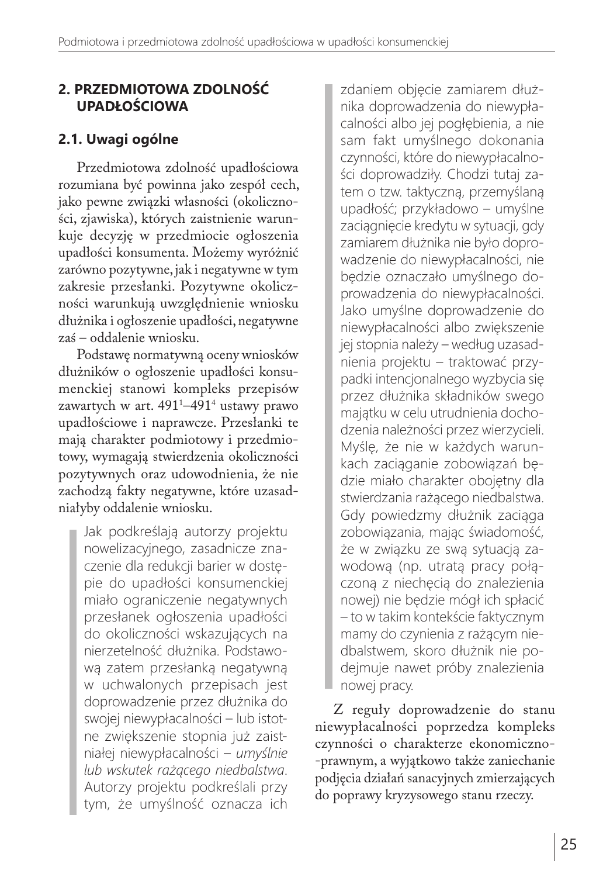## 2. PRZEDMIOTOWA ZDOLNOŚĆ UPADŁOŚCIOWA

### 2.1. Uwagi ogólne

Przedmiotowa zdolność upadłościowa rozumiana być powinna jako zespół cech, jako pewne związki własności (okoliczności, zjawiska), których zaistnienie warunkuje decyzję w przedmiocie ogłoszenia upadłości konsumenta. Możemy wyróżnić zarówno pozytywne, jak i negatywne w tym zakresie przesłanki. Pozytywne okoliczności warunkują uwzględnienie wniosku dłużnika i ogłoszenie upadłości, negatywne zaś – oddalenie wniosku.

Podstawę normatywną oceny wniosków dłużników o ogłoszenie upadłości konsumenckiej stanowi kompleks przepisów zawartych w art. 491[1]–491[4] ustawy prawo upadłościowe i naprawcze. Przesłanki te mają charakter podmiotowy i przedmiotowy, wymagają stwierdzenia okoliczności pozytywnych oraz udowodnienia, że nie zachodzą fakty negatywne, które uzasadniałyby oddalenie wniosku.

> Jak podkreślają autorzy projektu nowelizacyjnego, zasadnicze znaczenie dla redukcji barier w dostępie do upadłości konsumenckiej miało ograniczenie negatywnych przesłanek ogłoszenia upadłości do okoliczności wskazujących na nierzetelność dłużnika. Podstawową zatem przesłanką negatywną w uchwalonych przepisach jest doprowadzenie przez dłużnika do swojej niewypłacalności – lub istotne zwiększenie stopnia już zaistniałej niewypłacalności – *umyślnie lub wskutek rażącego niedbalstwa*. Autorzy projektu podkreślali przy tym, że umyślność oznacza ich zdaniem objęcie zamiarem dłużnika doprowadzenia do niewypłacalności albo jej pogłębienia, a nie sam fakt umyślnego dokonania czynności, które do niewypłacalności doprowadziły. Chodzi tutaj zatem o tzw. taktyczną, przemyślaną upadłość; przykładowo – umyślne zaciągnięcie kredytu w sytuacji, gdy zamiarem dłużnika nie było doprowadzenie do niewypłacalności, nie będzie oznaczało umyślnego doprowadzenia do niewypłacalności. Jako umyślne doprowadzenie do niewypłacalności albo zwiększenie jej stopnia należy – według uzasadnienia projektu – traktować przypadki intencjonalnego wyzbycia się przez dłużnika składników swego majątku w celu utrudnienia dochodzenia należności przez wierzycieli. Myślę, że nie w każdych warunkach zaciąganie zobowiązań będzie miało charakter obojętny dla stwierdzania rażącego niedbalstwa. Gdy powiedzmy dłużnik zaciąga zobowiązania, mając świadomość, że w związku ze swą sytuacją zawodową (np. utratą pracy połączoną z niechęcią do znalezienia nowej) nie będzie mógł ich spłacić – to w takim kontekście faktycznym mamy do czynienia z rażącym niedbalstwem, skoro dłużnik nie podejmuje nawet próby znalezienia nowej pracy.

Z reguły doprowadzenie do stanu niewypłacalności poprzedza kompleks czynności o charakterze ekonomiczno-prawnym, a wyjątkowo także zaniechanie podjęcia działań sanacyjnych zmierzających do poprawy kryzysowego stanu rzeczy.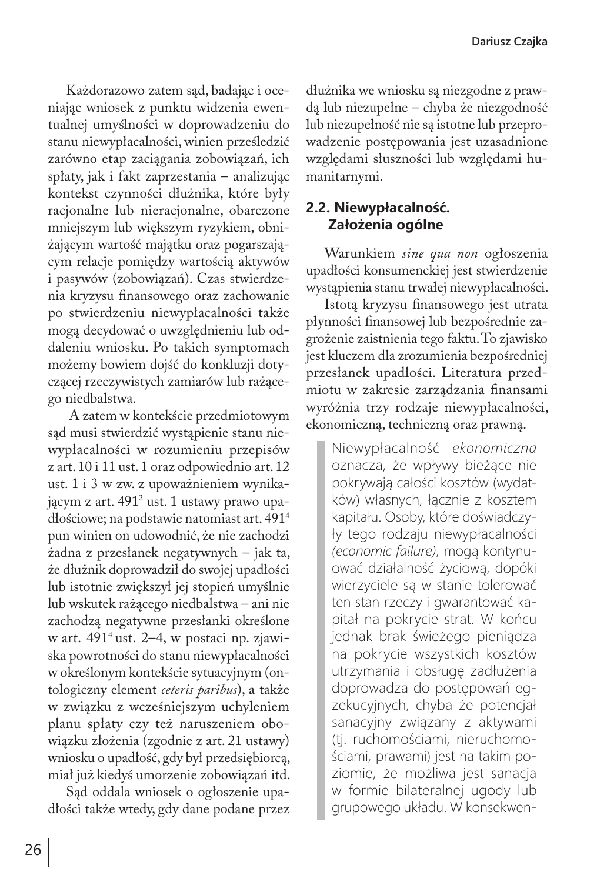Każdorazowo zatem sąd, badając i oceniając wniosek z punktu widzenia ewentualnej umyślności w doprowadzeniu do stanu niewypłacalności, winien prześledzić zarówno etap zaciągania zobowiązań, ich spłaty, jak i fakt zaprzestania – analizując kontekst czynności dłużnika, które były racjonalne lub nieracjonalne, obarczone mniejszym lub większym ryzykiem, obniżającym wartość majątku oraz pogarszającym relacje pomiędzy wartością aktywów i pasywów (zobowiązań). Czas stwierdzenia kryzysu finansowego oraz zachowanie po stwierdzeniu niewypłacalności także mogą decydować o uwzględnieniu lub oddaleniu wniosku. Po takich symptomach możemy bowiem dojść do konkluzji dotyczącej rzeczywistych zamiarów lub rażącego niedbalstwa.

A zatem w kontekście przedmiotowym sąd musi stwierdzić wystąpienie stanu niewypłacalności w rozumieniu przepisów z art. 10 i 11 ust. 1 oraz odpowiednio art. 12 ust. 1 i 3 w zw. z upoważnieniem wynikającym z art. 491[2] ust. 1 ustawy prawo upadłościowe; na podstawie natomiast art. 491[4] pun winien on udowodnić, że nie zachodzi żadna z przesłanek negatywnych – jak ta, że dłużnik doprowadził do swojej upadłości lub istotnie zwiększył jej stopień umyślnie lub wskutek rażącego niedbalstwa – ani nie zachodzą negatywne przesłanki określone w art. 491[4] ust. 2–4, w postaci np. zjawiska powrotności do stanu niewypłacalności w określonym kontekście sytuacyjnym (ontologiczny element *ceteris paribus*), a także w związku z wcześniejszym uchyleniem planu spłaty czy też naruszeniem obowiązku złożenia (zgodnie z art. 21 ustawy) wniosku o upadłość, gdy był przedsiębiorcą, miał już kiedyś umorzenie zobowiązań itd.

Sąd oddala wniosek o ogłoszenie upadłości także wtedy, gdy dane podane przez dłużnika we wniosku są niezgodne z prawdą lub niezupełne – chyba że niezgodność lub niezupełność nie są istotne lub przeprowadzenie postępowania jest uzasadnione względami słuszności lub względami humanitarnymi.

## 2.2. Niewypłacalność. Założenia ogólne

Warunkiem *sine qua non* ogłoszenia upadłości konsumenckiej jest stwierdzenie wystąpienia stanu trwałej niewypłacalności.

Istotą kryzysu finansowego jest utrata płynności finansowej lub bezpośrednie zagrożenie zaistnienia tego faktu. To zjawisko jest kluczem dla zrozumienia bezpośredniej przesłanek upadłości. Literatura przedmiotu w zakresie zarządzania finansami wyróżnia trzy rodzaje niewypłacalności, ekonomiczną, techniczną oraz prawną.

> Niewypłacalność *ekonomiczna* oznacza, że wpływy bieżące nie pokrywają całości kosztów (wydatków) własnych, łącznie z kosztem kapitału. Osoby, które doświadczyły tego rodzaju niewypłacalności *(economic failure)*, mogą kontynuować działalność życiową, dopóki wierzyciele są w stanie tolerować ten stan rzeczy i gwarantować kapitał na pokrycie strat. W końcu jednak brak świeżego pieniądza na pokrycie wszystkich kosztów utrzymania i obsługę zadłużenia doprowadza do postępowań egzekucyjnych, chyba że potencjał sanacyjny związany z aktywami (tj. ruchomościami, nieruchomościami, prawami) jest na takim poziomie, że możliwa jest sanacja w formie bilateralnej ugody lub grupowego układu. W konsekwen-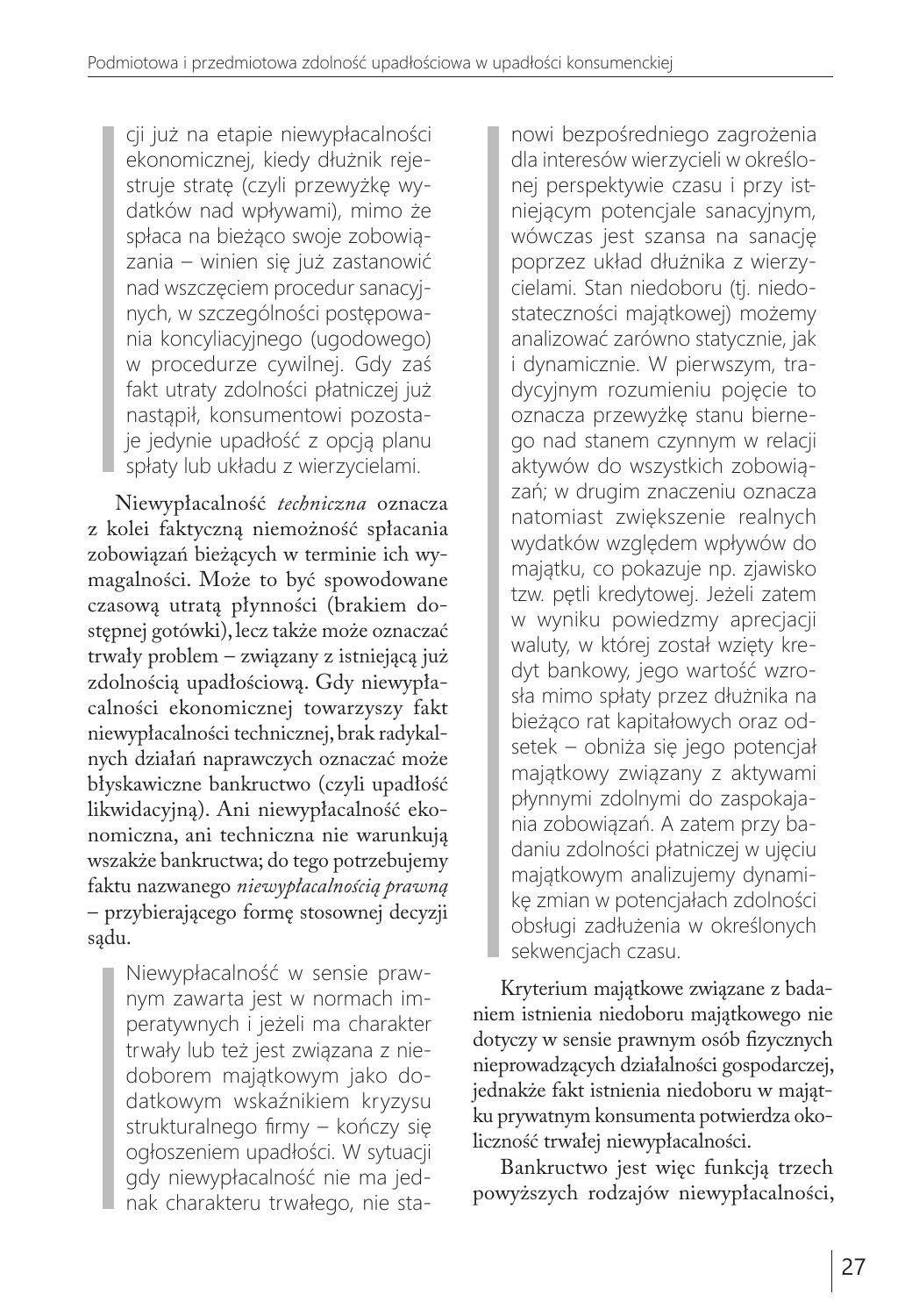cji już na etapie niewypłacalności ekonomicznej, kiedy dłużnik rejestruje stratę (czyli przewyżkę wydatków nad wpływami), mimo że spłaca na bieżąco swoje zobowiązania – winien się już zastanowić nad wszczęciem procedur sanacyjnych, w szczególności postępowania koncyliacyjnego (ugodowego) w procedurze cywilnej. Gdy zaś fakt utraty zdolności płatniczej już nastąpił, konsumentowi pozostaje jedynie upadłość z opcją planu spłaty lub układu z wierzycielami.

Niewypłacalność *techniczna* oznacza z kolei faktyczną niemożność spłacania zobowiązań bieżących w terminie ich wymagalności. Może to być spowodowane czasową utratą płynności (brakiem dostępnej gotówki), lecz także może oznaczać trwały problem – związany z istniejącą już zdolnością upadłościową. Gdy niewypłacalności ekonomicznej towarzyszy fakt niewypłacalności technicznej, brak radykalnych działań naprawczych oznaczać może błyskawiczne bankructwo (czyli upadłość likwidacyjną). Ani niewypłacalność ekonomiczna, ani techniczna nie warunkują wszakże bankructwa; do tego potrzebujemy faktu nazwanego *niewypłacalnością prawną* – przybierającego formę stosownej decyzji sądu.

Niewypłacalność w sensie prawnym zawarta jest w normach imperatywnych i jeżeli ma charakter trwały lub też jest związana z niedoborem majątkowym jako dodatkowym wskaźnikiem kryzysu strukturalnego firmy – kończy się ogłoszeniem upadłości. W sytuacji gdy niewypłacalność nie ma jednak charakteru trwałego, nie stanowi bezpośredniego zagrożenia dla interesów wierzycieli w określonej perspektywie czasu i przy istniejącym potencjale sanacyjnym, wówczas jest szansa na sanację poprzez układ dłużnika z wierzycielami. Stan niedoboru (tj. niedostateczności majątkowej) możemy analizować zarówno statycznie, jak i dynamicznie. W pierwszym, tradycyjnym rozumieniu pojęcie to oznacza przewyżkę stanu biernego nad stanem czynnym w relacji aktywów do wszystkich zobowiązań; w drugim znaczeniu oznacza natomiast zwiększenie realnych wydatków względem wpływów do majątku, co pokazuje np. zjawisko tzw. pętli kredytowej. Jeżeli zatem w wyniku powiedzmy aprecjacji waluty, w której został wzięty kredyt bankowy, jego wartość wzrosła mimo spłaty przez dłużnika na bieżąco rat kapitałowych oraz odsetek – obniża się jego potencjał majątkowy związany z aktywami płynnymi zdolnymi do zaspokajania zobowiązań. A zatem przy badaniu zdolności płatniczej w ujęciu majątkowym analizujemy dynamikę zmian w potencjałach zdolności obsługi zadłużenia w określonych sekwencjach czasu.

Kryterium majątkowe związane z badaniem istnienia niedoboru majątkowego nie dotyczy w sensie prawnym osób fizycznych nieprowadzących działalności gospodarczej, jednakże fakt istnienia niedoboru w majątku prywatnym konsumenta potwierdza okoliczność trwałej niewypłacalności.

Bankructwo jest więc funkcją trzech powyższych rodzajów niewypłacalności,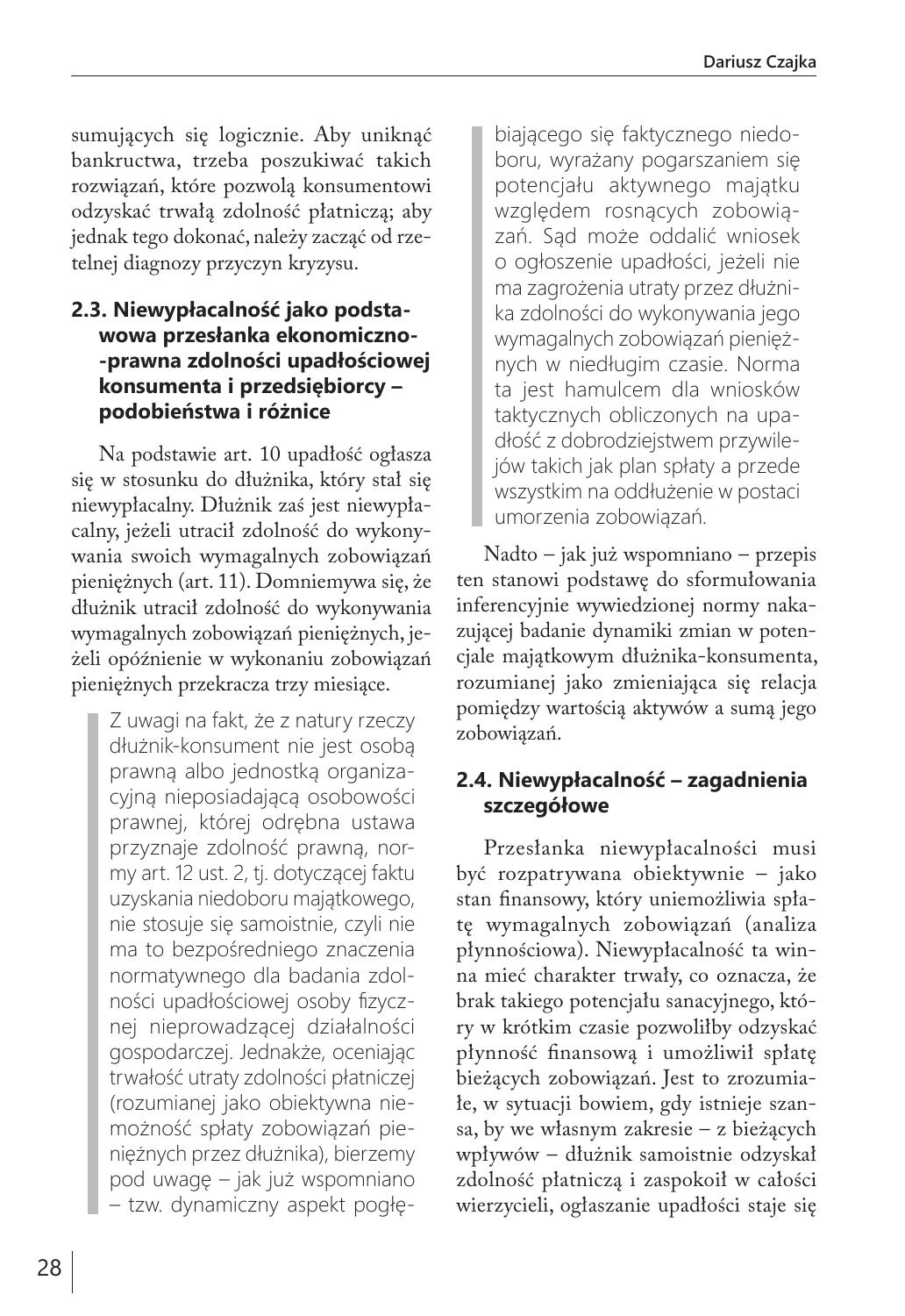sumujących się logicznie. Aby uniknąć bankructwa, trzeba poszukiwać takich rozwiązań, które pozwolą konsumentowi odzyskać trwałą zdolność płatniczą; aby jednak tego dokonać, należy zacząć od rzetelnej diagnozy przyczyn kryzysu.

### 2.3. Niewypłacalność jako podstawowa przesłanka ekonomiczno-prawna zdolności upadłościowej konsumenta i przedsiębiorcy – podobieństwa i różnice

Na podstawie art. 10 upadłość ogłasza się w stosunku do dłużnika, który stał się niewypłacalny. Dłużnik zaś jest niewypłacalny, jeżeli utracił zdolność do wykonywania swoich wymagalnych zobowiązań pieniężnych (art. 11). Domniemywa się, że dłużnik utracił zdolność do wykonywania wymagalnych zobowiązań pieniężnych, jeżeli opóźnienie w wykonaniu zobowiązań pieniężnych przekracza trzy miesiące.

> Z uwagi na fakt, że z natury rzeczy dłużnik-konsument nie jest osobą prawną albo jednostką organizacyjną nieposiadającą osobowości prawnej, której odrębna ustawa przyznaje zdolność prawną, normy art. 12 ust. 2, tj. dotyczącej faktu uzyskania niedoboru majątkowego, nie stosuje się samoistnie, czyli nie ma to bezpośredniego znaczenia normatywnego dla badania zdolności upadłościowej osoby fizycznej nieprowadzącej działalności gospodarczej. Jednakże, oceniając trwałość utraty zdolności płatniczej (rozumianej jako obiektywna niemożność spłaty zobowiązań pieniężnych przez dłużnika), bierzemy pod uwagę – jak już wspomniano – tzw. dynamiczny aspekt pogłębiającego się faktycznego niedoboru, wyrażany pogarszaniem się potencjału aktywnego majątku względem rosnących zobowiązań. Sąd może oddalić wniosek o ogłoszenie upadłości, jeżeli nie ma zagrożenia utraty przez dłużnika zdolności do wykonywania jego wymagalnych zobowiązań pieniężnych w niedługim czasie. Norma ta jest hamulcem dla wniosków taktycznych obliczonych na upadłość z dobrodziejstwem przywilejów takich jak plan spłaty a przede wszystkim na oddłużenie w postaci umorzenia zobowiązań.

Nadto – jak już wspomniano – przepis ten stanowi podstawę do sformułowania inferencyjnie wywiedzionej normy nakazującej badanie dynamiki zmian w potencjale majątkowym dłużnika-konsumenta, rozumianej jako zmieniająca się relacja pomiędzy wartością aktywów a sumą jego zobowiązań.

### 2.4. Niewypłacalność – zagadnienia szczegółowe

Przesłanka niewypłacalności musi być rozpatrywana obiektywnie – jako stan finansowy, który uniemożliwia spłatę wymagalnych zobowiązań (analiza płynnościowa). Niewypłacalność ta winna mieć charakter trwały, co oznacza, że brak takiego potencjału sanacyjnego, który w krótkim czasie pozwoliłby odzyskać płynność finansową i umożliwił spłatę bieżących zobowiązań. Jest to zrozumiałe, w sytuacji bowiem, gdy istnieje szansa, by we własnym zakresie – z bieżących wpływów – dłużnik samoistnie odzyskał zdolność płatniczą i zaspokoił w całości wierzycieli, ogłaszanie upadłości staje się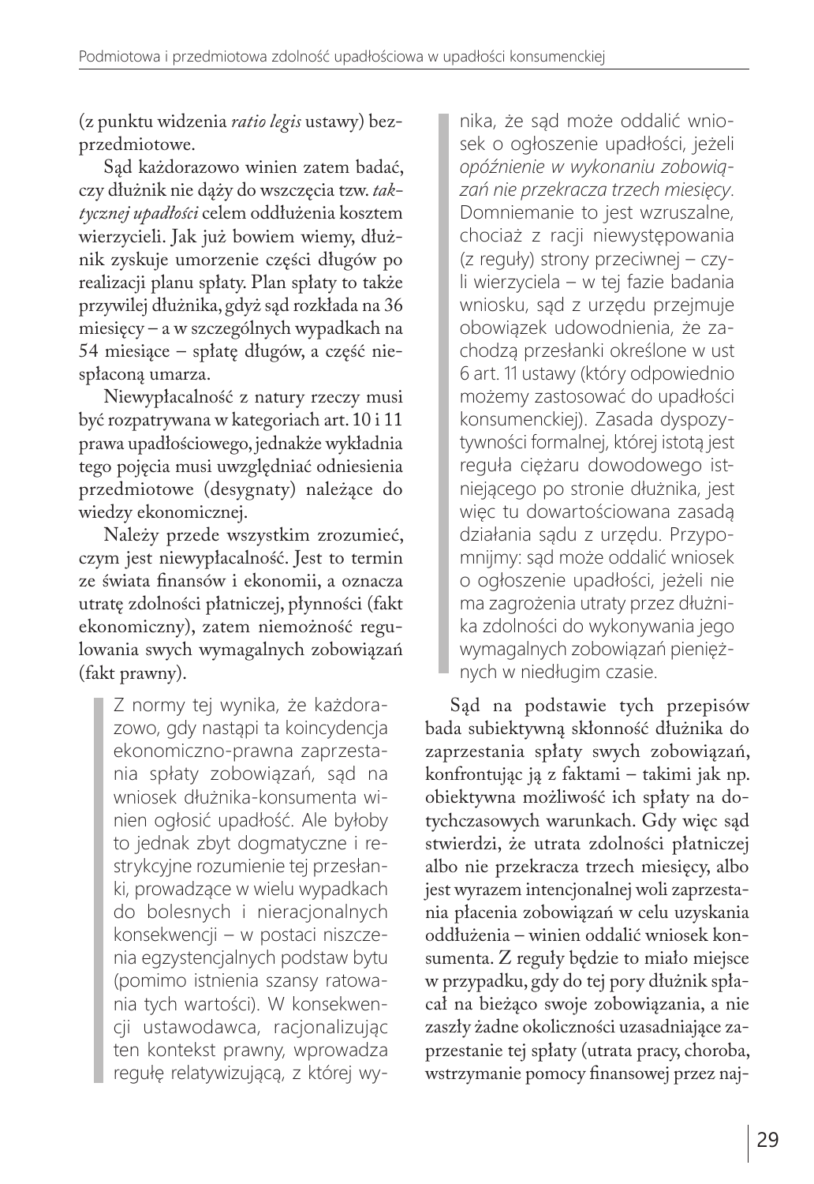(z punktu widzenia *ratio legis* ustawy) bezprzedmiotowe.

Sąd każdorazowo winien zatem badać, czy dłużnik nie dąży do wszczęcia tzw. *taktycznej upadłości* celem oddłużenia kosztem wierzycieli. Jak już bowiem wiemy, dłużnik zyskuje umorzenie części długów po realizacji planu spłaty. Plan spłaty to także przywilej dłużnika, gdyż sąd rozkłada na 36 miesięcy – a w szczególnych wypadkach na 54 miesiące – spłatę długów, a część niespłaconą umarza.

Niewypłacalność z natury rzeczy musi być rozpatrywana w kategoriach art. 10 i 11 prawa upadłościowego, jednakże wykładnia tego pojęcia musi uwzględniać odniesienia przedmiotowe (desygnaty) należące do wiedzy ekonomicznej.

Należy przede wszystkim zrozumieć, czym jest niewypłacalność. Jest to termin ze świata finansów i ekonomii, a oznacza utratę zdolności płatniczej, płynności (fakt ekonomiczny), zatem niemożność regulowania swych wymagalnych zobowiązań (fakt prawny).

> Z normy tej wynika, że każdorazowo, gdy nastąpi ta koincydencja ekonomiczno-prawna zaprzestania spłaty zobowiązań, sąd na wniosek dłużnika-konsumenta winien ogłosić upadłość. Ale byłoby to jednak zbyt dogmatyczne i restrykcyjne rozumienie tej przesłanki, prowadzące w wielu wypadkach do bolesnych i nieracjonalnych konsekwencji – w postaci niszczenia egzystencjalnych podstaw bytu (pomimo istnienia szansy ratowania tych wartości). W konsekwencji ustawodawca, racjonalizując ten kontekst prawny, wprowadza regułę relatywizującą, z której wynika, że sąd może oddalić wniosek o ogłoszenie upadłości, jeżeli *opóźnienie w wykonaniu zobowiązań nie przekracza trzech miesięcy*. Domniemanie to jest wzruszalne, chociaż z racji niewystępowania (z reguły) strony przeciwnej – czyli wierzyciela – w tej fazie badania wniosku, sąd z urzędu przejmuje obowiązek udowodnienia, że zachodzą przesłanki określone w ust 6 art. 11 ustawy (który odpowiednio możemy zastosować do upadłości konsumenckiej). Zasada dyspozytywności formalnej, której istotą jest reguła ciężaru dowodowego istniejącego po stronie dłużnika, jest więc tu dowartościowana zasadą działania sądu z urzędu. Przypomnijmy: sąd może oddalić wniosek o ogłoszenie upadłości, jeżeli nie ma zagrożenia utraty przez dłużnika zdolności do wykonywania jego wymagalnych zobowiązań pieniężnych w niedługim czasie.

Sąd na podstawie tych przepisów bada subiektywną skłonność dłużnika do zaprzestania spłaty swych zobowiązań, konfrontując ją z faktami – takimi jak np. obiektywna możliwość ich spłaty na dotychczasowych warunkach. Gdy więc sąd stwierdzi, że utrata zdolności płatniczej albo nie przekracza trzech miesięcy, albo jest wyrazem intencjonalnej woli zaprzestania płacenia zobowiązań w celu uzyskania oddłużenia – winien oddalić wniosek konsumenta. Z reguły będzie to miało miejsce w przypadku, gdy do tej pory dłużnik spłacał na bieżąco swoje zobowiązania, a nie zaszły żadne okoliczności uzasadniające zaprzestanie tej spłaty (utrata pracy, choroba, wstrzymanie pomocy finansowej przez naj-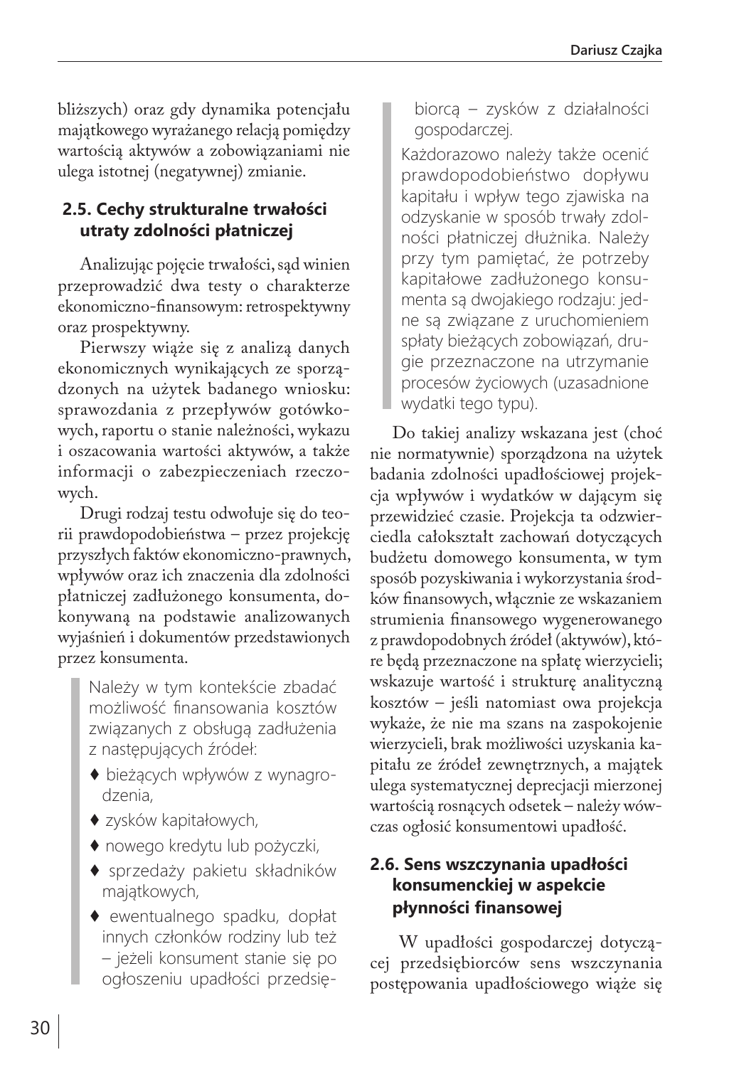bliższych) oraz gdy dynamika potencjału majątkowego wyrażanego relacją pomiędzy wartością aktywów a zobowiązaniami nie ulega istotnej (negatywnej) zmianie.

## 2.5. Cechy strukturalne trwałości utraty zdolności płatniczej

Analizując pojęcie trwałości, sąd winien przeprowadzić dwa testy o charakterze ekonomiczno-finansowym: retrospektywny oraz prospektywny.

Pierwszy wiąże się z analizą danych ekonomicznych wynikających ze sporządzonych na użytek badanego wniosku: sprawozdania z przepływów gotówkowych, raportu o stanie należności, wykazu i oszacowania wartości aktywów, a także informacji o zabezpieczeniach rzeczowych.

Drugi rodzaj testu odwołuje się do teorii prawdopodobieństwa – przez projekcję przyszłych faktów ekonomiczno-prawnych, wpływów oraz ich znaczenia dla zdolności płatniczej zadłużonego konsumenta, dokonywaną na podstawie analizowanych wyjaśnień i dokumentów przedstawionych przez konsumenta.

> Należy w tym kontekście zbadać możliwość finansowania kosztów związanych z obsługą zadłużenia z następujących źródeł:
>
> - bieżących wpływów z wynagrodzenia,
> - zysków kapitałowych,
> - nowego kredytu lub pożyczki,
> - sprzedaży pakietu składników majątkowych,
> - ewentualnego spadku, dopłat innych członków rodziny lub też – jeżeli konsument stanie się po ogłoszeniu upadłości przedsiębiorcą – zysków z działalności gospodarczej.
>
> Każdorazowo należy także ocenić prawdopodobieństwo dopływu kapitału i wpływ tego zjawiska na odzyskanie w sposób trwały zdolności płatniczej dłużnika. Należy przy tym pamiętać, że potrzeby kapitałowe zadłużonego konsumenta są dwojakiego rodzaju: jedne są związane z uruchomieniem spłaty bieżących zobowiązań, drugie przeznaczone na utrzymanie procesów życiowych (uzasadnione wydatki tego typu).

Do takiej analizy wskazana jest (choć nie normatywnie) sporządzona na użytek badania zdolności upadłościowej projekcja wpływów i wydatków w dającym się przewidzieć czasie. Projekcja ta odzwierciedla całokształt zachowań dotyczących budżetu domowego konsumenta, w tym sposób pozyskiwania i wykorzystania środków finansowych, włącznie ze wskazaniem strumienia finansowego wygenerowanego z prawdopodobnych źródeł (aktywów), które będą przeznaczone na spłatę wierzycieli; wskazuje wartość i strukturę analityczną kosztów – jeśli natomiast owa projekcja wykaże, że nie ma szans na zaspokojenie wierzycieli, brak możliwości uzyskania kapitału ze źródeł zewnętrznych, a majątek ulega systematycznej deprecjacji mierzonej wartością rosnących odsetek – należy wówczas ogłosić konsumentowi upadłość.

## 2.6. Sens wszczynania upadłości konsumenckiej w aspekcie płynności finansowej

W upadłości gospodarczej dotyczącej przedsiębiorców sens wszczynania postępowania upadłościowego wiąże się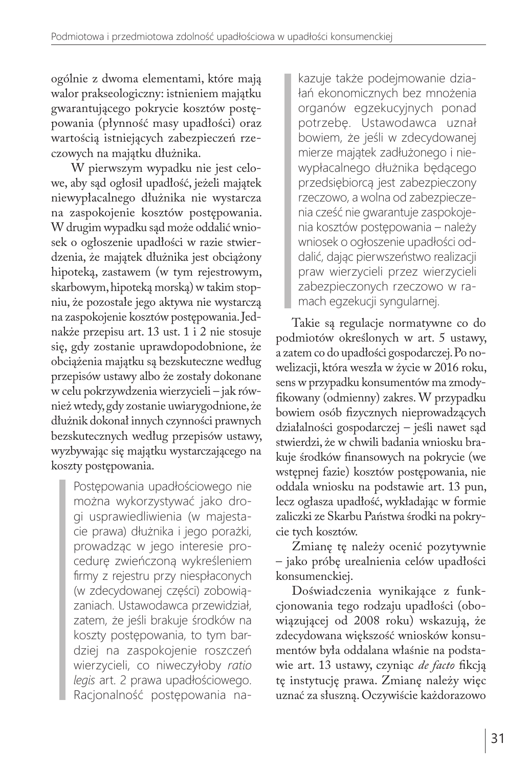ogólnie z dwoma elementami, które mają walor prakseologiczny: istnieniem majątku gwarantującego pokrycie kosztów postępowania (płynność masy upadłości) oraz wartością istniejących zabezpieczeń rzeczowych na majątku dłużnika.

W pierwszym wypadku nie jest celowe, aby sąd ogłosił upadłość, jeżeli majątek niewypłacalnego dłużnika nie wystarcza na zaspokojenie kosztów postępowania. W drugim wypadku sąd może oddalić wniosek o ogłoszenie upadłości w razie stwierdzenia, że majątek dłużnika jest obciążony hipoteką, zastawem (w tym rejestrowym, skarbowym, hipoteką morską) w takim stopniu, że pozostałe jego aktywa nie wystarczą na zaspokojenie kosztów postępowania. Jednakże przepisu art. 13 ust. 1 i 2 nie stosuje się, gdy zostanie uprawdopodobnione, że obciążenia majątku są bezskuteczne według przepisów ustawy albo że zostały dokonane w celu pokrzywdzenia wierzycieli – jak również wtedy, gdy zostanie uwiarygodnione, że dłużnik dokonał innych czynności prawnych bezskutecznych według przepisów ustawy, wyzbywając się majątku wystarczającego na koszty postępowania.

> Postępowania upadłościowego nie można wykorzystywać jako drogi usprawiedliwienia (w majestacie prawa) dłużnika i jego porażki, prowadząc w jego interesie procedurę zwieńczoną wykreśleniem firmy z rejestru przy niespłaconych (w zdecydowanej części) zobowiązaniach. Ustawodawca przewidział, zatem, że jeśli brakuje środków na koszty postępowania, to tym bardziej na zaspokojenie roszczeń wierzycieli, co niweczyłoby *ratio legis* art. 2 prawa upadłościowego. Racjonalność postępowania nakazuje także podejmowanie działań ekonomicznych bez mnożenia organów egzekucyjnych ponad potrzebę. Ustawodawca uznał bowiem, że jeśli w zdecydowanej mierze majątek zadłużonego i niewypłacalnego dłużnika będącego przedsiębiorcą jest zabezpieczony rzeczowo, a wolna od zabezpieczenia cześć nie gwarantuje zaspokojenia kosztów postępowania – należy wniosek o ogłoszenie upadłości oddalić, dając pierwszeństwo realizacji praw wierzycieli przez wierzycieli zabezpieczonych rzeczowo w ramach egzekucji syngularnej.

Takie są regulacje normatywne co do podmiotów określonych w art. 5 ustawy, a zatem co do upadłości gospodarczej. Po nowelizacji, która weszła w życie w 2016 roku, sens w przypadku konsumentów ma zmodyfikowany (odmienny) zakres. W przypadku bowiem osób fizycznych nieprowadzących działalności gospodarczej – jeśli nawet sąd stwierdzi, że w chwili badania wniosku brakuje środków finansowych na pokrycie (we wstępnej fazie) kosztów postępowania, nie oddala wniosku na podstawie art. 13 pun, lecz ogłasza upadłość, wykładając w formie zaliczki ze Skarbu Państwa środki na pokrycie tych kosztów.

Zmianę tę należy ocenić pozytywnie – jako próbę urealnienia celów upadłości konsumenckiej.

Doświadczenia wynikające z funkcjonowania tego rodzaju upadłości (obowiązującej od 2008 roku) wskazują, że zdecydowana większość wniosków konsumentów była oddalana właśnie na podstawie art. 13 ustawy, czyniąc *de facto* fikcją tę instytucję prawa. Zmianę należy więc uznać za słuszną. Oczywiście każdorazowo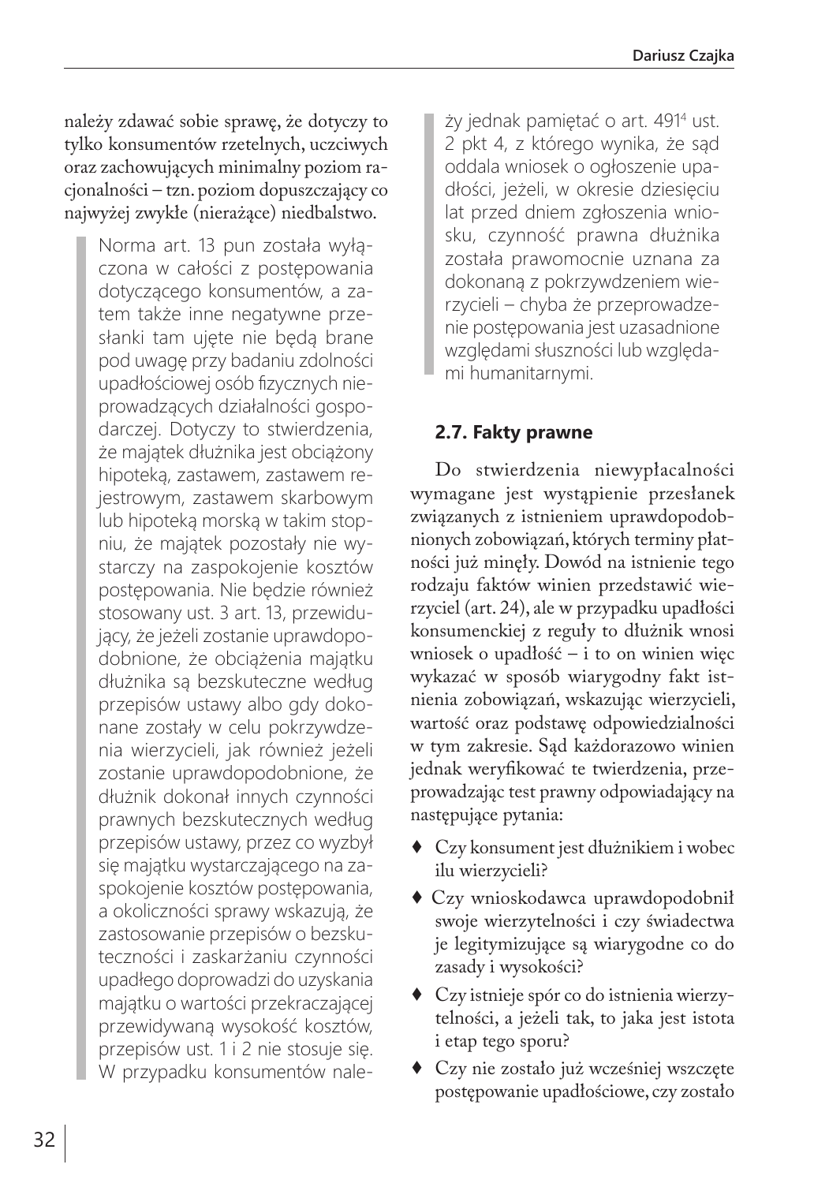należy zdawać sobie sprawę, że dotyczy to tylko konsumentów rzetelnych, uczciwych oraz zachowujących minimalny poziom racjonalności – tzn. poziom dopuszczający co najwyżej zwykłe (nierażące) niedbalstwo.

> Norma art. 13 pun została wyłączona w całości z postępowania dotyczącego konsumentów, a zatem także inne negatywne przesłanki tam ujęte nie będą brane pod uwagę przy badaniu zdolności upadłościowej osób fizycznych nieprowadzących działalności gospodarczej. Dotyczy to stwierdzenia, że majątek dłużnika jest obciążony hipoteką, zastawem, zastawem rejestrowym, zastawem skarbowym lub hipoteką morską w takim stopniu, że majątek pozostały nie wystarczy na zaspokojenie kosztów postępowania. Nie będzie również stosowany ust. 3 art. 13, przewidujący, że jeżeli zostanie uprawdopodobnione, że obciążenia majątku dłużnika są bezskuteczne według przepisów ustawy albo gdy dokonane zostały w celu pokrzywdzenia wierzycieli, jak również jeżeli zostanie uprawdopodobnione, że dłużnik dokonał innych czynności prawnych bezskutecznych według przepisów ustawy, przez co wyzbył się majątku wystarczającego na zaspokojenie kosztów postępowania, a okoliczności sprawy wskazują, że zastosowanie przepisów o bezskuteczności i zaskarżaniu czynności upadłego doprowadzi do uzyskania majątku o wartości przekraczającej przewidywaną wysokość kosztów, przepisów ust. 1 i 2 nie stosuje się. W przypadku konsumentów należy jednak pamiętać o art. 491[4] ust. 2 pkt 4, z którego wynika, że sąd oddala wniosek o ogłoszenie upadłości, jeżeli, w okresie dziesięciu lat przed dniem zgłoszenia wniosku, czynność prawna dłużnika została prawomocnie uznana za dokonaną z pokrzywdzeniem wierzycieli – chyba że przeprowadzenie postępowania jest uzasadnione względami słuszności lub względami humanitarnymi.

## 2.7. Fakty prawne

Do stwierdzenia niewypłacalności wymagane jest wystąpienie przesłanek związanych z istnieniem uprawdopodobnionych zobowiązań, których terminy płatności już minęły. Dowód na istnienie tego rodzaju faktów winien przedstawić wierzyciel (art. 24), ale w przypadku upadłości konsumenckiej z reguły to dłużnik wnosi wniosek o upadłość – i to on winien więc wykazać w sposób wiarygodny fakt istnienia zobowiązań, wskazując wierzycieli, wartość oraz podstawę odpowiedzialności w tym zakresie. Sąd każdorazowo winien jednak weryfikować te twierdzenia, przeprowadzając test prawny odpowiadający na następujące pytania:

- Czy konsument jest dłużnikiem i wobec ilu wierzycieli?
- Czy wnioskodawca uprawdopodobnił swoje wierzytelności i czy świadectwa je legitymizujące są wiarygodne co do zasady i wysokości?
- Czy istnieje spór co do istnienia wierzytelności, a jeżeli tak, to jaka jest istota i etap tego sporu?
- Czy nie zostało już wcześniej wszczęte postępowanie upadłościowe, czy zostało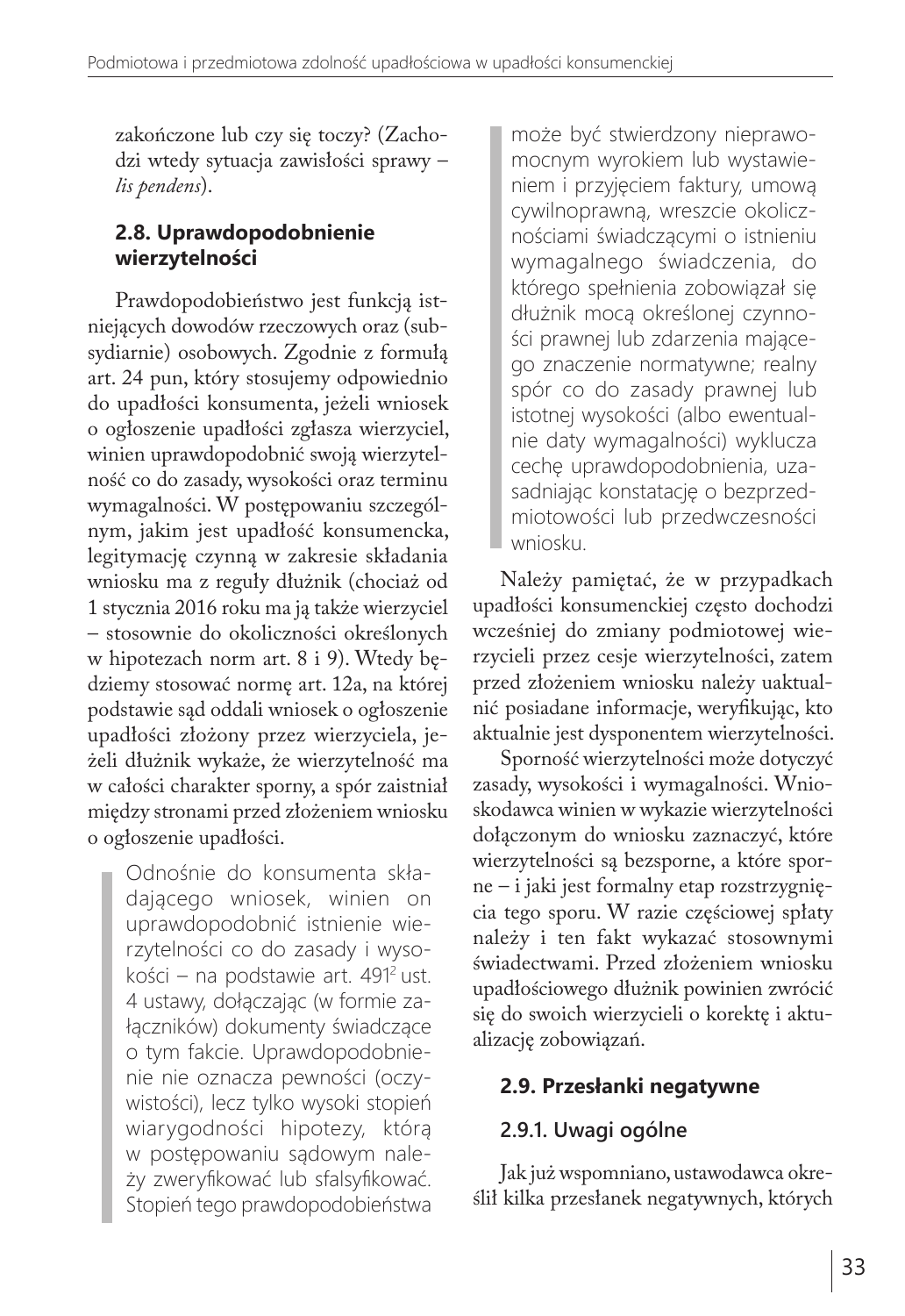zakończone lub czy się toczy? (Zachodzi wtedy sytuacja zawisłości sprawy – *lis pendens*).

### 2.8. Uprawdopodobnienie wierzytelności

Prawdopodobieństwo jest funkcją istniejących dowodów rzeczowych oraz (subsydiarnie) osobowych. Zgodnie z formułą art. 24 pun, który stosujemy odpowiednio do upadłości konsumenta, jeżeli wniosek o ogłoszenie upadłości zgłasza wierzyciel, winien uprawdopodobnić swoją wierzytelność co do zasady, wysokości oraz terminu wymagalności. W postępowaniu szczególnym, jakim jest upadłość konsumencka, legitymację czynną w zakresie składania wniosku ma z reguły dłużnik (chociaż od 1 stycznia 2016 roku ma ją także wierzyciel – stosownie do okoliczności określonych w hipotezach norm art. 8 i 9). Wtedy będziemy stosować normę art. 12a, na której podstawie sąd oddali wniosek o ogłoszenie upadłości złożony przez wierzyciela, jeżeli dłużnik wykaże, że wierzytelność ma w całości charakter sporny, a spór zaistniał między stronami przed złożeniem wniosku o ogłoszenie upadłości.

> Odnośnie do konsumenta składającego wniosek, winien on uprawdopodobnić istnienie wierzytelności co do zasady i wysokości – na podstawie art. $491^2$ ust. 4 ustawy, dołączając (w formie załączników) dokumenty świadczące o tym fakcie. Uprawdopodobnienie nie oznacza pewności (oczywistości), lecz tylko wysoki stopień wiarygodności hipotezy, którą w postępowaniu sądowym należy zweryfikować lub sfalsyfikować. Stopień tego prawdopodobieństwa może być stwierdzony nieprawomocnym wyrokiem lub wystawieniem i przyjęciem faktury, umową cywilnoprawną, wreszcie okolicznościami świadczącymi o istnieniu wymagalnego świadczenia, do którego spełnienia zobowiązał się dłużnik mocą określonej czynności prawnej lub zdarzenia mającego znaczenie normatywne; realny spór co do zasady prawnej lub istotnej wysokości (albo ewentualnie daty wymagalności) wyklucza cechę uprawdopodobnienia, uzasadniając konstatację o bezprzedmiotowości lub przedwczesności wniosku.

Należy pamiętać, że w przypadkach upadłości konsumenckiej często dochodzi wcześniej do zmiany podmiotowej wierzycieli przez cesje wierzytelności, zatem przed złożeniem wniosku należy uaktualnić posiadane informacje, weryfikując, kto aktualnie jest dysponentem wierzytelności.

Sporność wierzytelności może dotyczyć zasady, wysokości i wymagalności. Wnioskodawca winien w wykazie wierzytelności dołączonym do wniosku zaznaczyć, które wierzytelności są bezsporne, a które sporne – i jaki jest formalny etap rozstrzygnięcia tego sporu. W razie częściowej spłaty należy i ten fakt wykazać stosownymi świadectwami. Przed złożeniem wniosku upadłościowego dłużnik powinien zwrócić się do swoich wierzycieli o korektę i aktualizację zobowiązań.

### 2.9. Przesłanki negatywne

#### 2.9.1. Uwagi ogólne

Jak już wspomniano, ustawodawca określił kilka przesłanek negatywnych, których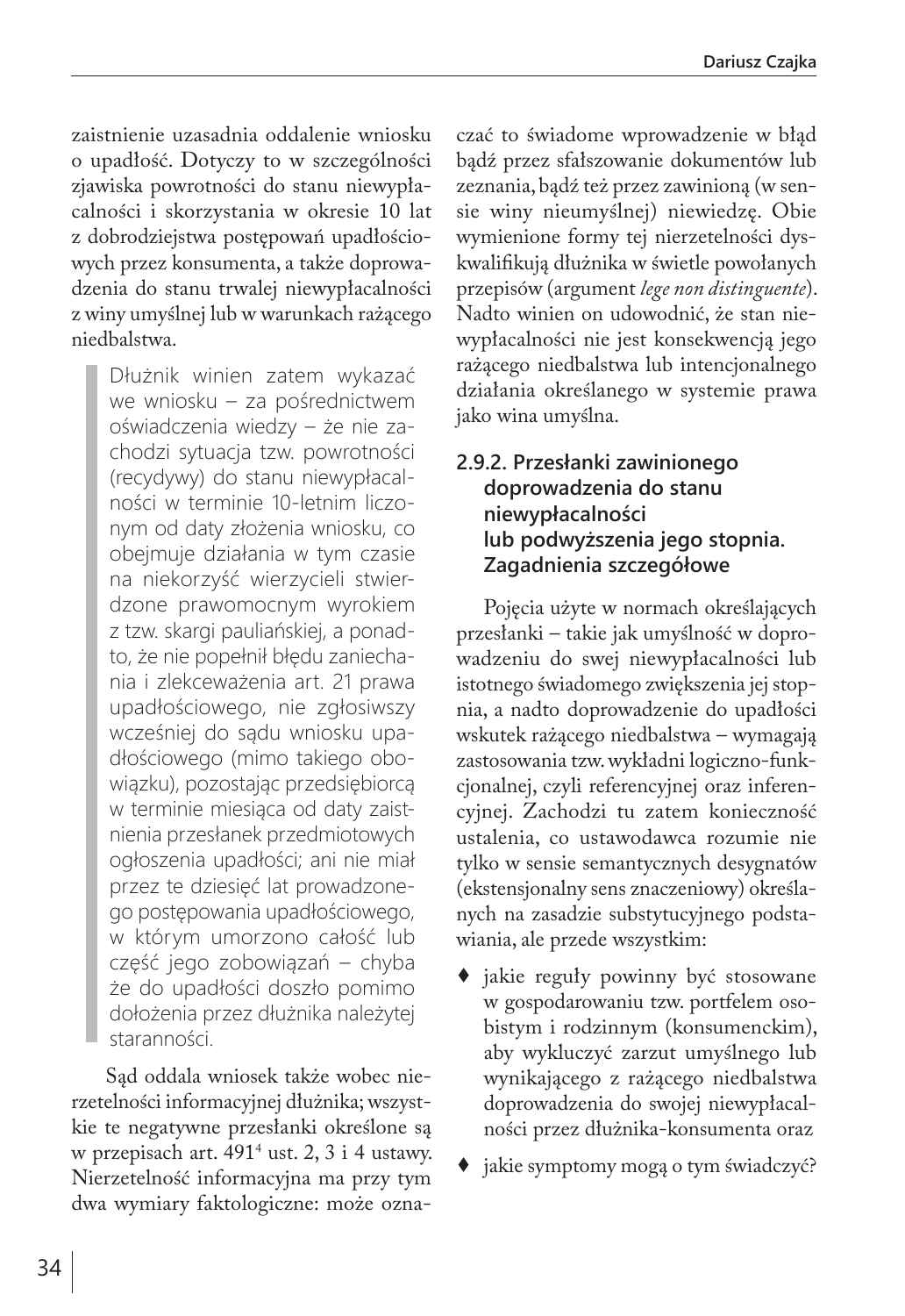zaistnienie uzasadnia oddalenie wniosku o upadłość. Dotyczy to w szczególności zjawiska powrotności do stanu niewypłacalności i skorzystania w okresie 10 lat z dobrodziejstwa postępowań upadłościowych przez konsumenta, a także doprowadzenia do stanu trwałej niewypłacalności z winy umyślnej lub w warunkach rażącego niedbalstwa.

> Dłużnik winien zatem wykazać we wniosku – za pośrednictwem oświadczenia wiedzy – że nie zachodzi sytuacja tzw. powrotności (recydywy) do stanu niewypłacalności w terminie 10-letnim liczonym od daty złożenia wniosku, co obejmuje działania w tym czasie na niekorzyść wierzycieli stwierdzone prawomocnym wyrokiem z tzw. skargi pauliańskiej, a ponadto, że nie popełnił błędu zaniechania i zlekceważenia art. 21 prawa upadłościowego, nie zgłosiwszy wcześniej do sądu wniosku upadłościowego (mimo takiego obowiązku), pozostając przedsiębiorcą w terminie miesiąca od daty zaistnienia przesłanek przedmiotowych ogłoszenia upadłości; ani nie miał przez te dziesięć lat prowadzonego postępowania upadłościowego, w którym umorzono całość lub część jego zobowiązań – chyba że do upadłości doszło pomimo dołożenia przez dłużnika należytej staranności.

Sąd oddala wniosek także wobec nierzetelności informacyjnej dłużnika; wszystkie te negatywne przesłanki określone są w przepisach art. 491[4] ust. 2, 3 i 4 ustawy. Nierzetelność informacyjna ma przy tym dwa wymiary faktologiczne: może oznaczać to świadome wprowadzenie w błąd bądź przez sfałszowanie dokumentów lub zeznania, bądź też przez zawinioną (w sensie winy nieumyślnej) niewiedzę. Obie wymienione formy tej nierzetelności dyskwalifikują dłużnika w świetle powołanych przepisów (argument *lege non distinguente*). Nadto winien on udowodnić, że stan niewypłacalności nie jest konsekwencją jego rażącego niedbalstwa lub intencjonalnego działania określanego w systemie prawa jako wina umyślna.

### 2.9.2. Przesłanki zawinionego doprowadzenia do stanu niewypłacalności lub podwyższenia jego stopnia. Zagadnienia szczegółowe

Pojęcia użyte w normach określających przesłanki – takie jak umyślność w doprowadzeniu do swej niewypłacalności lub istotnego świadomego zwiększenia jej stopnia, a nadto doprowadzenie do upadłości wskutek rażącego niedbalstwa – wymagają zastosowania tzw. wykładni logiczno-funkcjonalnej, czyli referencyjnej oraz inferencyjnej. Zachodzi tu zatem konieczność ustalenia, co ustawodawca rozumie nie tylko w sensie semantycznych desygnatów (ekstensjonalny sens znaczeniowy) określanych na zasadzie substytucyjnego podstawiania, ale przede wszystkim:

- jakie reguły powinny być stosowane w gospodarowaniu tzw. portfelem osobistym i rodzinnym (konsumenckim), aby wykluczyć zarzut umyślnego lub wynikającego z rażącego niedbalstwa doprowadzenia do swojej niewypłacalności przez dłużnika-konsumenta oraz
- jakie symptomy mogą o tym świadczyć?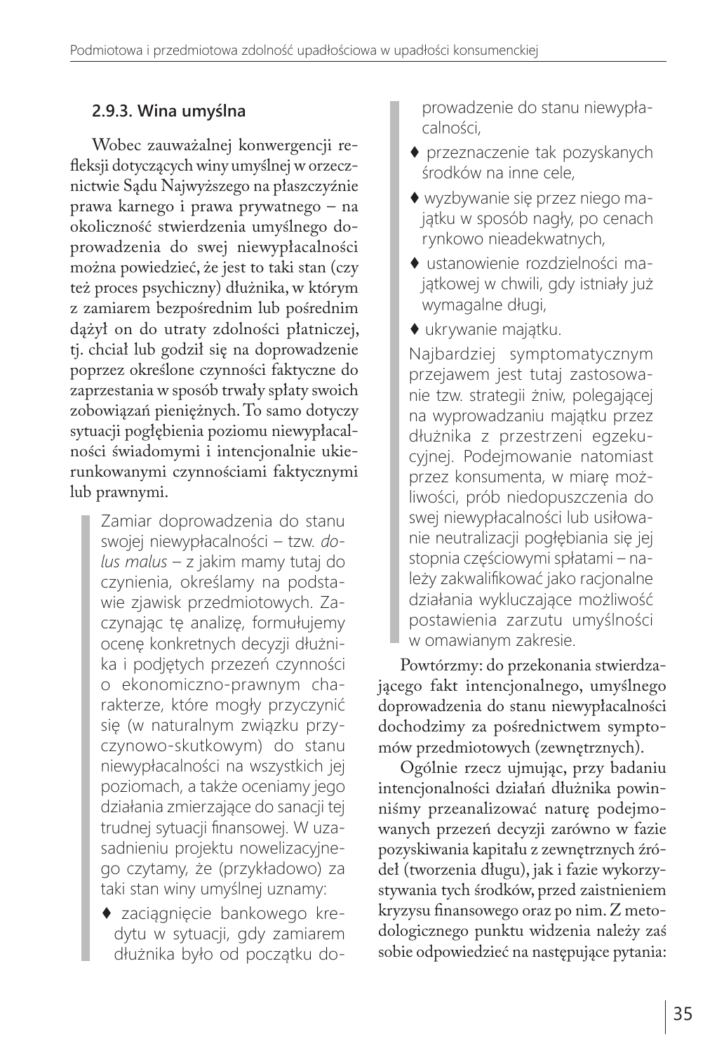### 2.9.3. Wina umyślna

Wobec zauważalnej konwergencji refleksji dotyczących winy umyślnej w orzecznictwie Sądu Najwyższego na płaszczyźnie prawa karnego i prawa prywatnego – na okoliczność stwierdzenia umyślnego doprowadzenia do swej niewypłacalności można powiedzieć, że jest to taki stan (czy też proces psychiczny) dłużnika, w którym z zamiarem bezpośrednim lub pośrednim dążył on do utraty zdolności płatniczej, tj. chciał lub godził się na doprowadzenie poprzez określone czynności faktyczne do zaprzestania w sposób trwały spłaty swoich zobowiązań pieniężnych. To samo dotyczy sytuacji pogłębienia poziomu niewypłacalności świadomymi i intencjonalnie ukierunkowanymi czynnościami faktycznymi lub prawnymi.

> Zamiar doprowadzenia do stanu swojej niewypłacalności – tzw. *dolus malus* – z jakim mamy tutaj do czynienia, określamy na podstawie zjawisk przedmiotowych. Zaczynając tę analizę, formułujemy ocenę konkretnych decyzji dłużnika i podjętych przezeń czynności o ekonomiczno-prawnym charakterze, które mogły przyczynić się (w naturalnym związku przyczynowo-skutkowym) do stanu niewypłacalności na wszystkich jej poziomach, a także oceniamy jego działania zmierzające do sanacji tej trudnej sytuacji finansowej. W uzasadnieniu projektu nowelizacyjnego czytamy, że (przykładowo) za taki stan winy umyślnej uznamy:
>
> - zaciągnięcie bankowego kredytu w sytuacji, gdy zamiarem dłużnika było od początku doprowadzenie do stanu niewypłacalności,
> - przeznaczenie tak pozyskanych środków na inne cele,
> - wyzbywanie się przez niego majątku w sposób nagły, po cenach rynkowo nieadekwatnych,
> - ustanowienie rozdzielności majątkowej w chwili, gdy istniały już wymagalne długi,
> - ukrywanie majątku.
>
> Najbardziej symptomatycznym przejawem jest tutaj zastosowanie tzw. strategii żniw, polegającej na wyprowadzaniu majątku przez dłużnika z przestrzeni egzekucyjnej. Podejmowanie natomiast przez konsumenta, w miarę możliwości, prób niedopuszczenia do swej niewypłacalności lub usiłowanie neutralizacji pogłębiania się jej stopnia częściowymi spłatami – należy zakwalifikować jako racjonalne działania wykluczające możliwość postawienia zarzutu umyślności w omawianym zakresie.

Powtórzmy: do przekonania stwierdzającego fakt intencjonalnego, umyślnego doprowadzenia do stanu niewypłacalności dochodzimy za pośrednictwem symptomów przedmiotowych (zewnętrznych).

Ogólnie rzecz ujmując, przy badaniu intencjonalności działań dłużnika powinniśmy przeanalizować naturę podejmowanych przezeń decyzji zarówno w fazie pozyskiwania kapitału z zewnętrznych źródeł (tworzenia długu), jak i fazie wykorzystywania tych środków, przed zaistnieniem kryzysu finansowego oraz po nim. Z metodologicznego punktu widzenia należy zaś sobie odpowiedzieć na następujące pytania: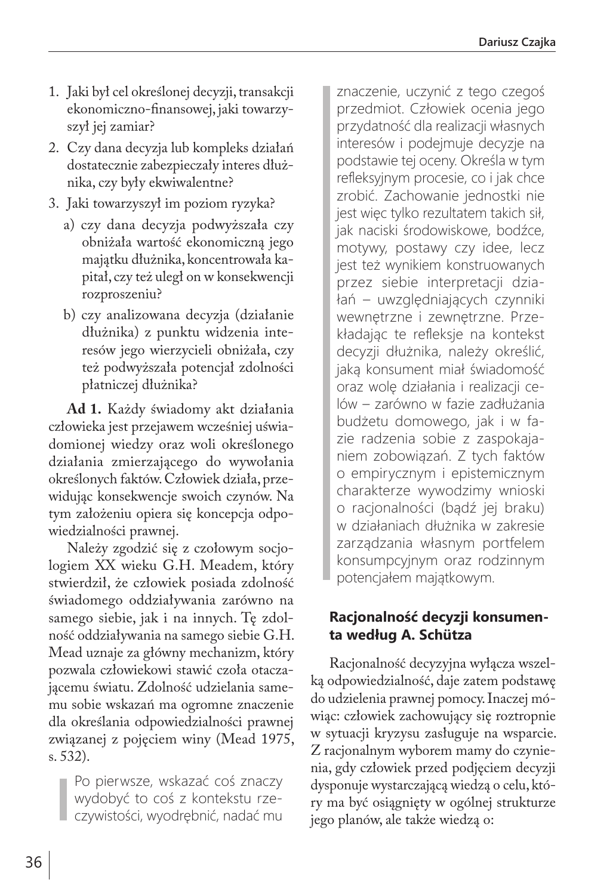1. Jaki był cel określonej decyzji, transakcji ekonomiczno-finansowej, jaki towarzyszył jej zamiar?
2. Czy dana decyzja lub kompleks działań dostatecznie zabezpieczały interes dłużnika, czy były ekwiwalentne?
3. Jaki towarzyszył im poziom ryzyka?
   a) czy dana decyzja podwyższała czy obniżała wartość ekonomiczną jego majątku dłużnika, koncentrowała kapitał, czy też uległ on w konsekwencji rozproszeniu?
   b) czy analizowana decyzja (działanie dłużnika) z punktu widzenia interesów jego wierzycieli obniżała, czy też podwyższała potencjał zdolności płatniczej dłużnika?

**Ad 1.** Każdy świadomy akt działania człowieka jest przejawem wcześniej uświadomionej wiedzy oraz woli określonego działania zmierzającego do wywołania określonych faktów. Człowiek działa, przewidując konsekwencje swoich czynów. Na tym założeniu opiera się koncepcja odpowiedzialności prawnej.

Należy zgodzić się z czołowym socjologiem XX wieku G.H. Meadem, który stwierdził, że człowiek posiada zdolność świadomego oddziaływania zarówno na samego siebie, jak i na innych. Tę zdolność oddziaływania na samego siebie G.H. Mead uznaje za główny mechanizm, który pozwala człowiekowi stawić czoła otaczającemu światu. Zdolność udzielania samemu sobie wskazań ma ogromne znaczenie dla określania odpowiedzialności prawnej związanej z pojęciem winy (Mead 1975, s. 532).

> Po pierwsze, wskazać coś znaczy wydobyć to coś z kontekstu rzeczywistości, wyodrębnić, nadać mu znaczenie, uczynić z tego czegoś przedmiot. Człowiek ocenia jego przydatność dla realizacji własnych interesów i podejmuje decyzje na podstawie tej oceny. Określa w tym refleksyjnym procesie, co i jak chce zrobić. Zachowanie jednostki nie jest więc tylko rezultatem takich sił, jak naciski środowiskowe, bodźce, motywy, postawy czy idee, lecz jest też wynikiem konstruowanych przez siebie interpretacji działań – uwzględniających czynniki wewnętrzne i zewnętrzne. Przekładając te refleksje na kontekst decyzji dłużnika, należy określić, jaką konsument miał świadomość oraz wolę działania i realizacji celów – zarówno w fazie zadłużania budżetu domowego, jak i w fazie radzenia sobie z zaspokajaniem zobowiązań. Z tych faktów o empirycznym i epistemicznym charakterze wywodzimy wnioski o racjonalności (bądź jej braku) w działaniach dłużnika w zakresie zarządzania własnym portfelem konsumpcyjnym oraz rodzinnym potencjałem majątkowym.

### Racjonalność decyzji konsumenta według A. Schütza

Racjonalność decyzyjna wyłącza wszelką odpowiedzialność, daje zatem podstawę do udzielenia prawnej pomocy. Inaczej mówiąc: człowiek zachowujący się roztropnie w sytuacji kryzysu zasługuje na wsparcie. Z racjonalnym wyborem mamy do czynienia, gdy człowiek przed podjęciem decyzji dysponuje wystarczającą wiedzą o celu, który ma być osiągnięty w ogólnej strukturze jego planów, ale także wiedzą o: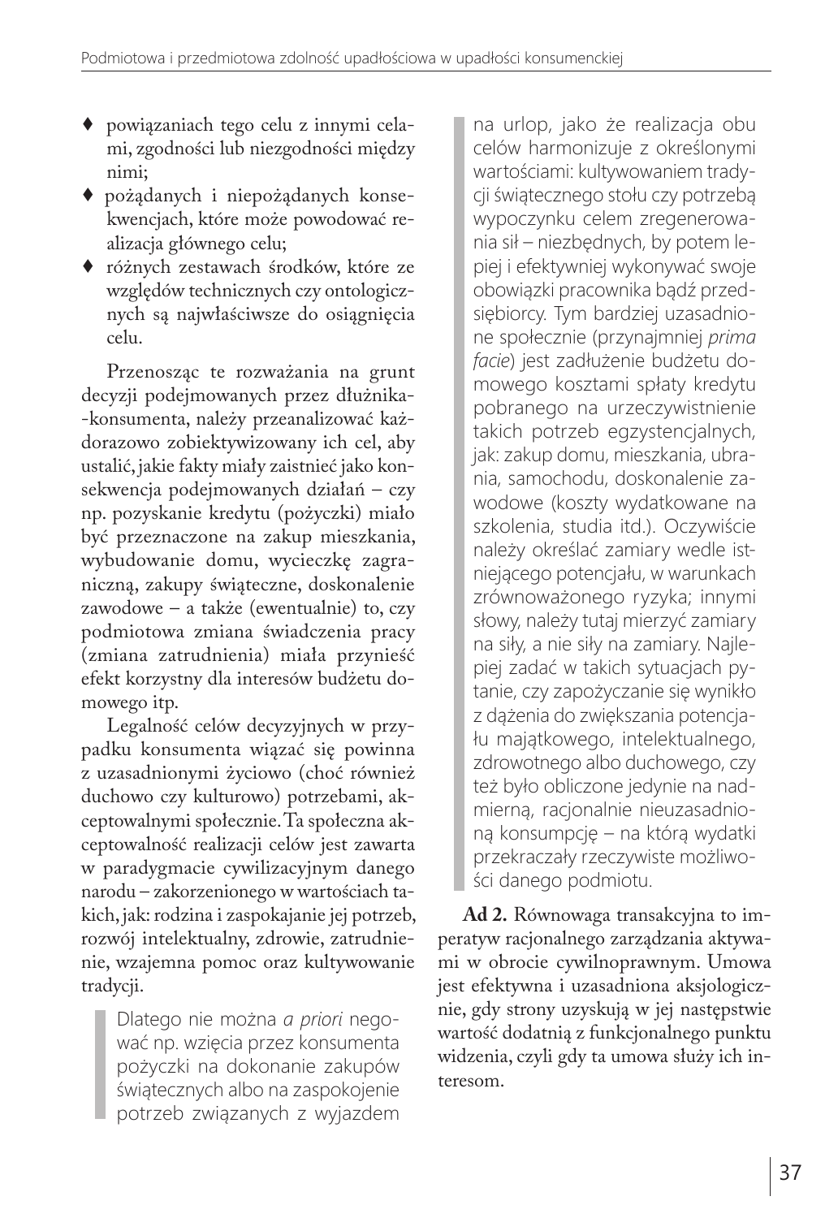- powiązaniach tego celu z innymi celami, zgodności lub niezgodności między nimi;
- pożądanych i niepożądanych konsekwencjach, które może powodować realizacja głównego celu;
- różnych zestawach środków, które ze względów technicznych czy ontologicznych są najwłaściwsze do osiągnięcia celu.

Przenosząc te rozważania na grunt decyzji podejmowanych przez dłużnika-konsumenta, należy przeanalizować każdorazowo zobiektywizowany ich cel, aby ustalić, jakie fakty miały zaistnieć jako konsekwencja podejmowanych działań – czy np. pozyskanie kredytu (pożyczki) miało być przeznaczone na zakup mieszkania, wybudowanie domu, wycieczkę zagraniczną, zakupy świąteczne, doskonalenie zawodowe – a także (ewentualnie) to, czy podmiotowa zmiana świadczenia pracy (zmiana zatrudnienia) miała przynieść efekt korzystny dla interesów budżetu domowego itp.

Legalność celów decyzyjnych w przypadku konsumenta wiązać się powinna z uzasadnionymi życiowo (choć również duchowo czy kulturowo) potrzebami, akceptowalnymi społecznie. Ta społeczna akceptowalność realizacji celów jest zawarta w paradygmacie cywilizacyjnym danego narodu – zakorzenionego w wartościach takich, jak: rodzina i zaspokajanie jej potrzeb, rozwój intelektualny, zdrowie, zatrudnienie, wzajemna pomoc oraz kultywowanie tradycji.

> Dlatego nie można *a priori* negować np. wzięcia przez konsumenta pożyczki na dokonanie zakupów świątecznych albo na zaspokojenie potrzeb związanych z wyjazdem na urlop, jako że realizacja obu celów harmonizuje z określonymi wartościami: kultywowaniem tradycji świątecznego stołu czy potrzebą wypoczynku celem zregenerowania sił – niezbędnych, by potem lepiej i efektywniej wykonywać swoje obowiązki pracownika bądź przedsiębiorcy. Tym bardziej uzasadnione społecznie (przynajmniej *prima facie*) jest zadłużenie budżetu domowego kosztami spłaty kredytu pobranego na urzeczywistnienie takich potrzeb egzystencjalnych, jak: zakup domu, mieszkania, ubrania, samochodu, doskonalenie zawodowe (koszty wydatkowane na szkolenia, studia itd.). Oczywiście należy określać zamiary wedle istniejącego potencjału, w warunkach zrównoważonego ryzyka; innymi słowy, należy tutaj mierzyć zamiary na siły, a nie siły na zamiary. Najlepiej zadać w takich sytuacjach pytanie, czy zapożyczanie się wynikło z dążenia do zwiększania potencjału majątkowego, intelektualnego, zdrowotnego albo duchowego, czy też było obliczone jedynie na nadmierną, racjonalnie nieuzasadnioną konsumpcję – na którą wydatki przekraczały rzeczywiste możliwości danego podmiotu.

**Ad 2.** Równowaga transakcyjna to imperatyw racjonalnego zarządzania aktywami w obrocie cywilnoprawnym. Umowa jest efektywna i uzasadniona aksjologicznie, gdy strony uzyskują w jej następstwie wartość dodatnią z funkcjonalnego punktu widzenia, czyli gdy ta umowa służy ich interesom.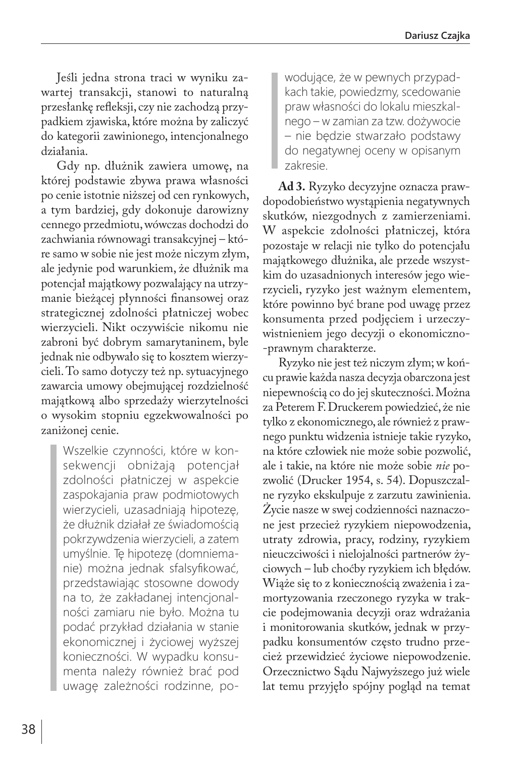Jeśli jedna strona traci w wyniku zawartej transakcji, stanowi to naturalną przesłankę refleksji, czy nie zachodzą przypadkiem zjawiska, które można by zaliczyć do kategorii zawinionego, intencjonalnego działania.

Gdy np. dłużnik zawiera umowę, na której podstawie zbywa prawa własności po cenie istotnie niższej od cen rynkowych, a tym bardziej, gdy dokonuje darowizny cennego przedmiotu, wówczas dochodzi do zachwiania równowagi transakcyjnej – które samo w sobie nie jest może niczym złym, ale jedynie pod warunkiem, że dłużnik ma potencjał majątkowy pozwalający na utrzymanie bieżącej płynności finansowej oraz strategicznej zdolności płatniczej wobec wierzycieli. Nikt oczywiście nikomu nie zabroni być dobrym samarytaninem, byle jednak nie odbywało się to kosztem wierzycieli. To samo dotyczy też np. sytuacyjnego zawarcia umowy obejmującej rozdzielność majątkową albo sprzedaży wierzytelności o wysokim stopniu egzekwowalności po zaniżonej cenie.

> Wszelkie czynności, które w konsekwencji obniżają potencjał zdolności płatniczej w aspekcie zaspokajania praw podmiotowych wierzycieli, uzasadniają hipotezę, że dłużnik działał ze świadomością pokrzywdzenia wierzycieli, a zatem umyślnie. Tę hipotezę (domniemanie) można jednak sfalsyfikować, przedstawiając stosowne dowody na to, że zakładanej intencjonalności zamiaru nie było. Można tu podać przykład działania w stanie ekonomicznej i życiowej wyższej konieczności. W wypadku konsumenta należy również brać pod uwagę zależności rodzinne, powodujące, że w pewnych przypadkach takie, powiedzmy, scedowanie praw własności do lokalu mieszkalnego – w zamian za tzw. dożywocie – nie będzie stwarzało podstawy do negatywnej oceny w opisanym zakresie.

**Ad 3.** Ryzyko decyzyjne oznacza prawdopodobieństwo wystąpienia negatywnych skutków, niezgodnych z zamierzeniami. W aspekcie zdolności płatniczej, która pozostaje w relacji nie tylko do potencjału majątkowego dłużnika, ale przede wszystkim do uzasadnionych interesów jego wierzycieli, ryzyko jest ważnym elementem, które powinno być brane pod uwagę przez konsumenta przed podjęciem i urzeczywistnieniem jego decyzji o ekonomiczno-prawnym charakterze.

Ryzyko nie jest też niczym złym; w końcu prawie każda nasza decyzja obarczona jest niepewnością co do jej skuteczności. Można za Peterem F. Druckerem powiedzieć, że nie tylko z ekonomicznego, ale również z prawnego punktu widzenia istnieje takie ryzyko, na które człowiek nie może sobie pozwolić, ale i takie, na które nie może sobie *nie* pozwolić (Drucker 1954, s. 54). Dopuszczalne ryzyko ekskulpuje z zarzutu zawinienia. Życie nasze w swej codzienności naznaczone jest przecież ryzykiem niepowodzenia, utraty zdrowia, pracy, rodziny, ryzykiem nieuczciwości i nielojalności partnerów życiowych – lub choćby ryzykiem ich błędów. Wiąże się to z koniecznością zważenia i zamortyzowania rzeczonego ryzyka w trakcie podejmowania decyzji oraz wdrażania i monitorowania skutków, jednak w przypadku konsumentów często trudno przecież przewidzieć życiowe niepowodzenie. Orzecznictwo Sądu Najwyższego już wiele lat temu przyjęło spójny pogląd na temat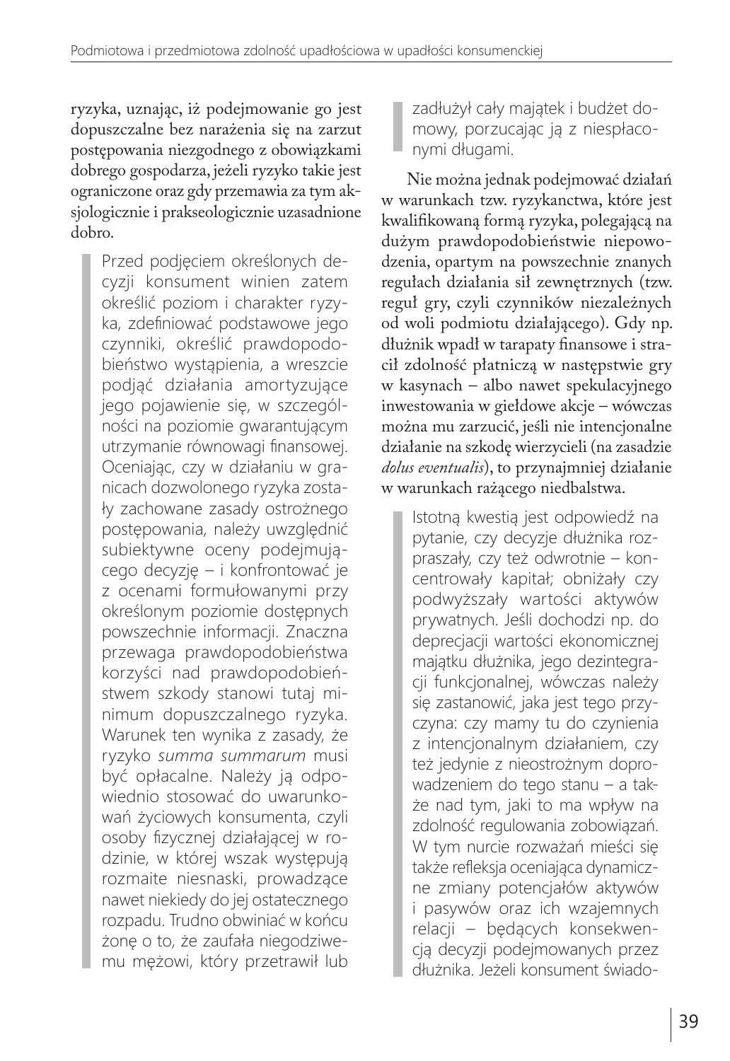ryzyka, uznając, iż podejmowanie go jest dopuszczalne bez narażenia się na zarzut postępowania niezgodnego z obowiązkami dobrego gospodarza, jeżeli ryzyko takie jest ograniczone oraz gdy przemawia za tym aksjologicznie i prakseologicznie uzasadnione dobro.

> Przed podjęciem określonych decyzji konsument winien zatem określić poziom i charakter ryzyka, zdefiniować podstawowe jego czynniki, określić prawdopodobieństwo wystąpienia, a wreszcie podjąć działania amortyzujące jego pojawienie się, w szczególności na poziomie gwarantującym utrzymanie równowagi finansowej. Oceniając, czy w działaniu w granicach dozwolonego ryzyka zostały zachowane zasady ostrożnego postępowania, należy uwzględnić subiektywne oceny podejmującego decyzję – i konfrontować je z ocenami formułowanymi przy określonym poziomie dostępnych powszechnie informacji. Znaczna przewaga prawdopodobieństwa korzyści nad prawdopodobieństwem szkody stanowi tutaj minimum dopuszczalnego ryzyka. Warunek ten wynika z zasady, że ryzyko *summa summarum* musi być opłacalne. Należy ją odpowiednio stosować do uwarunkowań życiowych konsumenta, czyli osoby fizycznej działającej w rodzinie, w której wszak występują rozmaite niesnaski, prowadzące nawet niekiedy do jej ostatecznego rozpadu. Trudno obwiniać w końcu żonę o to, że zaufała niegodziwemu mężowi, który przetrawił lub zadłużył cały majątek i budżet domowy, porzucając ją z niespłaconymi długami.

Nie można jednak podejmować działań w warunkach tzw. ryzykanctwa, które jest kwalifikowaną formą ryzyka, polegającą na dużym prawdopodobieństwie niepowodzenia, opartym na powszechnie znanych regułach działania sił zewnętrznych (tzw. reguł gry, czyli czynników niezależnych od woli podmiotu działającego). Gdy np. dłużnik wpadł w tarapaty finansowe i stracił zdolność płatniczą w następstwie gry w kasynach – albo nawet spekulacyjnego inwestowania w giełdowe akcje – wówczas można mu zarzucić, jeśli nie intencjonalne działanie na szkodę wierzycieli (na zasadzie *dolus eventualis*), to przynajmniej działanie w warunkach rażącego niedbalstwa.

> Istotną kwestią jest odpowiedź na pytanie, czy decyzje dłużnika rozpraszały, czy też odwrotnie – koncentrowały kapitał; obniżały czy podwyższały wartości aktywów prywatnych. Jeśli dochodzi np. do deprecjacji wartości ekonomicznej majątku dłużnika, jego dezintegracji funkcjonalnej, wówczas należy się zastanowić, jaka jest tego przyczyna: czy mamy tu do czynienia z intencjonalnym działaniem, czy też jedynie z nieostrożnym doprowadzeniem do tego stanu – a także nad tym, jaki to ma wpływ na zdolność regulowania zobowiązań. W tym nurcie rozważań mieści się także refleksja oceniająca dynamiczne zmiany potencjałów aktywów i pasywów oraz ich wzajemnych relacji – będących konsekwencją decyzji podejmowanych przez dłużnika. Jeżeli konsument świado-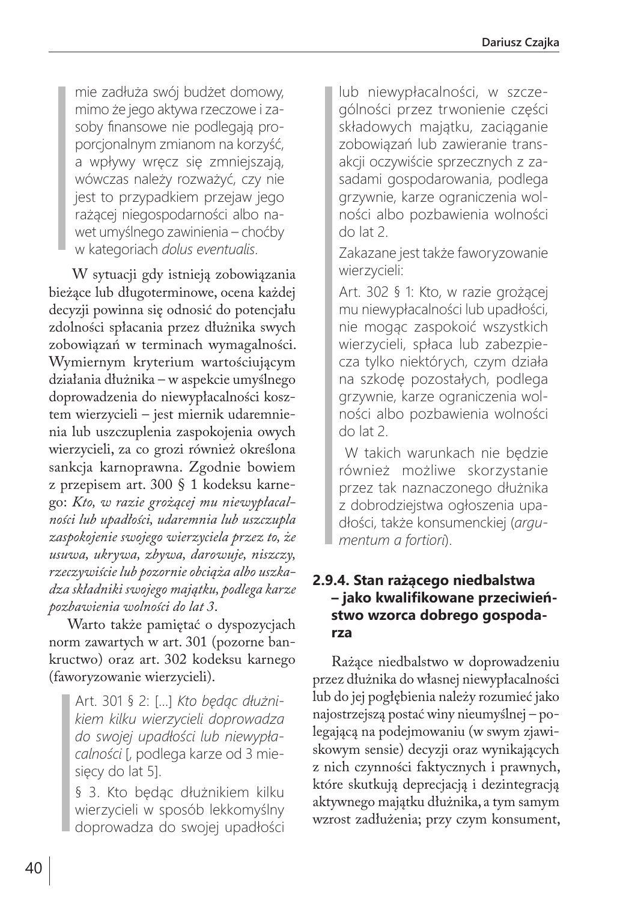> mie zadłuża swój budżet domowy, mimo że jego aktywa rzeczowe i zasoby finansowe nie podlegają proporcjonalnym zmianom na korzyść, a wpływy wręcz się zmniejszają, wówczas należy rozważyć, czy nie jest to przypadkiem przejaw jego rażącej niegospodarności albo nawet umyślnego zawinienia – choćby w kategoriach *dolus eventualis*.

W sytuacji gdy istnieją zobowiązania bieżące lub długoterminowe, ocena każdej decyzji powinna się odnosić do potencjału zdolności spłacania przez dłużnika swych zobowiązań w terminach wymagalności. Wymiernym kryterium wartościującym działania dłużnika – w aspekcie umyślnego doprowadzenia do niewypłacalności kosztem wierzycieli – jest miernik udaremnienia lub uszczuplenia zaspokojenia owych wierzycieli, za co grozi również określona sankcja karnoprawna. Zgodnie bowiem z przepisem art. 300 § 1 kodeksu karnego: *Kto, w razie grożącej mu niewypłacalności lub upadłości, udaremnia lub uszczupla zaspokojenie swojego wierzyciela przez to, że usuwa, ukrywa, zbywa, darowuje, niszczy, rzeczywiście lub pozornie obciąża albo uszkadza składniki swojego majątku, podlega karze pozbawienia wolności do lat 3*.

Warto także pamiętać o dyspozycjach norm zawartych w art. 301 (pozorne bankructwo) oraz art. 302 kodeksu karnego (faworyzowanie wierzycieli).

> Art. 301 § 2: [...] *Kto będąc dłużnikiem kilku wierzycieli doprowadza do swojej upadłości lub niewypłacalności* [, podlega karze od 3 miesięcy do lat 5].
>
> § 3. Kto będąc dłużnikiem kilku wierzycieli w sposób lekkomyślny doprowadza do swojej upadłości lub niewypłacalności, w szczególności przez trwonienie części składowych majątku, zaciąganie zobowiązań lub zawieranie transakcji oczywiście sprzecznych z zasadami gospodarowania, podlega grzywnie, karze ograniczenia wolności albo pozbawienia wolności do lat 2.
>
> Zakazane jest także faworyzowanie wierzycieli:
>
> Art. 302 § 1: Kto, w razie grożącej mu niewypłacalności lub upadłości, nie mogąc zaspokoić wszystkich wierzycieli, spłaca lub zabezpiecza tylko niektórych, czym działa na szkodę pozostałych, podlega grzywnie, karze ograniczenia wolności albo pozbawienia wolności do lat 2.
>
> W takich warunkach nie będzie również możliwe skorzystanie przez tak naznaczonego dłużnika z dobrodziejstwa ogłoszenia upadłości, także konsumenckiej (*argumentum a fortiori*).

### 2.9.4. Stan rażącego niedbalstwa – jako kwalifikowane przeciwieństwo wzorca dobrego gospodarza

Rażące niedbalstwo w doprowadzeniu przez dłużnika do własnej niewypłacalności lub do jej pogłębienia należy rozumieć jako najostrzejszą postać winy nieumyślnej – polegającą na podejmowaniu (w swym zjawiskowym sensie) decyzji oraz wynikających z nich czynności faktycznych i prawnych, które skutkują deprecjacją i dezintegracją aktywnego majątku dłużnika, a tym samym wzrost zadłużenia; przy czym konsument,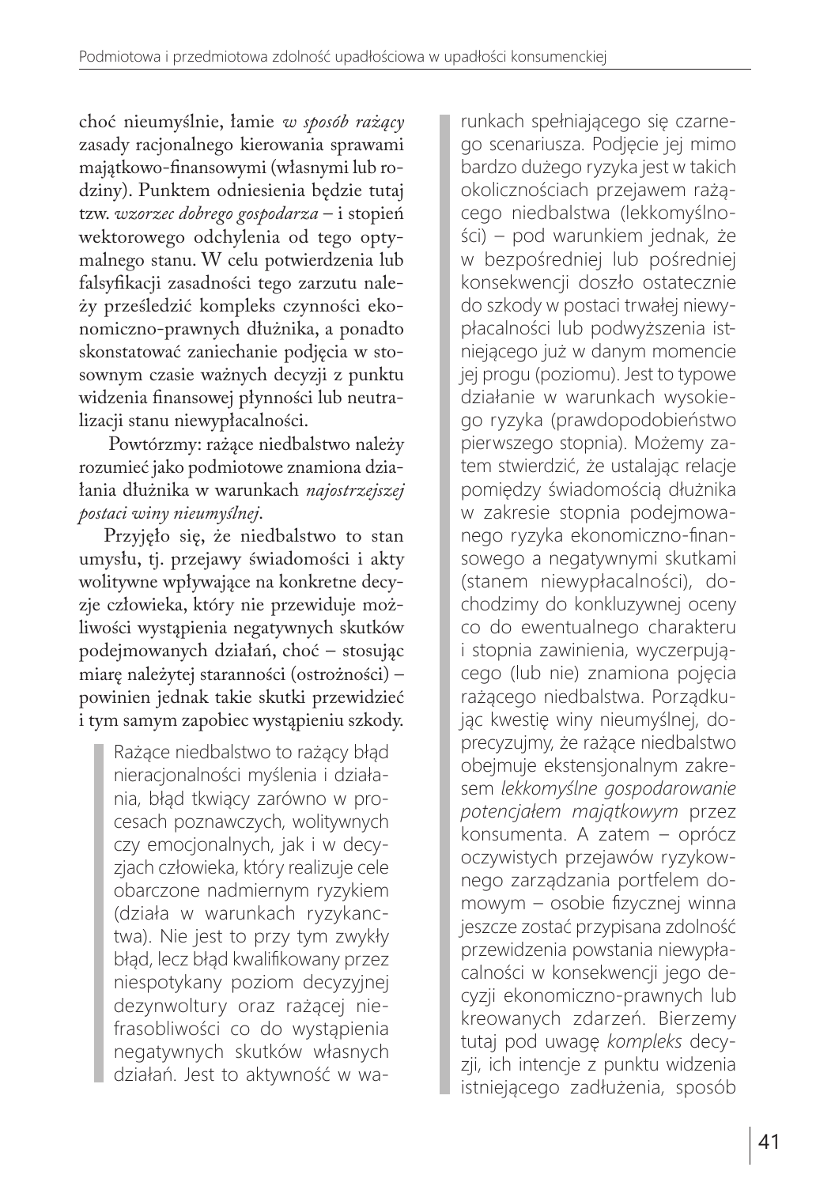choć nieumyślnie, łamie *w sposób rażący* zasady racjonalnego kierowania sprawami majątkowo-finansowymi (własnymi lub rodziny). Punktem odniesienia będzie tutaj tzw. *wzorzec dobrego gospodarza* – i stopień wektorowego odchylenia od tego optymalnego stanu. W celu potwierdzenia lub falsyfikacji zasadności tego zarzutu należy prześledzić kompleks czynności ekonomiczno-prawnych dłużnika, a ponadto skonstatować zaniechanie podjęcia w stosownym czasie ważnych decyzji z punktu widzenia finansowej płynności lub neutralizacji stanu niewypłacalności.

Powtórzmy: rażące niedbalstwo należy rozumieć jako podmiotowe znamiona działania dłużnika w warunkach *najostrzejszej postaci winy nieumyślnej*.

Przyjęło się, że niedbalstwo to stan umysłu, tj. przejawy świadomości i akty wolitywne wpływające na konkretne decyzje człowieka, który nie przewiduje możliwości wystąpienia negatywnych skutków podejmowanych działań, choć – stosując miarę należytej staranności (ostrożności) – powinien jednak takie skutki przewidzieć i tym samym zapobiec wystąpieniu szkody.

> Rażące niedbalstwo to rażący błąd nieracjonalności myślenia i działania, błąd tkwiący zarówno w procesach poznawczych, wolitywnych czy emocjonalnych, jak i w decyzjach człowieka, który realizuje cele obarczone nadmiernym ryzykiem (działa w warunkach ryzykanctwa). Nie jest to przy tym zwykły błąd, lecz błąd kwalifikowany przez niespotykany poziom decyzyjnej dezynwoltury oraz rażącej niefrasobliwości co do wystąpienia negatywnych skutków własnych działań. Jest to aktywność w warunkach spełniającego się czarnego scenariusza. Podjęcie jej mimo bardzo dużego ryzyka jest w takich okolicznościach przejawem rażącego niedbalstwa (lekkomyślności) – pod warunkiem jednak, że w bezpośredniej lub pośredniej konsekwencji doszło ostatecznie do szkody w postaci trwałej niewypłacalności lub podwyższenia istniejącego już w danym momencie jej progu (poziomu). Jest to typowe działanie w warunkach wysokiego ryzyka (prawdopodobieństwo pierwszego stopnia). Możemy zatem stwierdzić, że ustalając relacje pomiędzy świadomością dłużnika w zakresie stopnia podejmowanego ryzyka ekonomiczno-finansowego a negatywnymi skutkami (stanem niewypłacalności), dochodzimy do konkluzywnej oceny co do ewentualnego charakteru i stopnia zawinienia, wyczerpującego (lub nie) znamiona pojęcia rażącego niedbalstwa. Porządkując kwestię winy nieumyślnej, doprecyzujmy, że rażące niedbalstwo obejmuje ekstensjonalnym zakresem *lekkomyślne gospodarowanie potencjałem majątkowym* przez konsumenta. A zatem – oprócz oczywistych przejawów ryzykownego zarządzania portfelem domowym – osobie fizycznej winna jeszcze zostać przypisana zdolność przewidzenia powstania niewypłacalności w konsekwencji jego decyzji ekonomiczno-prawnych lub kreowanych zdarzeń. Bierzemy tutaj pod uwagę *kompleks* decyzji, ich intencje z punktu widzenia istniejącego zadłużenia, sposób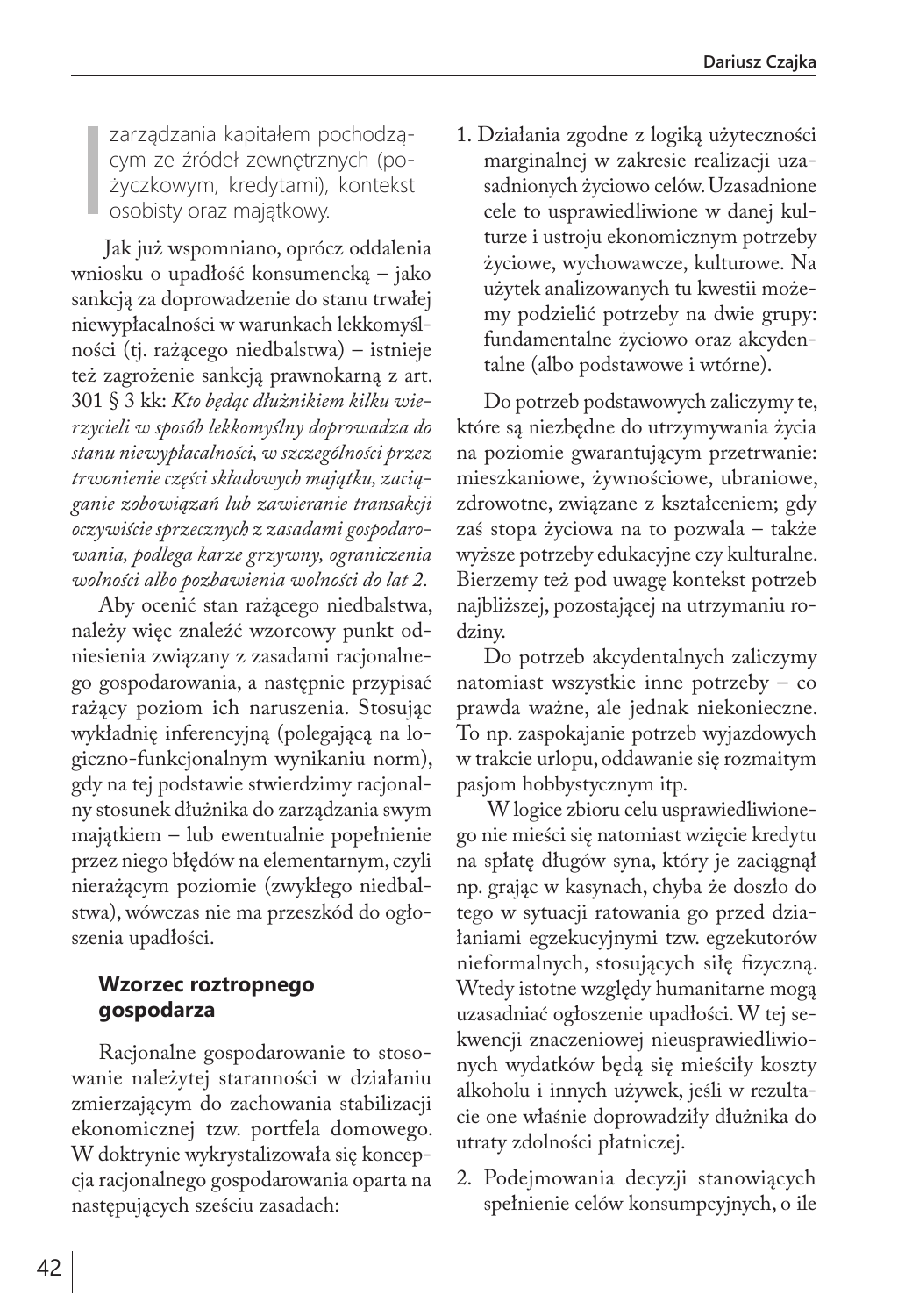> zarządzania kapitałem pochodzącym ze źródeł zewnętrznych (pożyczkowym, kredytami), kontekst osobisty oraz majątkowy.

Jak już wspomniano, oprócz oddalenia wniosku o upadłość konsumencką – jako sankcją za doprowadzenie do stanu trwałej niewypłacalności w warunkach lekkomyślności (tj. rażącego niedbalstwa) – istnieje też zagrożenie sankcją prawnokarną z art. 301 § 3 kk: *Kto będąc dłużnikiem kilku wierzycieli w sposób lekkomyślny doprowadza do stanu niewypłacalności, w szczególności przez trwonienie części składowych majątku, zaciąganie zobowiązań lub zawieranie transakcji oczywiście sprzecznych z zasadami gospodarowania, podlega karze grzywny, ograniczenia wolności albo pozbawienia wolności do lat 2.*

Aby ocenić stan rażącego niedbalstwa, należy więc znaleźć wzorcowy punkt odniesienia związany z zasadami racjonalnego gospodarowania, a następnie przypisać rażący poziom ich naruszenia. Stosując wykładnię inferencyjną (polegającą na logiczno-funkcjonalnym wynikaniu norm), gdy na tej podstawie stwierdzimy racjonalny stosunek dłużnika do zarządzania swym majątkiem – lub ewentualnie popełnienie przez niego błędów na elementarnym, czyli nierażącym poziomie (zwykłego niedbalstwa), wówczas nie ma przeszkód do ogłoszenia upadłości.

## Wzorzec roztropnego gospodarza

Racjonalne gospodarowanie to stosowanie należytej staranności w działaniu zmierzającym do zachowania stabilizacji ekonomicznej tzw. portfela domowego. W doktrynie wykrystalizowała się koncepcja racjonalnego gospodarowania oparta na następujących sześciu zasadach:

1. Działania zgodne z logiką użyteczności marginalnej w zakresie realizacji uzasadnionych życiowo celów. Uzasadnione cele to usprawiedliwione w danej kulturze i ustroju ekonomicznym potrzeby życiowe, wychowawcze, kulturowe. Na użytek analizowanych tu kwestii możemy podzielić potrzeby na dwie grupy: fundamentalne życiowo oraz akcydentalne (albo podstawowe i wtórne).

   Do potrzeb podstawowych zaliczymy te, które są niezbędne do utrzymywania życia na poziomie gwarantującym przetrwanie: mieszkaniowe, żywnościowe, ubraniowe, zdrowotne, związane z kształceniem; gdy zaś stopa życiowa na to pozwala – także wyższe potrzeby edukacyjne czy kulturalne. Bierzemy też pod uwagę kontekst potrzeb najbliższej, pozostającej na utrzymaniu rodziny.

   Do potrzeb akcydentalnych zaliczymy natomiast wszystkie inne potrzeby – co prawda ważne, ale jednak niekonieczne. To np. zaspokajanie potrzeb wyjazdowych w trakcie urlopu, oddawanie się rozmaitym pasjom hobbystycznym itp.

   W logice zbioru celu usprawiedliwionego nie mieści się natomiast wzięcie kredytu na spłatę długów syna, który je zaciągnął np. grając w kasynach, chyba że doszło do tego w sytuacji ratowania go przed działaniami egzekucyjnymi tzw. egzekutorów nieformalnych, stosujących siłę fizyczną. Wtedy istotne względy humanitarne mogą uzasadniać ogłoszenie upadłości. W tej sekwencji znaczeniowej nieusprawiedliwionych wydatków będą się mieściły koszty alkoholu i innych używek, jeśli w rezultacie one właśnie doprowadziły dłużnika do utraty zdolności płatniczej.

2. Podejmowania decyzji stanowiących spełnienie celów konsumpcyjnych, o ile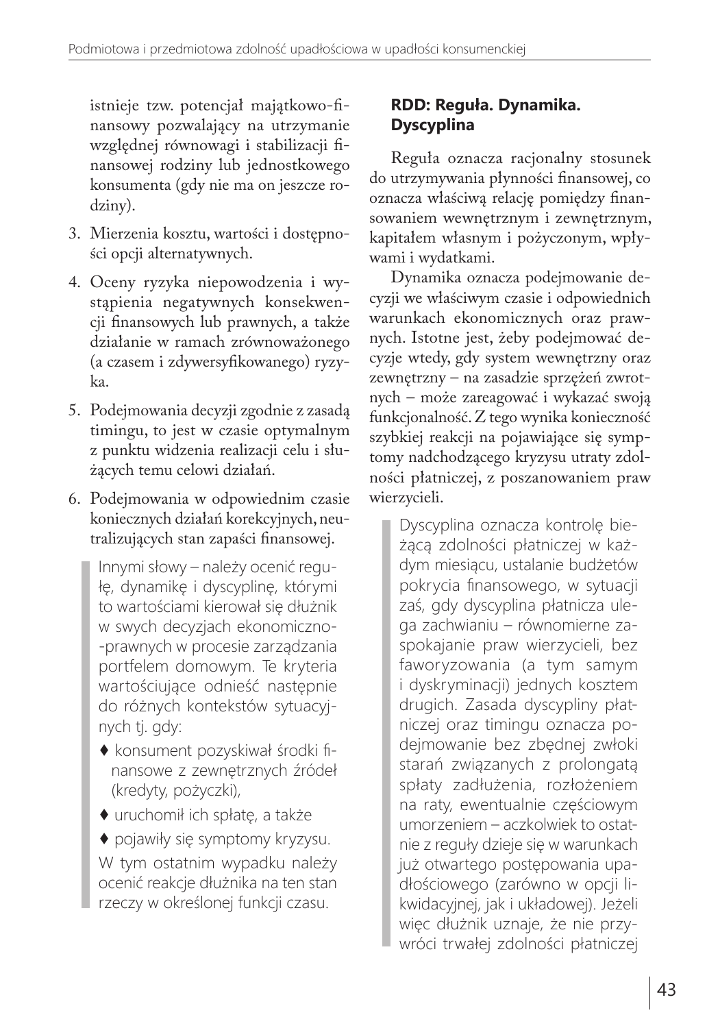istnieje tzw. potencjał majątkowo-finansowy pozwalający na utrzymanie względnej równowagi i stabilizacji finansowej rodziny lub jednostkowego konsumenta (gdy nie ma on jeszcze rodziny).

3. Mierzenia kosztu, wartości i dostępności opcji alternatywnych.
4. Oceny ryzyka niepowodzenia i wystąpienia negatywnych konsekwencji finansowych lub prawnych, a także działanie w ramach zrównoważonego (a czasem i zdywersyfikowanego) ryzyka.
5. Podejmowania decyzji zgodnie z zasadą timingu, to jest w czasie optymalnym z punktu widzenia realizacji celu i służących temu celowi działań.
6. Podejmowania w odpowiednim czasie koniecznych działań korekcyjnych, neutralizujących stan zapaści finansowej.

> Innymi słowy – należy ocenić regułę, dynamikę i dyscyplinę, którymi to wartościami kierował się dłużnik w swych decyzjach ekonomiczno-prawnych w procesie zarządzania portfelem domowym. Te kryteria wartościujące odnieść następnie do różnych kontekstów sytuacyjnych tj. gdy:
>
> - konsument pozyskiwał środki finansowe z zewnętrznych źródeł (kredyty, pożyczki),
> - uruchomił ich spłatę, a także
> - pojawiły się symptomy kryzysu.
>
> W tym ostatnim wypadku należy ocenić reakcje dłużnika na ten stan rzeczy w określonej funkcji czasu.

**RDD: Reguła. Dynamika. Dyscyplina**

Reguła oznacza racjonalny stosunek do utrzymywania płynności finansowej, co oznacza właściwą relację pomiędzy finansowaniem wewnętrznym i zewnętrznym, kapitałem własnym i pożyczonym, wpływami i wydatkami.

Dynamika oznacza podejmowanie decyzji we właściwym czasie i odpowiednich warunkach ekonomicznych oraz prawnych. Istotne jest, żeby podejmować decyzje wtedy, gdy system wewnętrzny oraz zewnętrzny – na zasadzie sprzężeń zwrotnych – może zareagować i wykazać swoją funkcjonalność. Z tego wynika konieczność szybkiej reakcji na pojawiające się symptomy nadchodzącego kryzysu utraty zdolności płatniczej, z poszanowaniem praw wierzycieli.

> Dyscyplina oznacza kontrolę bieżącą zdolności płatniczej w każdym miesiącu, ustalanie budżetów pokrycia finansowego, w sytuacji zaś, gdy dyscyplina płatnicza ulega zachwianiu – równomierne zaspokajanie praw wierzycieli, bez faworyzowania (a tym samym i dyskryminacji) jednych kosztem drugich. Zasada dyscypliny płatniczej oraz timingu oznacza podejmowanie bez zbędnej zwłoki starań związanych z prolongatą spłaty zadłużenia, rozłożeniem na raty, ewentualnie częściowym umorzeniem – aczkolwiek to ostatnie z reguły dzieje się w warunkach już otwartego postępowania upadłościowego (zarówno w opcji likwidacyjnej, jak i układowej). Jeżeli więc dłużnik uznaje, że nie przywróci trwałej zdolności płatniczej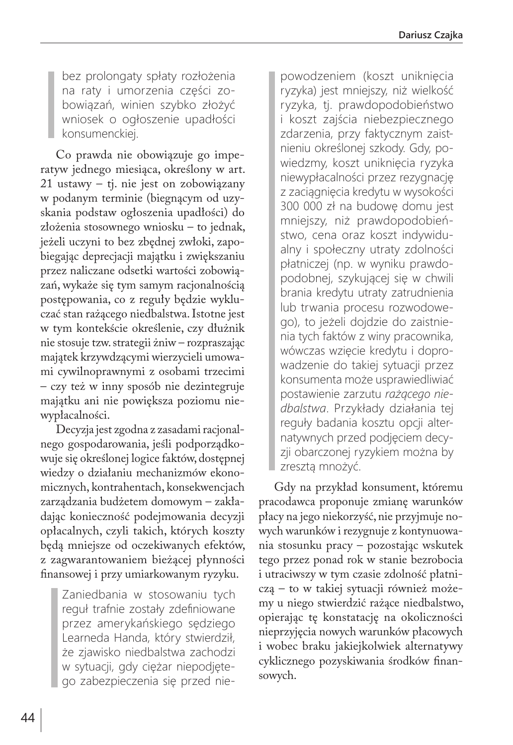> bez prolongaty spłaty rozłożenia na raty i umorzenia części zobowiązań, winien szybko złożyć wniosek o ogłoszenie upadłości konsumenckiej.

Co prawda nie obowiązuje go imperatyw jednego miesiąca, określony w art. 21 ustawy – tj. nie jest on zobowiązany w podanym terminie (biegnącym od uzyskania podstaw ogłoszenia upadłości) do złożenia stosownego wniosku – to jednak, jeżeli uczyni to bez zbędnej zwłoki, zapobiegając deprecjacji majątku i zwiększaniu przez naliczane odsetki wartości zobowiązań, wykaże się tym samym racjonalnością postępowania, co z reguły będzie wykluczać stan rażącego niedbalstwa. Istotne jest w tym kontekście określenie, czy dłużnik nie stosuje tzw. strategii żniw – rozpraszając majątek krzywdzącymi wierzycieli umowami cywilnoprawnymi z osobami trzecimi – czy też w inny sposób nie dezintegruje majątku ani nie powiększa poziomu niewypłacalności.

Decyzja jest zgodna z zasadami racjonalnego gospodarowania, jeśli podporządkowuje się określonej logice faktów, dostępnej wiedzy o działaniu mechanizmów ekonomicznych, kontrahentach, konsekwencjach zarządzania budżetem domowym – zakładając konieczność podejmowania decyzji opłacalnych, czyli takich, których koszty będą mniejsze od oczekiwanych efektów, z zagwarantowaniem bieżącej płynności finansowej i przy umiarkowanym ryzyku.

> Zaniedbania w stosowaniu tych reguł trafnie zostały zdefiniowane przez amerykańskiego sędziego Learneda Handa, który stwierdził, że zjawisko niedbalstwa zachodzi w sytuacji, gdy ciężar niepodjętego zabezpieczenia się przed niepowodzeniem (koszt uniknięcia ryzyka) jest mniejszy, niż wielkość ryzyka, tj. prawdopodobieństwo i koszt zajścia niebezpiecznego zdarzenia, przy faktycznym zaistnieniu określonej szkody. Gdy, powiedzmy, koszt uniknięcia ryzyka niewypłacalności przez rezygnację z zaciągnięcia kredytu w wysokości 300 000 zł na budowę domu jest mniejszy, niż prawdopodobieństwo, cena oraz koszt indywidualny i społeczny utraty zdolności płatniczej (np. w wyniku prawdopodobnej, szykującej się w chwili brania kredytu utraty zatrudnienia lub trwania procesu rozwodowego), to jeżeli dojdzie do zaistnienia tych faktów z winy pracownika, wówczas wzięcie kredytu i doprowadzenie do takiej sytuacji przez konsumenta może usprawiedliwiać postawienie zarzutu *rażącego niedbalstwa*. Przykłady działania tej reguły badania kosztu opcji alternatywnych przed podjęciem decyzji obarczonej ryzykiem można by zresztą mnożyć.

Gdy na przykład konsument, któremu pracodawca proponuje zmianę warunków płacy na jego niekorzyść, nie przyjmuje nowych warunków i rezygnuje z kontynuowania stosunku pracy – pozostając wskutek tego przez ponad rok w stanie bezrobocia i utraciwszy w tym czasie zdolność płatniczą – to w takiej sytuacji również możemy u niego stwierdzić rażące niedbalstwo, opierając tę konstatację na okoliczności nieprzyjęcia nowych warunków płacowych i wobec braku jakiejkolwiek alternatywy cyklicznego pozyskiwania środków finansowych.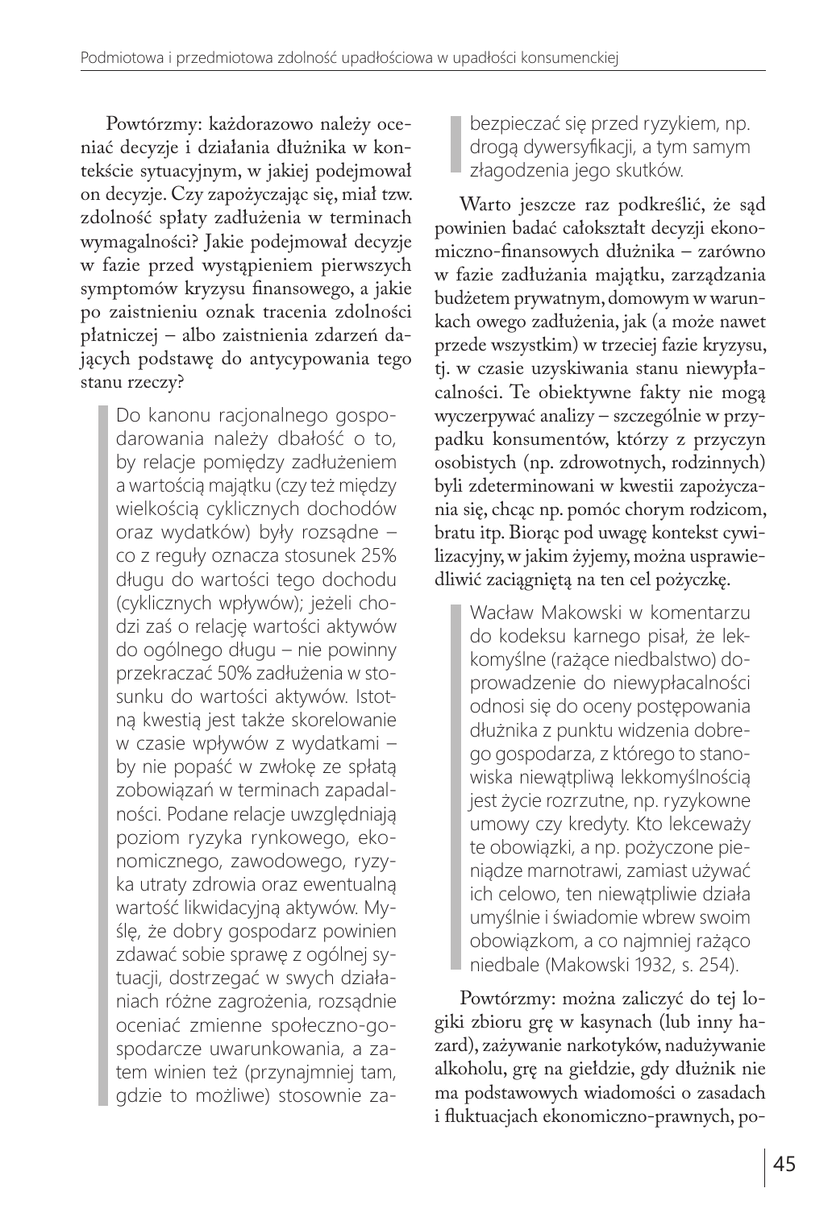Powtórzmy: każdorazowo należy oceniać decyzje i działania dłużnika w kontekście sytuacyjnym, w jakiej podejmował on decyzje. Czy zapożyczając się, miał tzw. zdolność spłaty zadłużenia w terminach wymagalności? Jakie podejmował decyzje w fazie przed wystąpieniem pierwszych symptomów kryzysu finansowego, a jakie po zaistnieniu oznak tracenia zdolności płatniczej – albo zaistnienia zdarzeń dających podstawę do antycypowania tego stanu rzeczy?

> Do kanonu racjonalnego gospodarowania należy dbałość o to, by relacje pomiędzy zadłużeniem a wartością majątku (czy też między wielkością cyklicznych dochodów oraz wydatków) były rozsądne – co z reguły oznacza stosunek 25% długu do wartości tego dochodu (cyklicznych wpływów); jeżeli chodzi zaś o relację wartości aktywów do ogólnego długu – nie powinny przekraczać 50% zadłużenia w stosunku do wartości aktywów. Istotną kwestią jest także skorelowanie w czasie wpływów z wydatkami – by nie popaść w zwłokę ze spłatą zobowiązań w terminach zapadalności. Podane relacje uwzględniają poziom ryzyka rynkowego, ekonomicznego, zawodowego, ryzyka utraty zdrowia oraz ewentualną wartość likwidacyjną aktywów. Myślę, że dobry gospodarz powinien zdawać sobie sprawę z ogólnej sytuacji, dostrzegać w swych działaniach różne zagrożenia, rozsądnie oceniać zmienne społeczno-gospodarcze uwarunkowania, a zatem winien też (przynajmniej tam, gdzie to możliwe) stosownie zabezpieczać się przed ryzykiem, np. drogą dywersyfikacji, a tym samym złagodzenia jego skutków.

Warto jeszcze raz podkreślić, że sąd powinien badać całokształt decyzji ekonomiczno-finansowych dłużnika – zarówno w fazie zadłużania majątku, zarządzania budżetem prywatnym, domowym w warunkach owego zadłużenia, jak (a może nawet przede wszystkim) w trzeciej fazie kryzysu, tj. w czasie uzyskiwania stanu niewypłacalności. Te obiektywne fakty nie mogą wyczerpywać analizy – szczególnie w przypadku konsumentów, którzy z przyczyn osobistych (np. zdrowotnych, rodzinnych) byli zdeterminowani w kwestii zapożyczania się, chcąc np. pomóc chorym rodzicom, bratu itp. Biorąc pod uwagę kontekst cywilizacyjny, w jakim żyjemy, można usprawiedliwić zaciągniętą na ten cel pożyczkę.

> Wacław Makowski w komentarzu do kodeksu karnego pisał, że lekkomyślne (rażące niedbalstwo) doprowadzenie do niewypłacalności odnosi się do oceny postępowania dłużnika z punktu widzenia dobrego gospodarza, z którego to stanowiska niewątpliwą lekkomyślnością jest życie rozrzutne, np. ryzykowne umowy czy kredyty. Kto lekceważy te obowiązki, a np. pożyczone pieniądze marnotrawi, zamiast używać ich celowo, ten niewątpliwie działa umyślnie i świadomie wbrew swoim obowiązkom, a co najmniej rażąco niedbale (Makowski 1932, s. 254).

Powtórzmy: można zaliczyć do tej logiki zbioru grę w kasynach (lub inny hazard), zażywanie narkotyków, nadużywanie alkoholu, grę na giełdzie, gdy dłużnik nie ma podstawowych wiadomości o zasadach i fluktuacjach ekonomiczno-prawnych, po-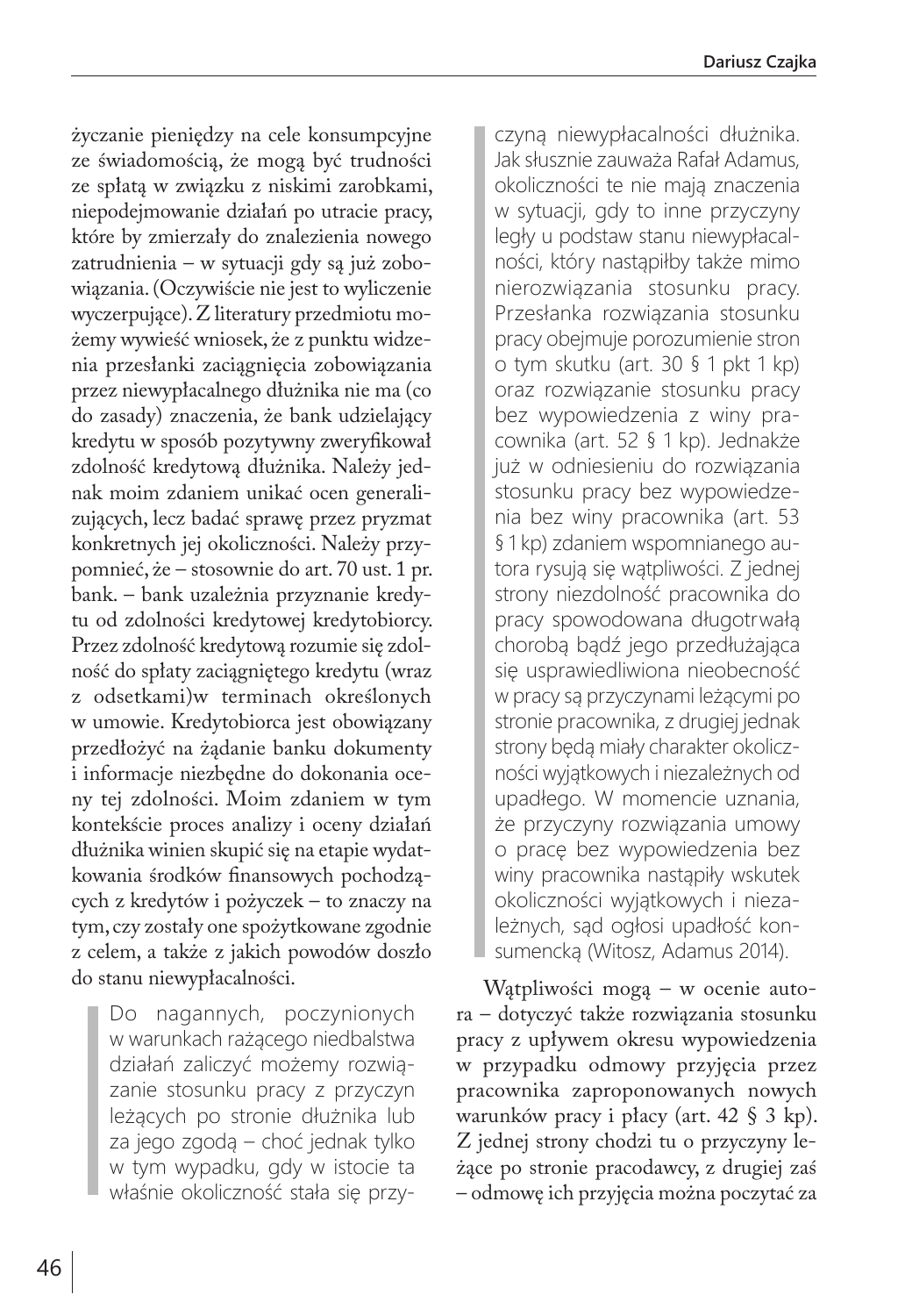życzanie pieniędzy na cele konsumpcyjne ze świadomością, że mogą być trudności ze spłatą w związku z niskimi zarobkami, niepodejmowanie działań po utracie pracy, które by zmierzały do znalezienia nowego zatrudnienia – w sytuacji gdy są już zobowiązania. (Oczywiście nie jest to wyliczenie wyczerpujące). Z literatury przedmiotu możemy wywieść wniosek, że z punktu widzenia przesłanki zaciągnięcia zobowiązania przez niewypłacalnego dłużnika nie ma (co do zasady) znaczenia, że bank udzielający kredytu w sposób pozytywny zweryfikował zdolność kredytową dłużnika. Należy jednak moim zdaniem unikać ocen generalizujących, lecz badać sprawę przez pryzmat konkretnych jej okoliczności. Należy przypomnieć, że – stosownie do art. 70 ust. 1 pr. bank. – bank uzależnia przyznanie kredytu od zdolności kredytowej kredytobiorcy. Przez zdolność kredytową rozumie się zdolność do spłaty zaciągniętego kredytu (wraz z odsetkami)w terminach określonych w umowie. Kredytobiorca jest obowiązany przedłożyć na żądanie banku dokumenty i informacje niezbędne do dokonania oceny tej zdolności. Moim zdaniem w tym kontekście proces analizy i oceny działań dłużnika winien skupić się na etapie wydatkowania środków finansowych pochodzących z kredytów i pożyczek – to znaczy na tym, czy zostały one spożytkowane zgodnie z celem, a także z jakich powodów doszło do stanu niewypłacalności.

> Do nagannych, poczynionych w warunkach rażącego niedbalstwa działań zaliczyć możemy rozwiązanie stosunku pracy z przyczyn leżących po stronie dłużnika lub za jego zgodą – choć jednak tylko w tym wypadku, gdy w istocie ta właśnie okoliczność stała się przyczyną niewypłacalności dłużnika. Jak słusznie zauważa Rafał Adamus, okoliczności te nie mają znaczenia w sytuacji, gdy to inne przyczyny legły u podstaw stanu niewypłacalności, który nastąpiłby także mimo nierozwiązania stosunku pracy. Przesłanka rozwiązania stosunku pracy obejmuje porozumienie stron o tym skutku (art. 30 § 1 pkt 1 kp) oraz rozwiązanie stosunku pracy bez wypowiedzenia z winy pracownika (art. 52 § 1 kp). Jednakże już w odniesieniu do rozwiązania stosunku pracy bez wypowiedzenia bez winy pracownika (art. 53 § 1 kp) zdaniem wspomnianego autora rysują się wątpliwości. Z jednej strony niezdolność pracownika do pracy spowodowana długotrwałą chorobą bądź jego przedłużająca się usprawiedliwiona nieobecność w pracy są przyczynami leżącymi po stronie pracownika, z drugiej jednak strony będą miały charakter okoliczności wyjątkowych i niezależnych od upadłego. W momencie uznania, że przyczyny rozwiązania umowy o pracę bez wypowiedzenia bez winy pracownika nastąpiły wskutek okoliczności wyjątkowych i niezależnych, sąd ogłosi upadłość konsumencką (Witosz, Adamus 2014).

Wątpliwości mogą – w ocenie autora – dotyczyć także rozwiązania stosunku pracy z upływem okresu wypowiedzenia w przypadku odmowy przyjęcia przez pracownika zaproponowanych nowych warunków pracy i płacy (art. 42 § 3 kp). Z jednej strony chodzi tu o przyczyny leżące po stronie pracodawcy, z drugiej zaś – odmowę ich przyjęcia można poczytać za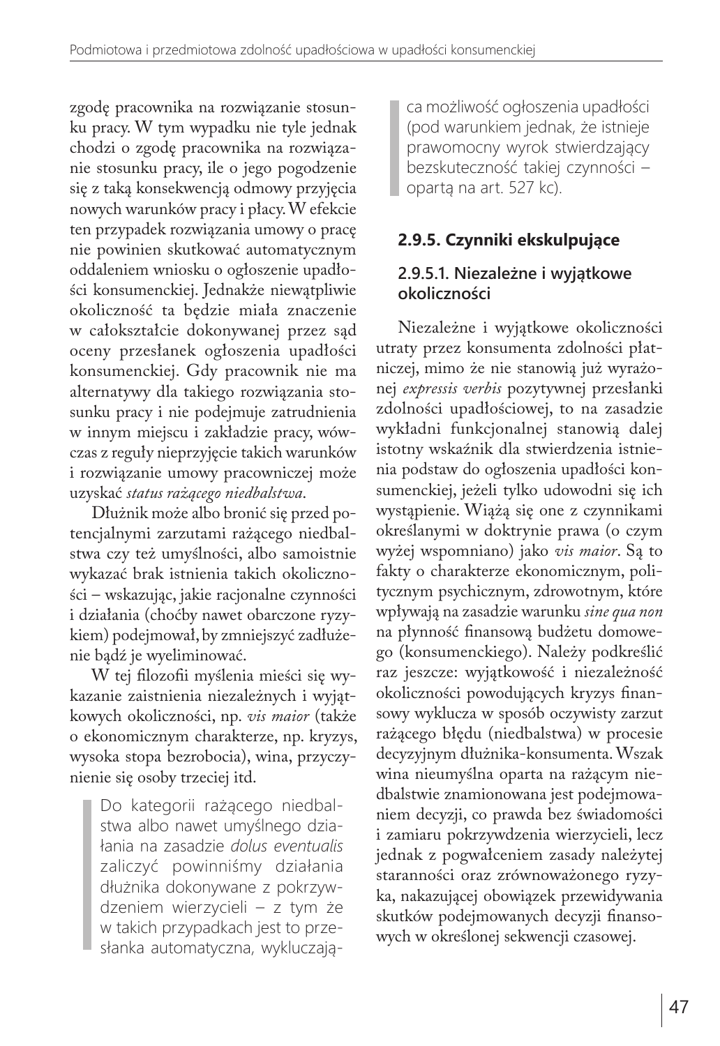zgodę pracownika na rozwiązanie stosunku pracy. W tym wypadku nie tyle jednak chodzi o zgodę pracownika na rozwiązanie stosunku pracy, ile o jego pogodzenie się z taką konsekwencją odmowy przyjęcia nowych warunków pracy i płacy. W efekcie ten przypadek rozwiązania umowy o pracę nie powinien skutkować automatycznym oddaleniem wniosku o ogłoszenie upadłości konsumenckiej. Jednakże niewątpliwie okoliczność ta będzie miała znaczenie w całokształcie dokonywanej przez sąd oceny przesłanek ogłoszenia upadłości konsumenckiej. Gdy pracownik nie ma alternatywy dla takiego rozwiązania stosunku pracy i nie podejmuje zatrudnienia w innym miejscu i zakładzie pracy, wówczas z reguły nieprzyjęcie takich warunków i rozwiązanie umowy pracowniczej może uzyskać *status rażącego niedbalstwa*.

Dłużnik może albo bronić się przed potencjalnymi zarzutami rażącego niedbalstwa czy też umyślności, albo samoistnie wykazać brak istnienia takich okoliczności – wskazując, jakie racjonalne czynności i działania (choćby nawet obarczone ryzykiem) podejmował, by zmniejszyć zadłużenie bądź je wyeliminować.

W tej filozofii myślenia mieści się wykazanie zaistnienia niezależnych i wyjątkowych okoliczności, np. *vis maior* (także o ekonomicznym charakterze, np. kryzys, wysoka stopa bezrobocia), wina, przyczynienie się osoby trzeciej itd.

> Do kategorii rażącego niedbalstwa albo nawet umyślnego działania na zasadzie *dolus eventualis* zaliczyć powinniśmy działania dłużnika dokonywane z pokrzywdzeniem wierzycieli – z tym że w takich przypadkach jest to przesłanka automatyczna, wykluczająca możliwość ogłoszenia upadłości (pod warunkiem jednak, że istnieje prawomocny wyrok stwierdzający bezskuteczność takiej czynności – opartą na art. 527 kc).

### 2.9.5. Czynniki ekskulpujące

#### 2.9.5.1. Niezależne i wyjątkowe okoliczności

Niezależne i wyjątkowe okoliczności utraty przez konsumenta zdolności płatniczej, mimo że nie stanowią już wyrażonej *expressis verbis* pozytywnej przesłanki zdolności upadłościowej, to na zasadzie wykładni funkcjonalnej stanowią dalej istotny wskaźnik dla stwierdzenia istnienia podstaw do ogłoszenia upadłości konsumenckiej, jeżeli tylko udowodni się ich wystąpienie. Wiążą się one z czynnikami określanymi w doktrynie prawa (o czym wyżej wspomniano) jako *vis maior*. Są to fakty o charakterze ekonomicznym, politycznym psychicznym, zdrowotnym, które wpływają na zasadzie warunku *sine qua non* na płynność finansową budżetu domowego (konsumenckiego). Należy podkreślić raz jeszcze: wyjątkowość i niezależność okoliczności powodujących kryzys finansowy wyklucza w sposób oczywisty zarzut rażącego błędu (niedbalstwa) w procesie decyzyjnym dłużnika-konsumenta. Wszak wina nieumyślna oparta na rażącym niedbalstwie znamionowana jest podejmowaniem decyzji, co prawda bez świadomości i zamiaru pokrzywdzenia wierzycieli, lecz jednak z pogwałceniem zasady należytej staranności oraz zrównoważonego ryzyka, nakazującej obowiązek przewidywania skutków podejmowanych decyzji finansowych w określonej sekwencji czasowej.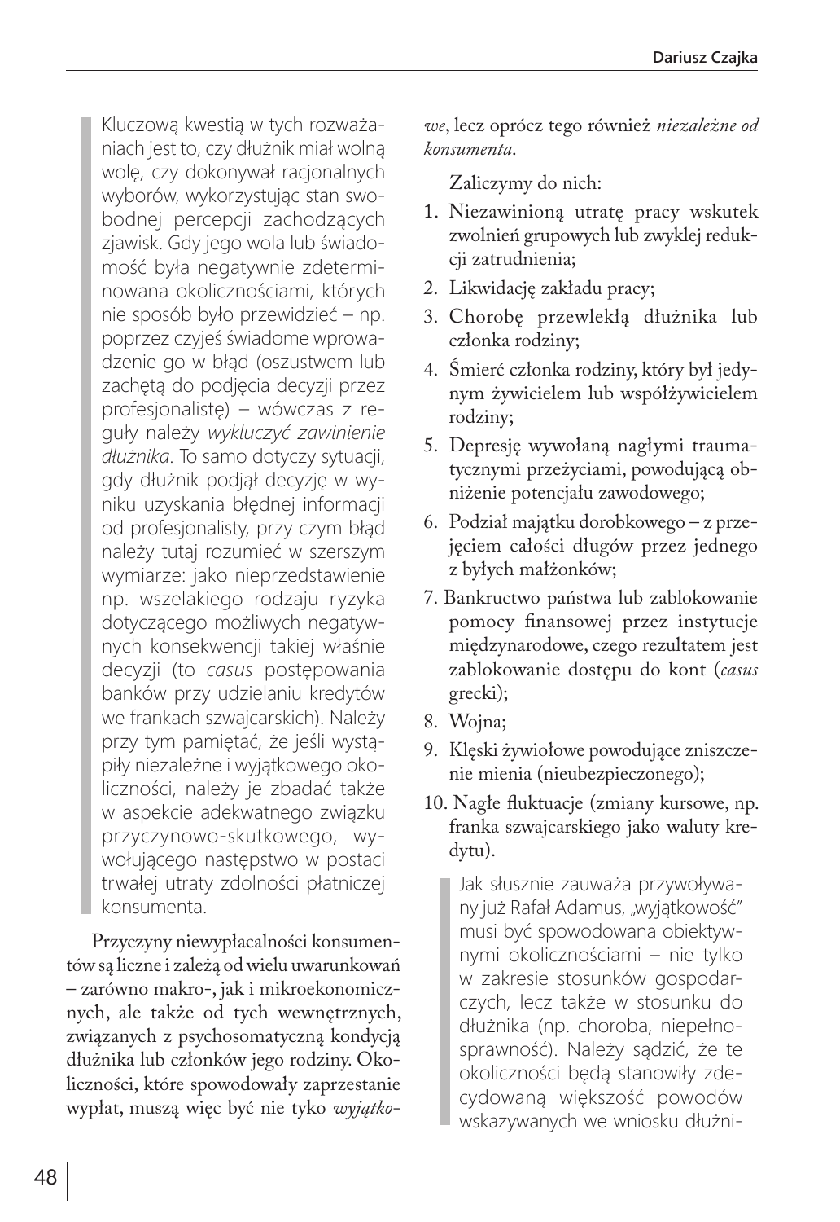> Kluczową kwestią w tych rozważaniach jest to, czy dłużnik miał wolną wolę, czy dokonywał racjonalnych wyborów, wykorzystując stan swobodnej percepcji zachodzących zjawisk. Gdy jego wola lub świadomość była negatywnie zdeterminowana okolicznościami, których nie sposób było przewidzieć – np. poprzez czyjeś świadome wprowadzenie go w błąd (oszustwem lub zachętą do podjęcia decyzji przez profesjonalistę) – wówczas z reguły należy *wykluczyć zawinienie dłużnika*. To samo dotyczy sytuacji, gdy dłużnik podjął decyzję w wyniku uzyskania błędnej informacji od profesjonalisty, przy czym błąd należy tutaj rozumieć w szerszym wymiarze: jako nieprzedstawienie np. wszelakiego rodzaju ryzyka dotyczącego możliwych negatywnych konsekwencji takiej właśnie decyzji (to *casus* postępowania banków przy udzielaniu kredytów we frankach szwajcarskich). Należy przy tym pamiętać, że jeśli wystąpiły niezależne i wyjątkowego okoliczności, należy je zbadać także w aspekcie adekwatnego związku przyczynowo-skutkowego, wywołującego następstwo w postaci trwałej utraty zdolności płatniczej konsumenta.

Przyczyny niewypłacalności konsumentów są liczne i zależą od wielu uwarunkowań – zarówno makro-, jak i mikroekonomicznych, ale także od tych wewnętrznych, związanych z psychosomatyczną kondycją dłużnika lub członków jego rodziny. Okoliczności, które spowodowały zaprzestanie wypłat, muszą więc być nie tyko *wyjątkowe*, lecz oprócz tego również *niezależne od konsumenta*.

Zaliczymy do nich:

1. Niezawinioną utratę pracy wskutek zwolnień grupowych lub zwyklej redukcji zatrudnienia;
2. Likwidację zakładu pracy;
3. Chorobę przewlekłą dłużnika lub członka rodziny;
4. Śmierć członka rodziny, który był jedynym żywicielem lub współżywicielem rodziny;
5. Depresję wywołaną nagłymi traumatycznymi przeżyciami, powodującą obniżenie potencjału zawodowego;
6. Podział majątku dorobkowego – z przejęciem całości długów przez jednego z byłych małżonków;
7. Bankructwo państwa lub zablokowanie pomocy finansowej przez instytucje międzynarodowe, czego rezultatem jest zablokowanie dostępu do kont (*casus* grecki);
8. Wojna;
9. Klęski żywiołowe powodujące zniszczenie mienia (nieubezpieczonego);
10. Nagłe fluktuacje (zmiany kursowe, np. franka szwajcarskiego jako waluty kredytu).

> Jak słusznie zauważa przywoływany już Rafał Adamus, „wyjątkowość" musi być spowodowana obiektywnymi okolicznościami – nie tylko w zakresie stosunków gospodarczych, lecz także w stosunku do dłużnika (np. choroba, niepełnosprawność). Należy sądzić, że te okoliczności będą stanowiły zdecydowaną większość powodów wskazywanych we wniosku dłużni-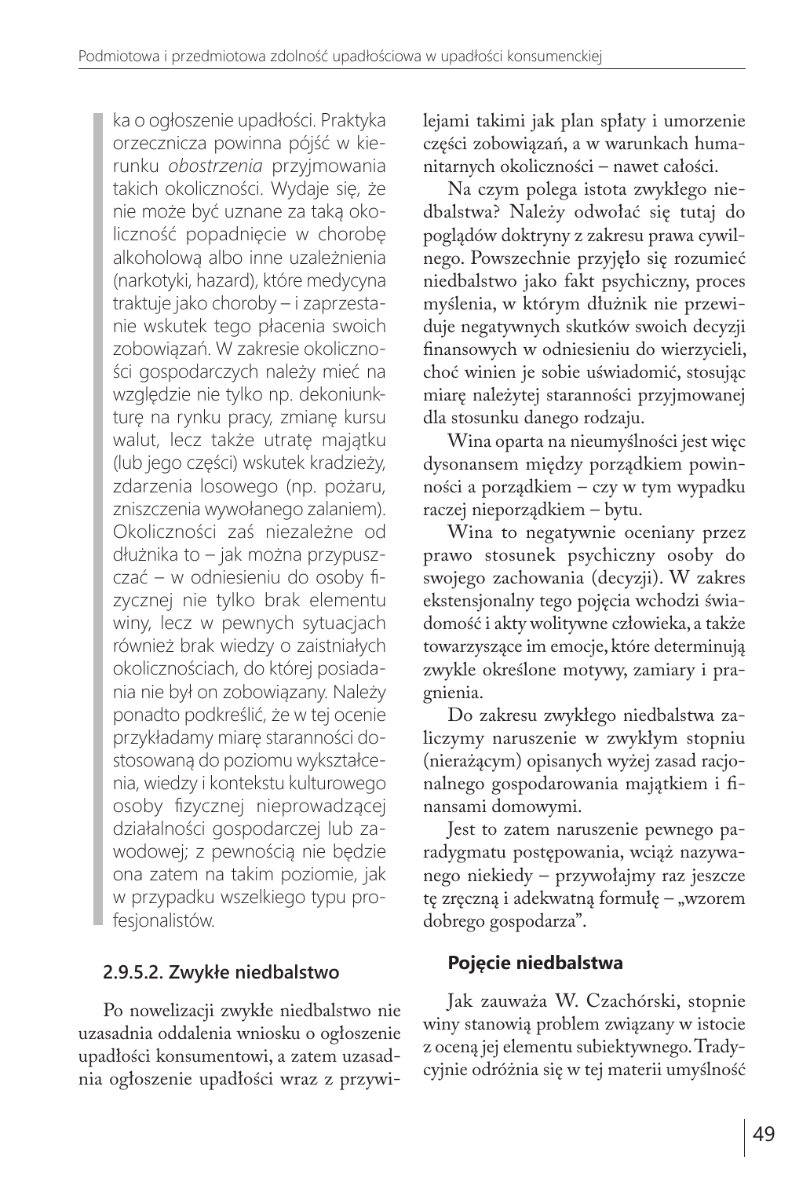ka o ogłoszenie upadłości. Praktyka orzecznicza powinna pójść w kierunku *obostrzenia* przyjmowania takich okoliczności. Wydaje się, że nie może być uznane za taką okoliczność popadnięcie w chorobę alkoholową albo inne uzależnienia (narkotyki, hazard), które medycyna traktuje jako choroby – i zaprzestanie wskutek tego płacenia swoich zobowiązań. W zakresie okoliczności gospodarczych należy mieć na względzie nie tylko np. dekoniunkturę na rynku pracy, zmianę kursu walut, lecz także utratę majątku (lub jego części) wskutek kradzieży, zdarzenia losowego (np. pożaru, zniszczenia wywołanego zalaniem). Okoliczności zaś niezależne od dłużnika to – jak można przypuszczać – w odniesieniu do osoby fizycznej nie tylko brak elementu winy, lecz w pewnych sytuacjach również brak wiedzy o zaistniałych okolicznościach, do której posiadania nie był on zobowiązany. Należy ponadto podkreślić, że w tej ocenie przykładamy miarę staranności dostosowaną do poziomu wykształcenia, wiedzy i kontekstu kulturowego osoby fizycznej nieprowadzącej działalności gospodarczej lub zawodowej; z pewnością nie będzie ona zatem na takim poziomie, jak w przypadku wszelkiego typu profesjonalistów.

### 2.9.5.2. Zwykłe niedbalstwo

Po nowelizacji zwykłe niedbalstwo nie uzasadnia oddalenia wniosku o ogłoszenie upadłości konsumentowi, a zatem uzasadnia ogłoszenie upadłości wraz z przywilejami takimi jak plan spłaty i umorzenie części zobowiązań, a w warunkach humanitarnych okoliczności – nawet całości.

Na czym polega istota zwykłego niedbalstwa? Należy odwołać się tutaj do poglądów doktryny z zakresu prawa cywilnego. Powszechnie przyjęło się rozumieć niedbalstwo jako fakt psychiczny, proces myślenia, w którym dłużnik nie przewiduje negatywnych skutków swoich decyzji finansowych w odniesieniu do wierzycieli, choć winien je sobie uświadomić, stosując miarę należytej staranności przyjmowanej dla stosunku danego rodzaju.

Wina oparta na nieumyślności jest więc dysonansem między porządkiem powinności a porządkiem – czy w tym wypadku raczej nieporządkiem – bytu.

Wina to negatywnie oceniany przez prawo stosunek psychiczny osoby do swojego zachowania (decyzji). W zakres ekstensjonalny tego pojęcia wchodzi świadomość i akty wolitywne człowieka, a także towarzyszące im emocje, które determinują zwykle określone motywy, zamiary i pragnienia.

Do zakresu zwykłego niedbalstwa zaliczymy naruszenie w zwykłym stopniu (nierażącym) opisanych wyżej zasad racjonalnego gospodarowania majątkiem i finansami domowymi.

Jest to zatem naruszenie pewnego paradygmatu postępowania, wciąż nazywanego niekiedy – przywołajmy raz jeszcze tę zręczną i adekwatną formułę – „wzorem dobrego gospodarza".

#### Pojęcie niedbalstwa

Jak zauważa W. Czachórski, stopnie winy stanowią problem związany w istocie z oceną jej elementu subiektywnego. Tradycyjnie odróżnia się w tej materii umyślność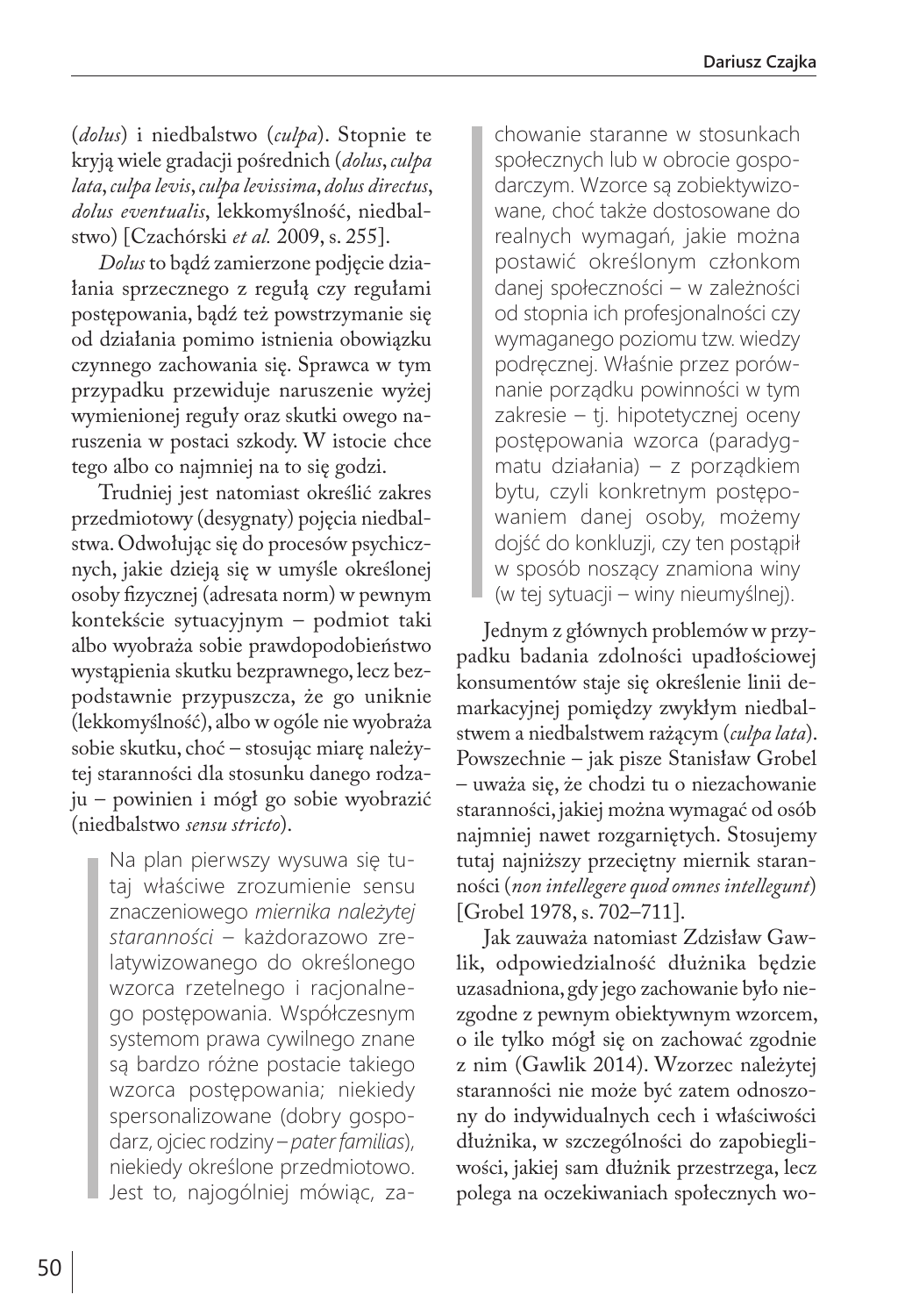(*dolus*) i niedbalstwo (*culpa*). Stopnie te kryją wiele gradacji pośrednich (*dolus*, *culpa lata*, *culpa levis*, *culpa levissima*, *dolus directus*, *dolus eventualis*, lekkomyślność, niedbalstwo) [Czachórski *et al.* 2009, s. 255].

*Dolus* to bądź zamierzone podjęcie działania sprzecznego z regułą czy regułami postępowania, bądź też powstrzymanie się od działania pomimo istnienia obowiązku czynnego zachowania się. Sprawca w tym przypadku przewiduje naruszenie wyżej wymienionej reguły oraz skutki owego naruszenia w postaci szkody. W istocie chce tego albo co najmniej na to się godzi.

Trudniej jest natomiast określić zakres przedmiotowy (desygnaty) pojęcia niedbalstwa. Odwołując się do procesów psychicznych, jakie dzieją się w umyśle określonej osoby fizycznej (adresata norm) w pewnym kontekście sytuacyjnym – podmiot taki albo wyobraża sobie prawdopodobieństwo wystąpienia skutku bezprawnego, lecz bezpodstawnie przypuszcza, że go uniknie (lekkomyślność), albo w ogóle nie wyobraża sobie skutku, choć – stosując miarę należytej staranności dla stosunku danego rodzaju – powinien i mógł go sobie wyobrazić (niedbalstwo *sensu stricto*).

> Na plan pierwszy wysuwa się tutaj właściwe zrozumienie sensu znaczeniowego *miernika należytej staranności* – każdorazowo zrelatywizowanego do określonego wzorca rzetelnego i racjonalnego postępowania. Współczesnym systemom prawa cywilnego znane są bardzo różne postacie takiego wzorca postępowania; niekiedy spersonalizowane (dobry gospodarz, ojciec rodziny – *pater familias*), niekiedy określone przedmiotowo. Jest to, najogólniej mówiąc, zachowanie staranne w stosunkach społecznych lub w obrocie gospodarczym. Wzorce są zobiektywizowane, choć także dostosowane do realnych wymagań, jakie można postawić określonym członkom danej społeczności – w zależności od stopnia ich profesjonalności czy wymaganego poziomu tzw. wiedzy podręcznej. Właśnie przez porównanie porządku powinności w tym zakresie – tj. hipotetycznej oceny postępowania wzorca (paradygmatu działania) – z porządkiem bytu, czyli konkretnym postępowaniem danej osoby, możemy dojść do konkluzji, czy ten postąpił w sposób noszący znamiona winy (w tej sytuacji – winy nieumyślnej).

Jednym z głównych problemów w przypadku badania zdolności upadłościowej konsumentów staje się określenie linii demarkacyjnej pomiędzy zwykłym niedbalstwem a niedbalstwem rażącym (*culpa lata*). Powszechnie – jak pisze Stanisław Grobel – uważa się, że chodzi tu o niezachowanie staranności, jakiej można wymagać od osób najmniej nawet rozgarniętych. Stosujemy tutaj najniższy przeciętny miernik staranności (*non intellegere quod omnes intellegunt*) [Grobel 1978, s. 702–711].

Jak zauważa natomiast Zdzisław Gawlik, odpowiedzialność dłużnika będzie uzasadniona, gdy jego zachowanie było niezgodne z pewnym obiektywnym wzorcem, o ile tylko mógł się on zachować zgodnie z nim (Gawlik 2014). Wzorzec należytej staranności nie może być zatem odnoszony do indywidualnych cech i właściwości dłużnika, w szczególności do zapobiegliwości, jakiej sam dłużnik przestrzega, lecz polega na oczekiwaniach społecznych wo-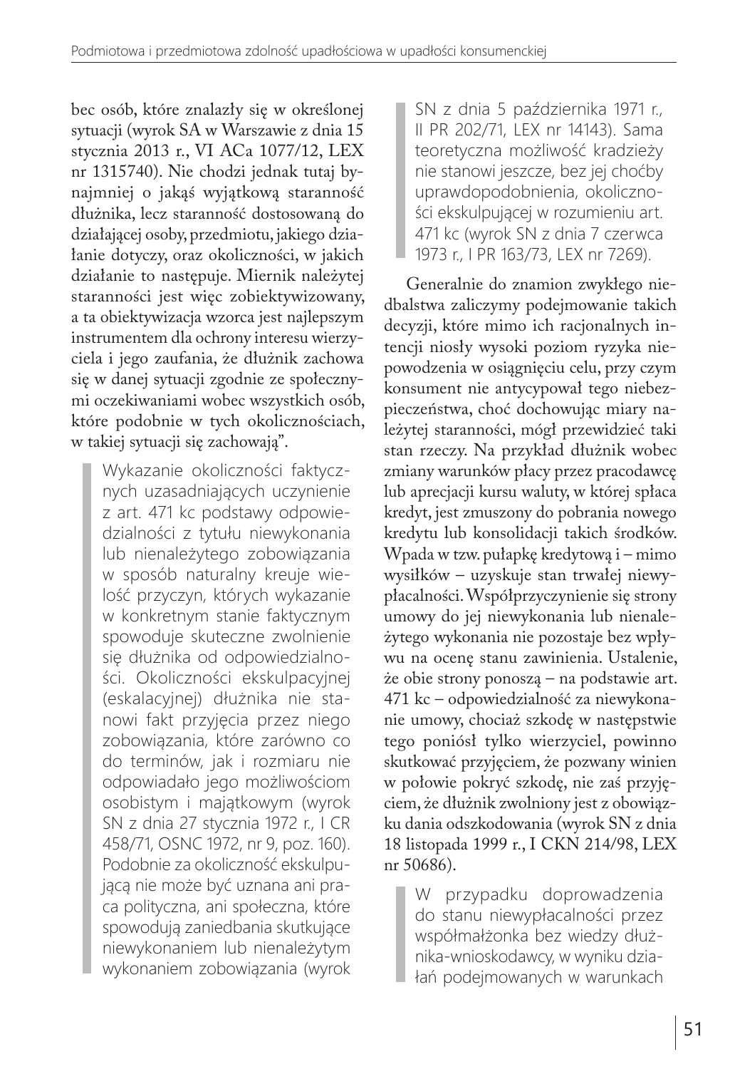bec osób, które znalazły się w określonej sytuacji (wyrok SA w Warszawie z dnia 15 stycznia 2013 r., VI ACa 1077/12, LEX nr 1315740). Nie chodzi jednak tutaj bynajmniej o jakąś wyjątkową staranność dłużnika, lecz staranność dostosowaną do działającej osoby, przedmiotu, jakiego działanie dotyczy, oraz okoliczności, w jakich działanie to następuje. Miernik należytej staranności jest więc zobiektywizowany, a ta obiektywizacja wzorca jest najlepszym instrumentem dla ochrony interesu wierzyciela i jego zaufania, że dłużnik zachowa się w danej sytuacji zgodnie ze społecznymi oczekiwaniami wobec wszystkich osób, które podobnie w tych okolicznościach, w takiej sytuacji się zachowają".

> Wykazanie okoliczności faktycznych uzasadniających uczynienie z art. 471 kc podstawy odpowiedzialności z tytułu niewykonania lub nienależytego zobowiązania w sposób naturalny kreuje wielość przyczyn, których wykazanie w konkretnym stanie faktycznym spowoduje skuteczne zwolnienie się dłużnika od odpowiedzialności. Okoliczności ekskulpacyjnej (eskalacyjnej) dłużnika nie stanowi fakt przyjęcia przez niego zobowiązania, które zarówno co do terminów, jak i rozmiaru nie odpowiadało jego możliwościom osobistym i majątkowym (wyrok SN z dnia 27 stycznia 1972 r., I CR 458/71, OSNC 1972, nr 9, poz. 160). Podobnie za okoliczność ekskulpującą nie może być uznana ani praca polityczna, ani społeczna, które spowodują zaniedbania skutkujące niewykonaniem lub nienależytym wykonaniem zobowiązania (wyrok SN z dnia 5 października 1971 r., II PR 202/71, LEX nr 14143). Sama teoretyczna możliwość kradzieży nie stanowi jeszcze, bez jej choćby uprawdopodobnienia, okoliczności ekskulpującej w rozumieniu art. 471 kc (wyrok SN z dnia 7 czerwca 1973 r., I PR 163/73, LEX nr 7269).

Generalnie do znamion zwykłego niedbalstwa zaliczymy podejmowanie takich decyzji, które mimo ich racjonalnych intencji niosły wysoki poziom ryzyka niepowodzenia w osiągnięciu celu, przy czym konsument nie antycypował tego niebezpieczeństwa, choć dochowując miary należytej staranności, mógł przewidzieć taki stan rzeczy. Na przykład dłużnik wobec zmiany warunków płacy przez pracodawcę lub aprecjacji kursu waluty, w której spłaca kredyt, jest zmuszony do pobrania nowego kredytu lub konsolidacji takich środków. Wpada w tzw. pułapkę kredytową i – mimo wysiłków – uzyskuje stan trwałej niewypłacalności. Współprzyczynienie się strony umowy do jej niewykonania lub nienależytego wykonania nie pozostaje bez wpływu na ocenę stanu zawinienia. Ustalenie, że obie strony ponoszą – na podstawie art. 471 kc – odpowiedzialność za niewykonanie umowy, chociaż szkodę w następstwie tego poniósł tylko wierzyciel, powinno skutkować przyjęciem, że pozwany winien w połowie pokryć szkodę, nie zaś przyjęciem, że dłużnik zwolniony jest z obowiązku dania odszkodowania (wyrok SN z dnia 18 listopada 1999 r., I CKN 214/98, LEX nr 50686).

> W przypadku doprowadzenia do stanu niewypłacalności przez współmałżonka bez wiedzy dłużnika-wnioskodawcy, w wyniku działań podejmowanych w warunkach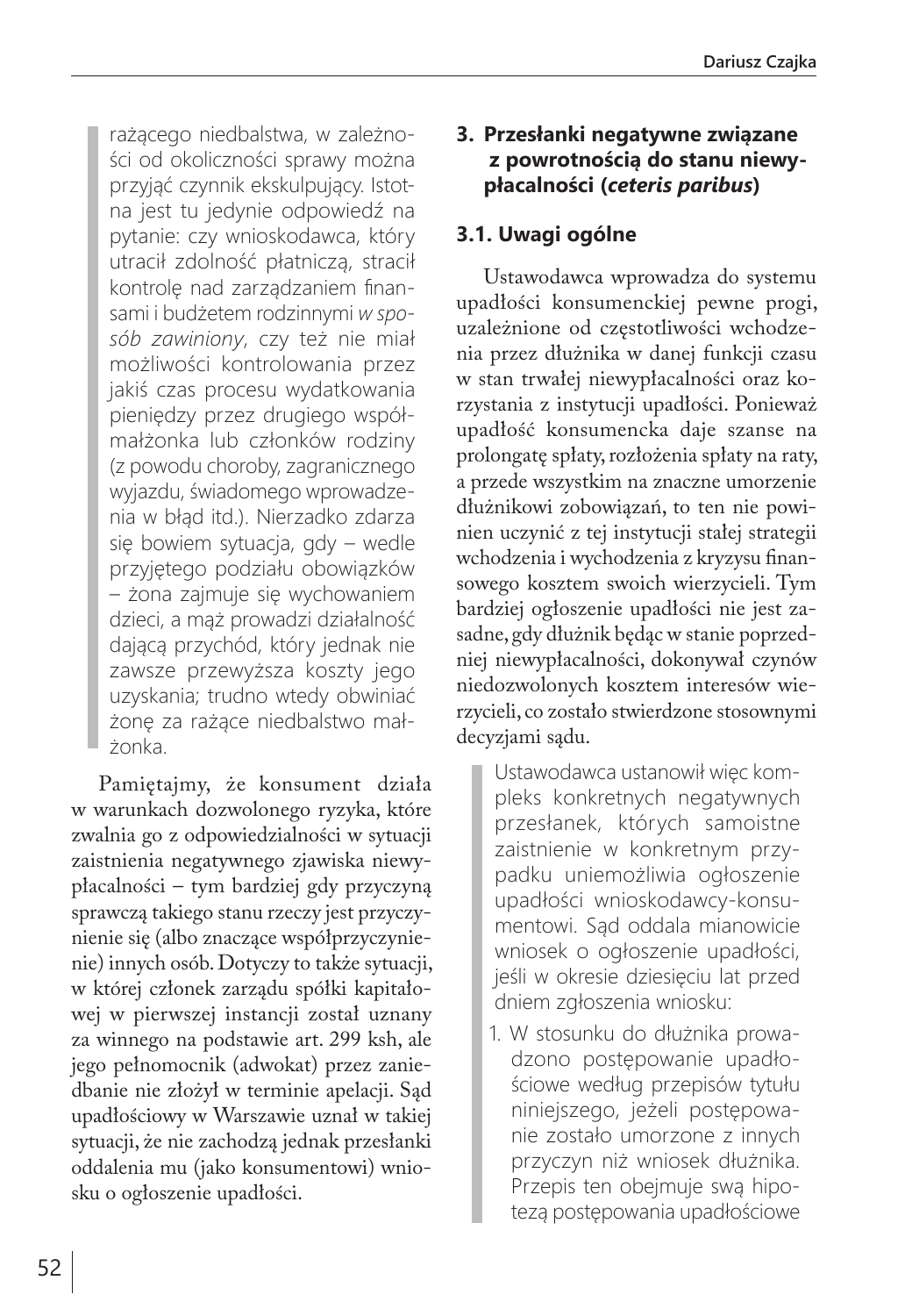rażącego niedbalstwa, w zależności od okoliczności sprawy można przyjąć czynnik ekskulpujący. Istotna jest tu jedynie odpowiedź na pytanie: czy wnioskodawca, który utracił zdolność płatniczą, stracił kontrolę nad zarządzaniem finansami i budżetem rodzinnymi *w sposób zawiniony*, czy też nie miał możliwości kontrolowania przez jakiś czas procesu wydatkowania pieniędzy przez drugiego współmałżonka lub członków rodziny (z powodu choroby, zagranicznego wyjazdu, świadomego wprowadzenia w błąd itd.). Nierzadko zdarza się bowiem sytuacja, gdy – wedle przyjętego podziału obowiązków – żona zajmuje się wychowaniem dzieci, a mąż prowadzi działalność dającą przychód, który jednak nie zawsze przewyższa koszty jego uzyskania; trudno wtedy obwiniać żonę za rażące niedbalstwo małżonka.

Pamiętajmy, że konsument działa w warunkach dozwolonego ryzyka, które zwalnia go z odpowiedzialności w sytuacji zaistnienia negatywnego zjawiska niewypłacalności – tym bardziej gdy przyczyną sprawczą takiego stanu rzeczy jest przyczynienie się (albo znaczące współprzyczynienie) innych osób. Dotyczy to także sytuacji, w której członek zarządu spółki kapitałowej w pierwszej instancji został uznany za winnego na podstawie art. 299 ksh, ale jego pełnomocnik (adwokat) przez zaniedbanie nie złożył w terminie apelacji. Sąd upadłościowy w Warszawie uznał w takiej sytuacji, że nie zachodzą jednak przesłanki oddalenia mu (jako konsumentowi) wniosku o ogłoszenie upadłości.

## 3. Przesłanki negatywne związane z powrotnością do stanu niewypłacalności (*ceteris paribus*)

### 3.1. Uwagi ogólne

Ustawodawca wprowadza do systemu upadłości konsumenckiej pewne progi, uzależnione od częstotliwości wchodzenia przez dłużnika w danej funkcji czasu w stan trwałej niewypłacalności oraz korzystania z instytucji upadłości. Ponieważ upadłość konsumencka daje szanse na prolongatę spłaty, rozłożenia spłaty na raty, a przede wszystkim na znaczne umorzenie dłużnikowi zobowiązań, to ten nie powinien uczynić z tej instytucji stałej strategii wchodzenia i wychodzenia z kryzysu finansowego kosztem swoich wierzycieli. Tym bardziej ogłoszenie upadłości nie jest zasadne, gdy dłużnik będąc w stanie poprzedniej niewypłacalności, dokonywał czynów niedozwolonych kosztem interesów wierzycieli, co zostało stwierdzone stosownymi decyzjami sądu.

Ustawodawca ustanowił więc kompleks konkretnych negatywnych przesłanek, których samoistne zaistnienie w konkretnym przypadku uniemożliwia ogłoszenie upadłości wnioskodawcy-konsumentowi. Sąd oddala mianowicie wniosek o ogłoszenie upadłości, jeśli w okresie dziesięciu lat przed dniem zgłoszenia wniosku:

1. W stosunku do dłużnika prowadzono postępowanie upadłościowe według przepisów tytułu niniejszego, jeżeli postępowanie zostało umorzone z innych przyczyn niż wniosek dłużnika. Przepis ten obejmuje swą hipotezą postępowania upadłościowe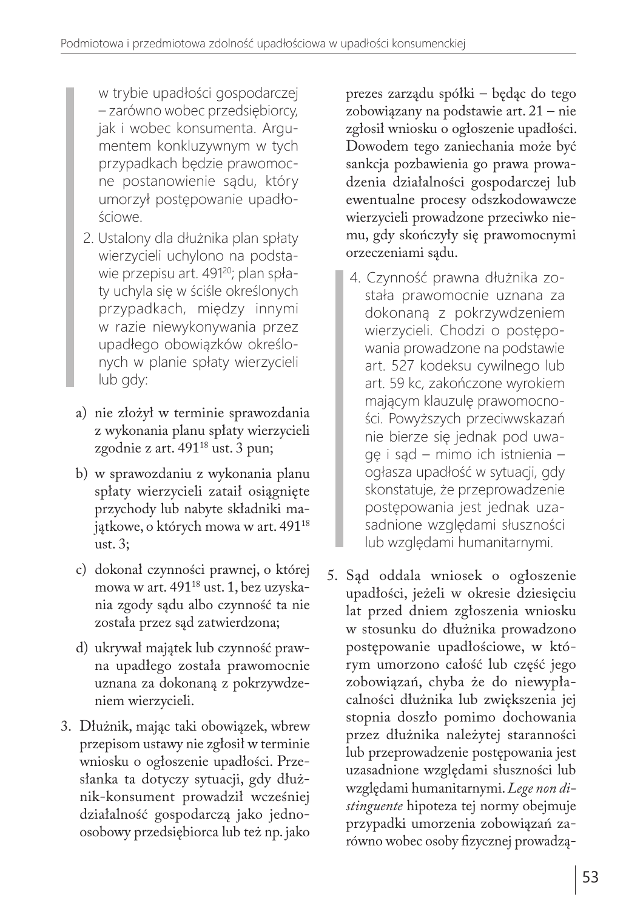w trybie upadłości gospodarczej – zarówno wobec przedsiębiorcy, jak i wobec konsumenta. Argumentem konkluzywnym w tych przypadkach będzie prawomocne postanowienie sądu, który umorzył postępowanie upadłościowe.

2. Ustalony dla dłużnika plan spłaty wierzycieli uchylono na podstawie przepisu art. 491[20]; plan spłaty uchyla się w ściśle określonych przypadkach, między innymi w razie niewykonywania przez upadłego obowiązków określonych w planie spłaty wierzycieli lub gdy:

   a) nie złożył w terminie sprawozdania z wykonania planu spłaty wierzycieli zgodnie z art. 491[18] ust. 3 pun;

   b) w sprawozdaniu z wykonania planu spłaty wierzycieli zataił osiągnięte przychody lub nabyte składniki majątkowe, o których mowa w art. 491[18] ust. 3;

   c) dokonał czynności prawnej, o której mowa w art. 491[18] ust. 1, bez uzyskania zgody sądu albo czynność ta nie została przez sąd zatwierdzona;

   d) ukrywał majątek lub czynność prawna upadłego została prawomocnie uznana za dokonaną z pokrzywdzeniem wierzycieli.

3. Dłużnik, mając taki obowiązek, wbrew przepisom ustawy nie zgłosił w terminie wniosku o ogłoszenie upadłości. Przesłanka ta dotyczy sytuacji, gdy dłużnik-konsument prowadził wcześniej działalność gospodarczą jako jednoosobowy przedsiębiorca lub też np. jako prezes zarządu spółki – będąc do tego zobowiązany na podstawie art. 21 – nie zgłosił wniosku o ogłoszenie upadłości. Dowodem tego zaniechania może być sankcja pozbawienia go prawa prowadzenia działalności gospodarczej lub ewentualne procesy odszkodowawcze wierzycieli prowadzone przeciwko niemu, gdy skończyły się prawomocnymi orzeczeniami sądu.

4. Czynność prawna dłużnika została prawomocnie uznana za dokonaną z pokrzywdzeniem wierzycieli. Chodzi o postępowania prowadzone na podstawie art. 527 kodeksu cywilnego lub art. 59 kc, zakończone wyrokiem mającym klauzulę prawomocności. Powyższych przeciwwskazań nie bierze się jednak pod uwagę i sąd – mimo ich istnienia – ogłasza upadłość w sytuacji, gdy skonstatuje, że przeprowadzenie postępowania jest jednak uzasadnione względami słuszności lub względami humanitarnymi.

5. Sąd oddala wniosek o ogłoszenie upadłości, jeżeli w okresie dziesięciu lat przed dniem zgłoszenia wniosku w stosunku do dłużnika prowadzono postępowanie upadłościowe, w którym umorzono całość lub część jego zobowiązań, chyba że do niewypłacalności dłużnika lub zwiększenia jej stopnia doszło pomimo dochowania przez dłużnika należytej staranności lub przeprowadzenie postępowania jest uzasadnione względami słuszności lub względami humanitarnymi. *Lege non distinguente* hipoteza tej normy obejmuje przypadki umorzenia zobowiązań zarówno wobec osoby fizycznej prowadzą-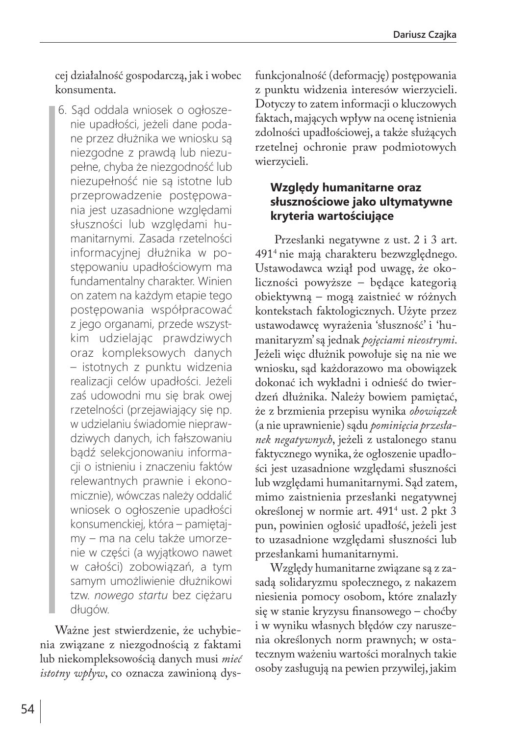cej działalność gospodarczą, jak i wobec konsumenta.

> 6. Sąd oddala wniosek o ogłoszenie upadłości, jeżeli dane podane przez dłużnika we wniosku są niezgodne z prawdą lub niezupełne, chyba że niezgodność lub niezupełność nie są istotne lub przeprowadzenie postępowania jest uzasadnione względami słuszności lub względami humanitarnymi. Zasada rzetelności informacyjnej dłużnika w postępowaniu upadłościowym ma fundamentalny charakter. Winien on zatem na każdym etapie tego postępowania współpracować z jego organami, przede wszystkim udzielając prawdziwych oraz kompleksowych danych – istotnych z punktu widzenia realizacji celów upadłości. Jeżeli zaś udowodni mu się brak owej rzetelności (przejawiający się np. w udzielaniu świadomie nieprawdziwych danych, ich fałszowaniu bądź selekcjonowaniu informacji o istnieniu i znaczeniu faktów relewantnych prawnie i ekonomicznie), wówczas należy oddalić wniosek o ogłoszenie upadłości konsumenckiej, która – pamiętajmy – ma na celu także umorzenie w części (a wyjątkowo nawet w całości) zobowiązań, a tym samym umożliwienie dłużnikowi tzw. *nowego startu* bez ciężaru długów.

Ważne jest stwierdzenie, że uchybienia związane z niezgodnością z faktami lub niekompleksowością danych musi *mieć istotny wpływ*, co oznacza zawinioną dysfunkcjonalność (deformację) postępowania z punktu widzenia interesów wierzycieli. Dotyczy to zatem informacji o kluczowych faktach, mających wpływ na ocenę istnienia zdolności upadłościowej, a także służących rzetelnej ochronie praw podmiotowych wierzycieli.

### Względy humanitarne oraz słusznościowe jako ultymatywne kryteria wartościujące

Przesłanki negatywne z ust. 2 i 3 art. 491[4] nie mają charakteru bezwzględnego. Ustawodawca wziął pod uwagę, że okoliczności powyższe – będące kategorią obiektywną – mogą zaistnieć w różnych kontekstach faktologicznych. Użyte przez ustawodawcę wyrażenia 'słuszność' i 'humanitaryzm' są jednak *pojęciami nieostrymi*. Jeżeli więc dłużnik powołuje się na nie we wniosku, sąd każdorazowo ma obowiązek dokonać ich wykładni i odnieść do twierdzeń dłużnika. Należy bowiem pamiętać, że z brzmienia przepisu wynika *obowiązek* (a nie uprawnienie) sądu *pominięcia przesłanek negatywnych*, jeżeli z ustalonego stanu faktycznego wynika, że ogłoszenie upadłości jest uzasadnione względami słuszności lub względami humanitarnymi. Sąd zatem, mimo zaistnienia przesłanki negatywnej określonej w normie art. 491[4] ust. 2 pkt 3 pun, powinien ogłosić upadłość, jeżeli jest to uzasadnione względami słuszności lub przesłankami humanitarnymi.

Względy humanitarne związane są z zasadą solidaryzmu społecznego, z nakazem niesienia pomocy osobom, które znalazły się w stanie kryzysu finansowego – choćby i w wyniku własnych błędów czy naruszenia określonych norm prawnych; w ostatecznym ważeniu wartości moralnych takie osoby zasługują na pewien przywilej, jakim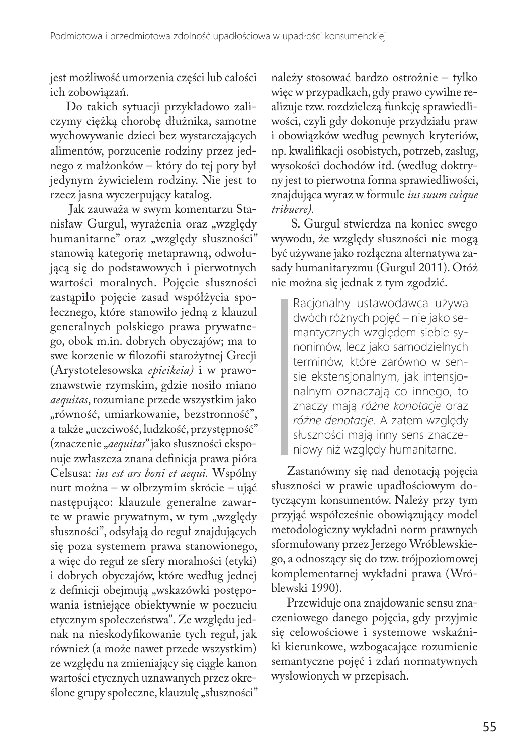jest możliwość umorzenia części lub całości ich zobowiązań.

Do takich sytuacji przykładowo zaliczymy ciężką chorobę dłużnika, samotne wychowywanie dzieci bez wystarczających alimentów, porzucenie rodziny przez jednego z małżonków – który do tej pory był jedynym żywicielem rodziny. Nie jest to rzecz jasna wyczerpujący katalog.

Jak zauważa w swym komentarzu Stanisław Gurgul, wyrażenia oraz „względy humanitarne" oraz „względy słuszności" stanowią kategorię metaprawną, odwołującą się do podstawowych i pierwotnych wartości moralnych. Pojęcie słuszności zastąpiło pojęcie zasad współżycia społecznego, które stanowiło jedną z klauzul generalnych polskiego prawa prywatnego, obok m.in. dobrych obyczajów; ma to swe korzenie w filozofii starożytnej Grecji (Arystotelesowska *epieikeia)* i w prawoznawstwie rzymskim, gdzie nosiło miano *aequitas*, rozumiane przede wszystkim jako „równość, umiarkowanie, bezstronność", a także „uczciwość, ludzkość, przystępność" (znaczenie „*aequitas*" jako słuszności eksponuje zwłaszcza znana definicja prawa pióra Celsusa: *ius est ars boni et aequi.* Wspólny nurt można – w olbrzymim skrócie – ująć następująco: klauzule generalne zawarte w prawie prywatnym, w tym „względy słuszności", odsyłają do reguł znajdujących się poza systemem prawa stanowionego, a więc do reguł ze sfery moralności (etyki) i dobrych obyczajów, które według jednej z definicji obejmują „wskazówki postępowania istniejące obiektywnie w poczuciu etycznym społeczeństwa". Ze względu jednak na nieskodyfikowanie tych reguł, jak również (a może nawet przede wszystkim) ze względu na zmieniający się ciągle kanon wartości etycznych uznawanych przez określone grupy społeczne, klauzulę „słuszności" należy stosować bardzo ostrożnie – tylko więc w przypadkach, gdy prawo cywilne realizuje tzw. rozdzielczą funkcję sprawiedliwości, czyli gdy dokonuje przydziału praw i obowiązków według pewnych kryteriów, np. kwalifikacji osobistych, potrzeb, zasług, wysokości dochodów itd. (według doktryny jest to pierwotna forma sprawiedliwości, znajdująca wyraz w formule *ius suum cuique tribuere).*

S. Gurgul stwierdza na koniec swego wywodu, że względy słuszności nie mogą być używane jako rozłączna alternatywa zasady humanitaryzmu (Gurgul 2011). Otóż nie można się jednak z tym zgodzić.

> Racjonalny ustawodawca używa dwóch różnych pojęć – nie jako semantycznych względem siebie synonimów, lecz jako samodzielnych terminów, które zarówno w sensie ekstensjonalnym, jak intensjonalnym oznaczają co innego, to znaczy mają *różne konotacje* oraz *różne denotacje*. A zatem względy słuszności mają inny sens znaczeniowy niż względy humanitarne.

Zastanówmy się nad denotacją pojęcia słuszności w prawie upadłościowym dotyczącym konsumentów. Należy przy tym przyjąć współcześnie obowiązujący model metodologiczny wykładni norm prawnych sformułowany przez Jerzego Wróblewskiego, a odnoszący się do tzw. trójpoziomowej komplementarnej wykładni prawa (Wróblewski 1990).

Przewiduje ona znajdowanie sensu znaczeniowego danego pojęcia, gdy przyjmie się celowościowe i systemowe wskaźniki kierunkowe, wzbogacające rozumienie semantyczne pojęć i zdań normatywnych wysłowionych w przepisach.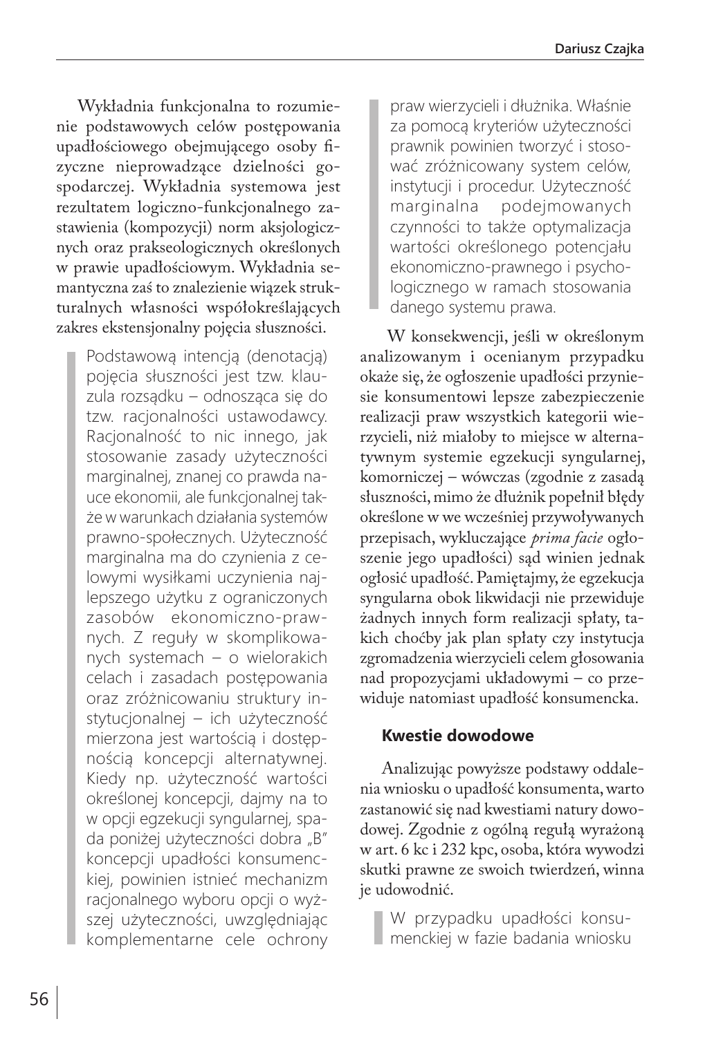Wykładnia funkcjonalna to rozumienie podstawowych celów postępowania upadłościowego obejmującego osoby fizyczne nieprowadzące dzielności gospodarczej. Wykładnia systemowa jest rezultatem logiczno-funkcjonalnego zastawienia (kompozycji) norm aksjologicznych oraz prakseologicznych określonych w prawie upadłościowym. Wykładnia semantyczna zaś to znalezienie wiązek strukturalnych własności współokreślających zakres ekstensjonalny pojęcia słuszności.

> Podstawową intencją (denotacją) pojęcia słuszności jest tzw. klauzula rozsądku – odnosząca się do tzw. racjonalności ustawodawcy. Racjonalność to nic innego, jak stosowanie zasady użyteczności marginalnej, znanej co prawda nauce ekonomii, ale funkcjonalnej także w warunkach działania systemów prawno-społecznych. Użyteczność marginalna ma do czynienia z celowymi wysiłkami uczynienia najlepszego użytku z ograniczonych zasobów ekonomiczno-prawnych. Z reguły w skomplikowanych systemach – o wielorakich celach i zasadach postępowania oraz zróżnicowaniu struktury instytucjonalnej – ich użyteczność mierzona jest wartością i dostępnością koncepcji alternatywnej. Kiedy np. użyteczność wartości określonej koncepcji, dajmy na to w opcji egzekucji syngularnej, spada poniżej użyteczności dobra „B" koncepcji upadłości konsumenckiej, powinien istnieć mechanizm racjonalnego wyboru opcji o wyższej użyteczności, uwzględniając komplementarne cele ochrony praw wierzycieli i dłużnika. Właśnie za pomocą kryteriów użyteczności prawnik powinien tworzyć i stosować zróżnicowany system celów, instytucji i procedur. Użyteczność marginalna podejmowanych czynności to także optymalizacja wartości określonego potencjału ekonomiczno-prawnego i psychologicznego w ramach stosowania danego systemu prawa.

W konsekwencji, jeśli w określonym analizowanym i ocenianym przypadku okaże się, że ogłoszenie upadłości przyniesie konsumentowi lepsze zabezpieczenie realizacji praw wszystkich kategorii wierzycieli, niż miałoby to miejsce w alternatywnym systemie egzekucji syngularnej, komorniczej – wówczas (zgodnie z zasadą słuszności, mimo że dłużnik popełnił błędy określone w we wcześniej przywoływanych przepisach, wykluczające *prima facie* ogłoszenie jego upadłości) sąd winien jednak ogłosić upadłość. Pamiętajmy, że egzekucja syngularna obok likwidacji nie przewiduje żadnych innych form realizacji spłaty, takich choćby jak plan spłaty czy instytucja zgromadzenia wierzycieli celem głosowania nad propozycjami układowymi – co przewiduje natomiast upadłość konsumencka.

#### Kwestie dowodowe

Analizując powyższe podstawy oddalenia wniosku o upadłość konsumenta, warto zastanowić się nad kwestiami natury dowodowej. Zgodnie z ogólną regułą wyrażoną w art. 6 kc i 232 kpc, osoba, która wywodzi skutki prawne ze swoich twierdzeń, winna je udowodnić.

> W przypadku upadłości konsumenckiej w fazie badania wniosku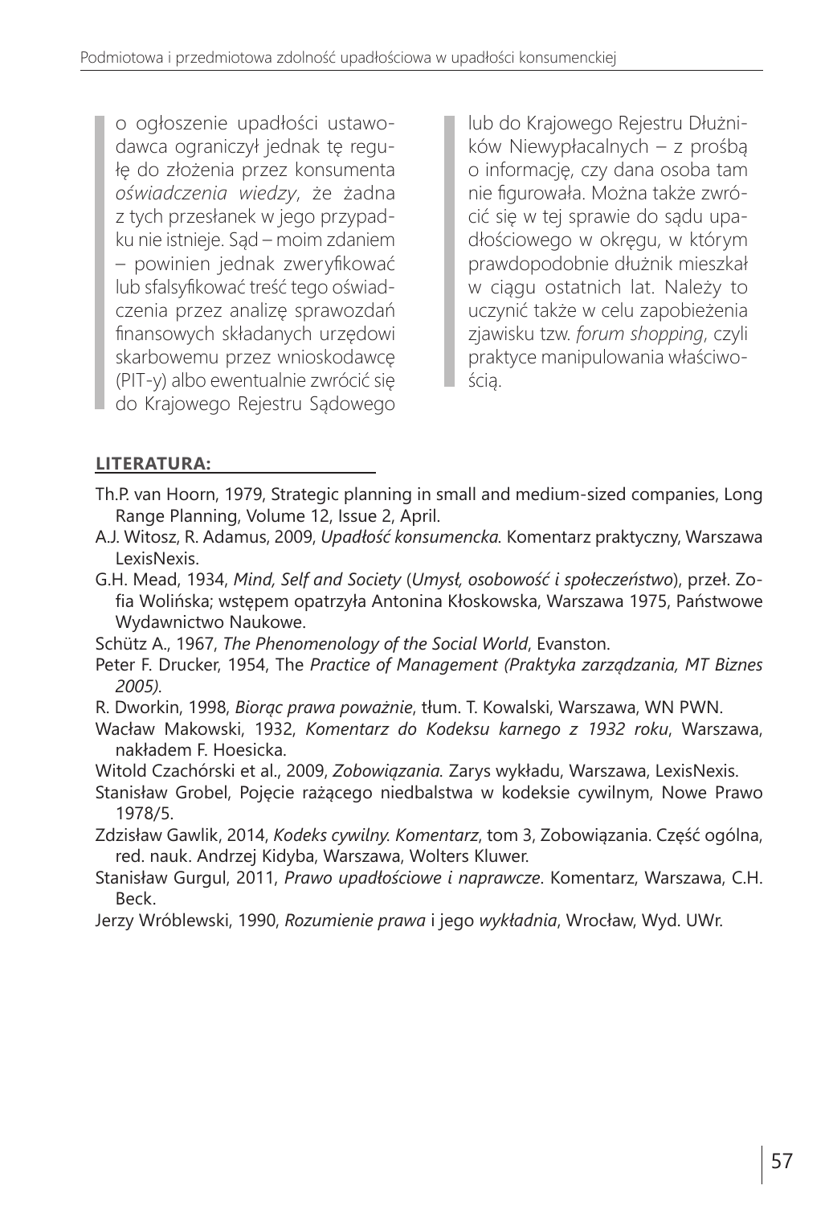o ogłoszenie upadłości ustawodawca ograniczył jednak tę regułę do złożenia przez konsumenta *oświadczenia wiedzy*, że żadna z tych przesłanek w jego przypadku nie istnieje. Sąd – moim zdaniem – powinien jednak zweryfikować lub sfalsyfikować treść tego oświadczenia przez analizę sprawozdań finansowych składanych urzędowi skarbowemu przez wnioskodawcę (PIT-y) albo ewentualnie zwrócić się do Krajowego Rejestru Sądowego lub do Krajowego Rejestru Dłużników Niewypłacalnych – z prośbą o informację, czy dana osoba tam nie figurowała. Można także zwrócić się w tej sprawie do sądu upadłościowego w okręgu, w którym prawdopodobnie dłużnik mieszkał w ciągu ostatnich lat. Należy to uczynić także w celu zapobieżenia zjawisku tzw. *forum shopping*, czyli praktyce manipulowania właściwością.

**LITERATURA:**

Th.P. van Hoorn, 1979, Strategic planning in small and medium-sized companies, Long Range Planning, Volume 12, Issue 2, April.

A.J. Witosz, R. Adamus, 2009, *Upadłość konsumencka.* Komentarz praktyczny, Warszawa LexisNexis.

G.H. Mead, 1934, *Mind, Self and Society* (*Umysł, osobowość i społeczeństwo*), przeł. Zofia Wolińska; wstępem opatrzyła Antonina Kłoskowska, Warszawa 1975, Państwowe Wydawnictwo Naukowe.

Schütz A., 1967, *The Phenomenology of the Social World*, Evanston.

Peter F. Drucker, 1954, The *Practice of Management (Praktyka zarządzania, MT Biznes 2005).*

R. Dworkin, 1998, *Biorąc prawa poważnie*, tłum. T. Kowalski, Warszawa, WN PWN.

Wacław Makowski, 1932, *Komentarz do Kodeksu karnego z 1932 roku*, Warszawa, nakładem F. Hoesicka.

Witold Czachórski et al., 2009, *Zobowiązania.* Zarys wykładu, Warszawa, LexisNexis.

Stanisław Grobel, Pojęcie rażącego niedbalstwa w kodeksie cywilnym, Nowe Prawo 1978/5.

Zdzisław Gawlik, 2014, *Kodeks cywilny. Komentarz*, tom 3, Zobowiązania. Część ogólna, red. nauk. Andrzej Kidyba, Warszawa, Wolters Kluwer.

Stanisław Gurgul, 2011, *Prawo upadłościowe i naprawcze*. Komentarz, Warszawa, C.H. Beck.

Jerzy Wróblewski, 1990, *Rozumienie prawa* i jego *wykładnia*, Wrocław, Wyd. UWr.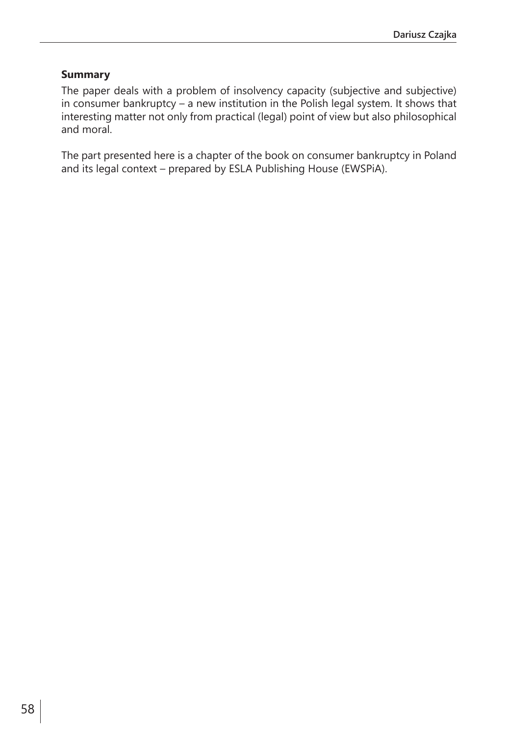**Summary**

The paper deals with a problem of insolvency capacity (subjective and subjective) in consumer bankruptcy – a new institution in the Polish legal system. It shows that interesting matter not only from practical (legal) point of view but also philosophical and moral.

The part presented here is a chapter of the book on consumer bankruptcy in Poland and its legal context – prepared by ESLA Publishing House (EWSPiA).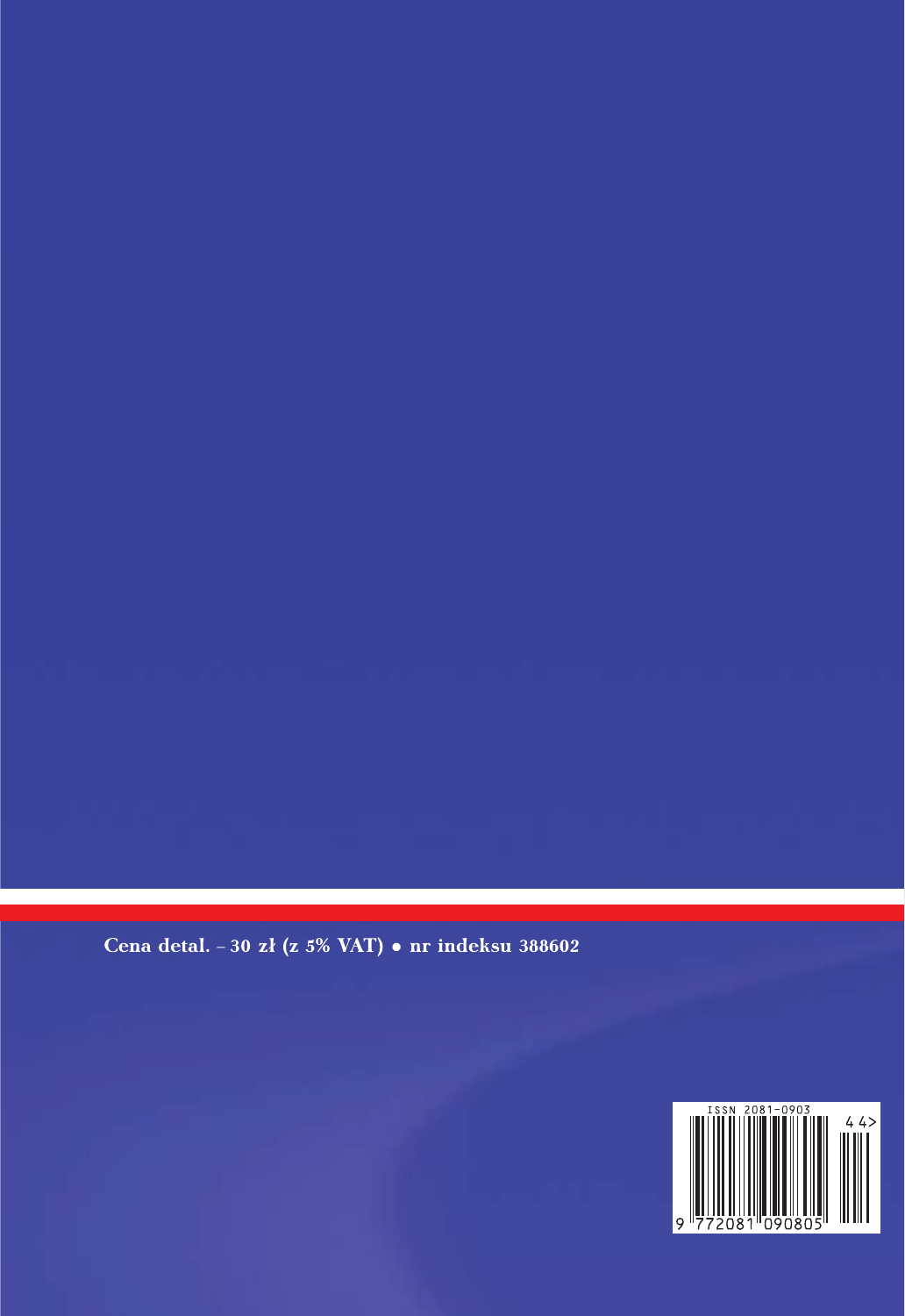**Cena detal. – 30 zł (z 5% VAT) • nr indeksu 388602**

ISSN 2081-0903